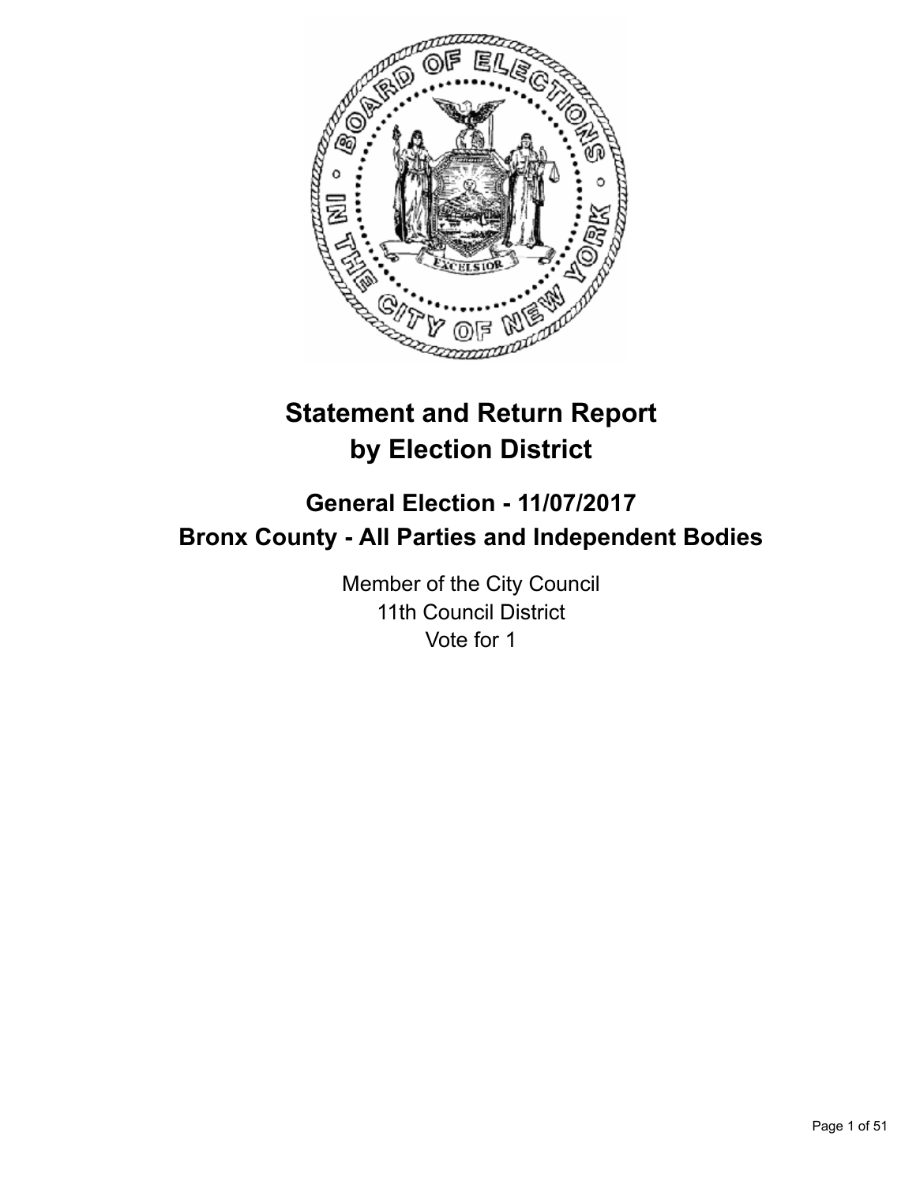# Statement and Return Report by Election District

## General Election - 11/07/2017
## Bronx County - All Parties and Independent Bodies

Member of the City Council
11th Council District
Vote for 1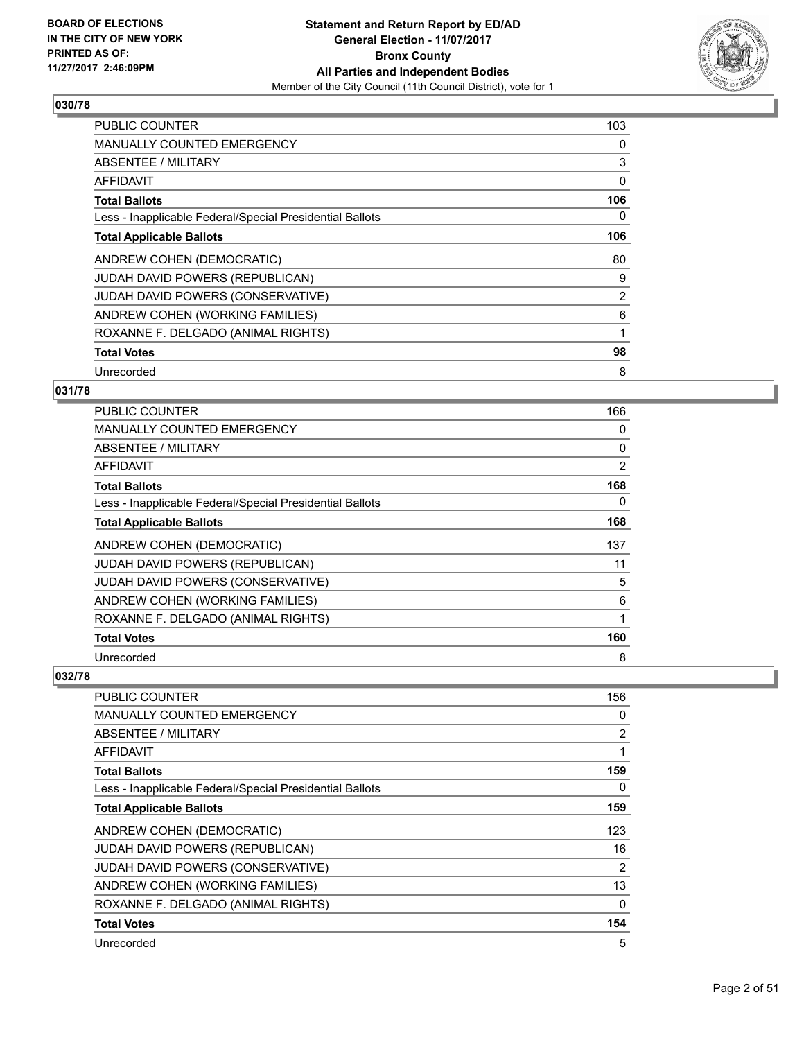**BOARD OF ELECTIONS IN THE CITY OF NEW YORK PRINTED AS OF: 11/27/2017 2:46:09PM**

**Statement and Return Report by ED/AD General Election - 11/07/2017 Bronx County All Parties and Independent Bodies**

Member of the City Council (11th Council District), vote for 1

## 030/78

| | |
|---|---|
| PUBLIC COUNTER | 103 |
| MANUALLY COUNTED EMERGENCY | 0 |
| ABSENTEE / MILITARY | 3 |
| AFFIDAVIT | 0 |
| **Total Ballots** | **106** |
| Less - Inapplicable Federal/Special Presidential Ballots | 0 |
| **Total Applicable Ballots** | **106** |
| ANDREW COHEN (DEMOCRATIC) | 80 |
| JUDAH DAVID POWERS (REPUBLICAN) | 9 |
| JUDAH DAVID POWERS (CONSERVATIVE) | 2 |
| ANDREW COHEN (WORKING FAMILIES) | 6 |
| ROXANNE F. DELGADO (ANIMAL RIGHTS) | 1 |
| **Total Votes** | **98** |
| Unrecorded | 8 |

## 031/78

| | |
|---|---|
| PUBLIC COUNTER | 166 |
| MANUALLY COUNTED EMERGENCY | 0 |
| ABSENTEE / MILITARY | 0 |
| AFFIDAVIT | 2 |
| **Total Ballots** | **168** |
| Less - Inapplicable Federal/Special Presidential Ballots | 0 |
| **Total Applicable Ballots** | **168** |
| ANDREW COHEN (DEMOCRATIC) | 137 |
| JUDAH DAVID POWERS (REPUBLICAN) | 11 |
| JUDAH DAVID POWERS (CONSERVATIVE) | 5 |
| ANDREW COHEN (WORKING FAMILIES) | 6 |
| ROXANNE F. DELGADO (ANIMAL RIGHTS) | 1 |
| **Total Votes** | **160** |
| Unrecorded | 8 |

## 032/78

| | |
|---|---|
| PUBLIC COUNTER | 156 |
| MANUALLY COUNTED EMERGENCY | 0 |
| ABSENTEE / MILITARY | 2 |
| AFFIDAVIT | 1 |
| **Total Ballots** | **159** |
| Less - Inapplicable Federal/Special Presidential Ballots | 0 |
| **Total Applicable Ballots** | **159** |
| ANDREW COHEN (DEMOCRATIC) | 123 |
| JUDAH DAVID POWERS (REPUBLICAN) | 16 |
| JUDAH DAVID POWERS (CONSERVATIVE) | 2 |
| ANDREW COHEN (WORKING FAMILIES) | 13 |
| ROXANNE F. DELGADO (ANIMAL RIGHTS) | 0 |
| **Total Votes** | **154** |
| Unrecorded | 5 |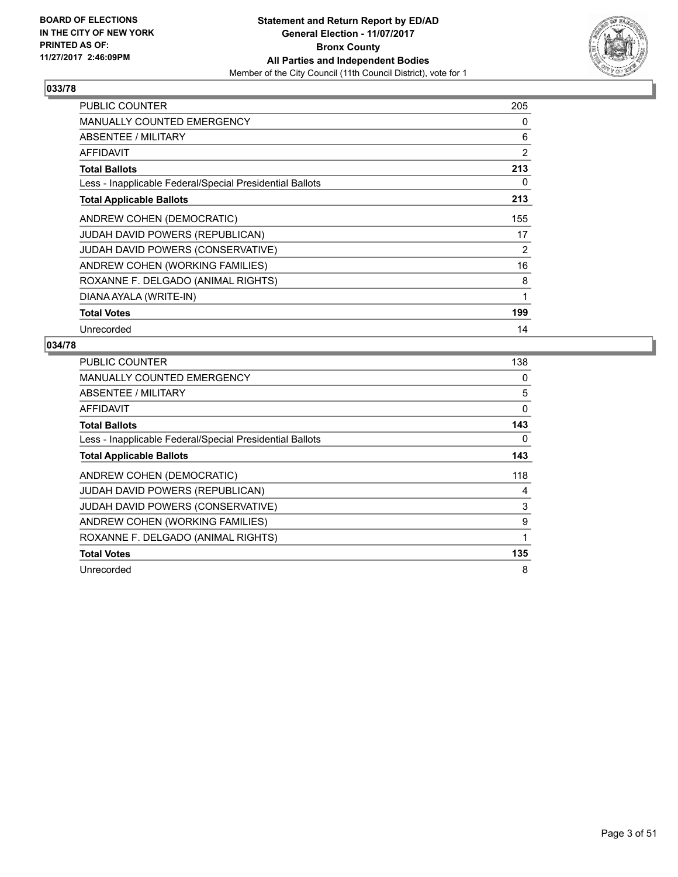**BOARD OF ELECTIONS IN THE CITY OF NEW YORK PRINTED AS OF: 11/27/2017 2:46:09PM**

**Statement and Return Report by ED/AD**
**General Election - 11/07/2017**
**Bronx County**
**All Parties and Independent Bodies**
Member of the City Council (11th Council District), vote for 1

## 033/78

| | |
|---|---|
| PUBLIC COUNTER | 205 |
| MANUALLY COUNTED EMERGENCY | 0 |
| ABSENTEE / MILITARY | 6 |
| AFFIDAVIT | 2 |
| **Total Ballots** | **213** |
| Less - Inapplicable Federal/Special Presidential Ballots | 0 |
| **Total Applicable Ballots** | **213** |
| ANDREW COHEN (DEMOCRATIC) | 155 |
| JUDAH DAVID POWERS (REPUBLICAN) | 17 |
| JUDAH DAVID POWERS (CONSERVATIVE) | 2 |
| ANDREW COHEN (WORKING FAMILIES) | 16 |
| ROXANNE F. DELGADO (ANIMAL RIGHTS) | 8 |
| DIANA AYALA (WRITE-IN) | 1 |
| **Total Votes** | **199** |
| Unrecorded | 14 |

## 034/78

| | |
|---|---|
| PUBLIC COUNTER | 138 |
| MANUALLY COUNTED EMERGENCY | 0 |
| ABSENTEE / MILITARY | 5 |
| AFFIDAVIT | 0 |
| **Total Ballots** | **143** |
| Less - Inapplicable Federal/Special Presidential Ballots | 0 |
| **Total Applicable Ballots** | **143** |
| ANDREW COHEN (DEMOCRATIC) | 118 |
| JUDAH DAVID POWERS (REPUBLICAN) | 4 |
| JUDAH DAVID POWERS (CONSERVATIVE) | 3 |
| ANDREW COHEN (WORKING FAMILIES) | 9 |
| ROXANNE F. DELGADO (ANIMAL RIGHTS) | 1 |
| **Total Votes** | **135** |
| Unrecorded | 8 |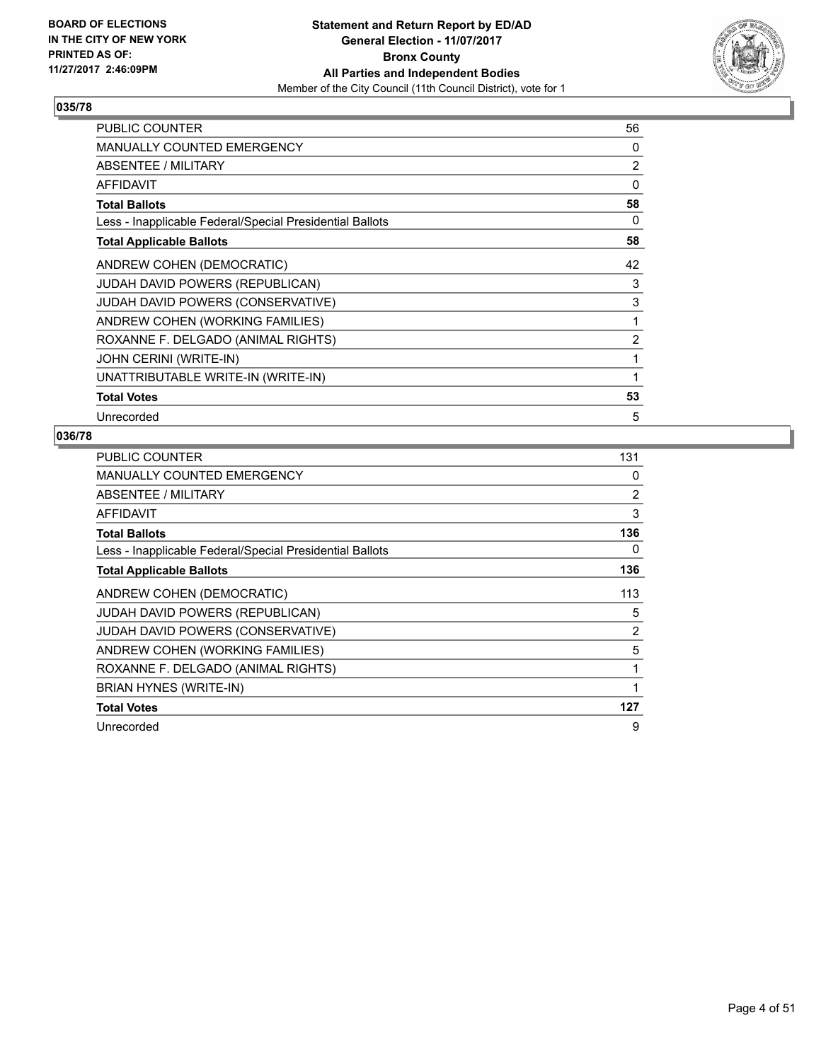**BOARD OF ELECTIONS IN THE CITY OF NEW YORK PRINTED AS OF: 11/27/2017 2:46:09PM**

**Statement and Return Report by ED/AD General Election - 11/07/2017 Bronx County All Parties and Independent Bodies**

Member of the City Council (11th Council District), vote for 1

### 035/78

| | |
|---|---|
| PUBLIC COUNTER | 56 |
| MANUALLY COUNTED EMERGENCY | 0 |
| ABSENTEE / MILITARY | 2 |
| AFFIDAVIT | 0 |
| **Total Ballots** | **58** |
| Less - Inapplicable Federal/Special Presidential Ballots | 0 |
| **Total Applicable Ballots** | **58** |
| ANDREW COHEN (DEMOCRATIC) | 42 |
| JUDAH DAVID POWERS (REPUBLICAN) | 3 |
| JUDAH DAVID POWERS (CONSERVATIVE) | 3 |
| ANDREW COHEN (WORKING FAMILIES) | 1 |
| ROXANNE F. DELGADO (ANIMAL RIGHTS) | 2 |
| JOHN CERINI (WRITE-IN) | 1 |
| UNATTRIBUTABLE WRITE-IN (WRITE-IN) | 1 |
| **Total Votes** | **53** |
| Unrecorded | 5 |

### 036/78

| | |
|---|---|
| PUBLIC COUNTER | 131 |
| MANUALLY COUNTED EMERGENCY | 0 |
| ABSENTEE / MILITARY | 2 |
| AFFIDAVIT | 3 |
| **Total Ballots** | **136** |
| Less - Inapplicable Federal/Special Presidential Ballots | 0 |
| **Total Applicable Ballots** | **136** |
| ANDREW COHEN (DEMOCRATIC) | 113 |
| JUDAH DAVID POWERS (REPUBLICAN) | 5 |
| JUDAH DAVID POWERS (CONSERVATIVE) | 2 |
| ANDREW COHEN (WORKING FAMILIES) | 5 |
| ROXANNE F. DELGADO (ANIMAL RIGHTS) | 1 |
| BRIAN HYNES (WRITE-IN) | 1 |
| **Total Votes** | **127** |
| Unrecorded | 9 |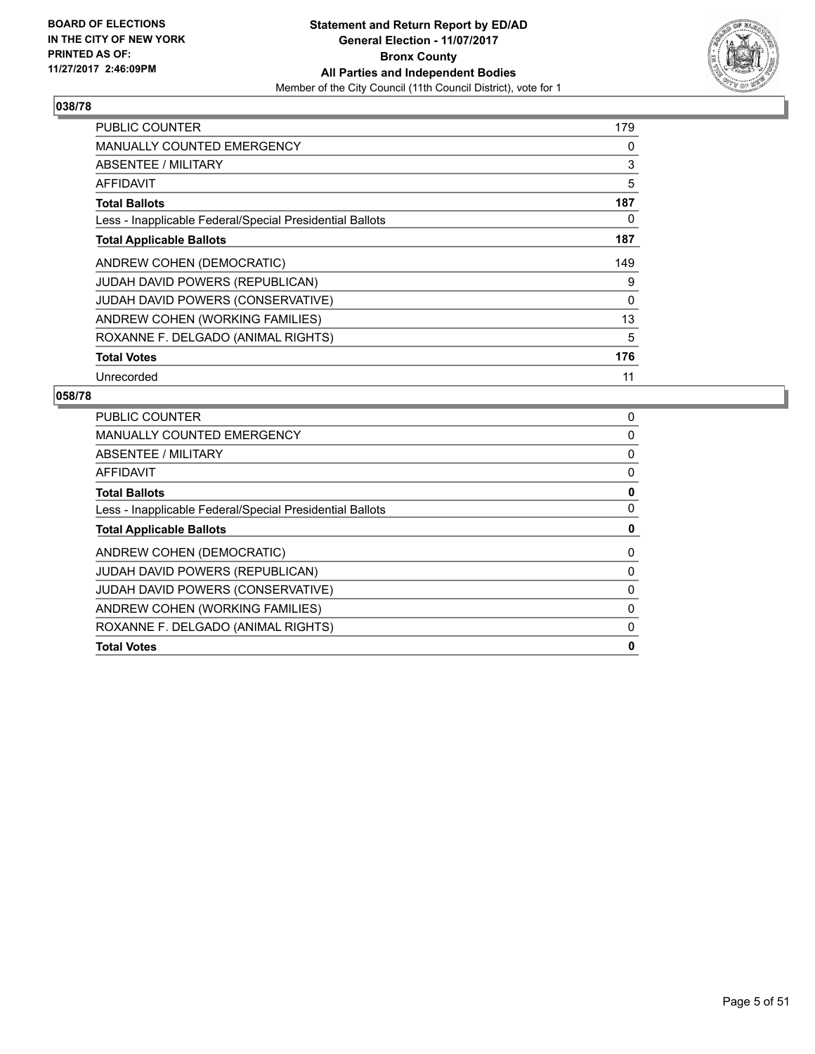**BOARD OF ELECTIONS IN THE CITY OF NEW YORK PRINTED AS OF: 11/27/2017 2:46:09PM**

**Statement and Return Report by ED/AD**
**General Election - 11/07/2017**
**Bronx County**
**All Parties and Independent Bodies**
Member of the City Council (11th Council District), vote for 1

## 038/78

| | |
|---|---|
| PUBLIC COUNTER | 179 |
| MANUALLY COUNTED EMERGENCY | 0 |
| ABSENTEE / MILITARY | 3 |
| AFFIDAVIT | 5 |
| **Total Ballots** | **187** |
| Less - Inapplicable Federal/Special Presidential Ballots | 0 |
| **Total Applicable Ballots** | **187** |
| ANDREW COHEN (DEMOCRATIC) | 149 |
| JUDAH DAVID POWERS (REPUBLICAN) | 9 |
| JUDAH DAVID POWERS (CONSERVATIVE) | 0 |
| ANDREW COHEN (WORKING FAMILIES) | 13 |
| ROXANNE F. DELGADO (ANIMAL RIGHTS) | 5 |
| **Total Votes** | **176** |
| Unrecorded | 11 |

## 058/78

| | |
|---|---|
| PUBLIC COUNTER | 0 |
| MANUALLY COUNTED EMERGENCY | 0 |
| ABSENTEE / MILITARY | 0 |
| AFFIDAVIT | 0 |
| **Total Ballots** | **0** |
| Less - Inapplicable Federal/Special Presidential Ballots | 0 |
| **Total Applicable Ballots** | **0** |
| ANDREW COHEN (DEMOCRATIC) | 0 |
| JUDAH DAVID POWERS (REPUBLICAN) | 0 |
| JUDAH DAVID POWERS (CONSERVATIVE) | 0 |
| ANDREW COHEN (WORKING FAMILIES) | 0 |
| ROXANNE F. DELGADO (ANIMAL RIGHTS) | 0 |
| **Total Votes** | **0** |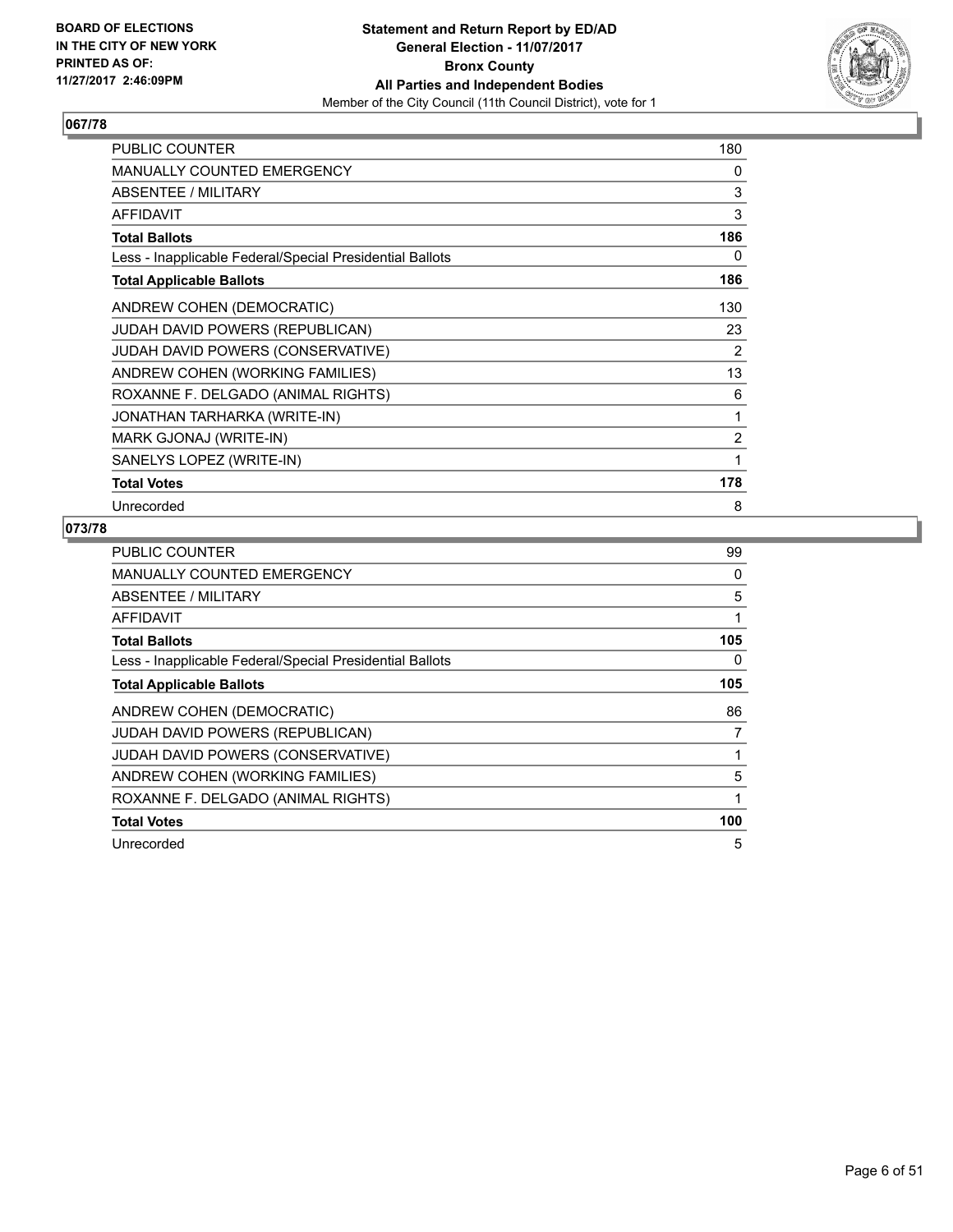**BOARD OF ELECTIONS IN THE CITY OF NEW YORK PRINTED AS OF: 11/27/2017 2:46:09PM**

**Statement and Return Report by ED/AD**
**General Election - 11/07/2017**
**Bronx County**
**All Parties and Independent Bodies**
Member of the City Council (11th Council District), vote for 1

## 067/78

| | |
|---|---|
| PUBLIC COUNTER | 180 |
| MANUALLY COUNTED EMERGENCY | 0 |
| ABSENTEE / MILITARY | 3 |
| AFFIDAVIT | 3 |
| **Total Ballots** | **186** |
| Less - Inapplicable Federal/Special Presidential Ballots | 0 |
| **Total Applicable Ballots** | **186** |
| ANDREW COHEN (DEMOCRATIC) | 130 |
| JUDAH DAVID POWERS (REPUBLICAN) | 23 |
| JUDAH DAVID POWERS (CONSERVATIVE) | 2 |
| ANDREW COHEN (WORKING FAMILIES) | 13 |
| ROXANNE F. DELGADO (ANIMAL RIGHTS) | 6 |
| JONATHAN TARHARKA (WRITE-IN) | 1 |
| MARK GJONAJ (WRITE-IN) | 2 |
| SANELYS LOPEZ (WRITE-IN) | 1 |
| **Total Votes** | **178** |
| Unrecorded | 8 |

## 073/78

| | |
|---|---|
| PUBLIC COUNTER | 99 |
| MANUALLY COUNTED EMERGENCY | 0 |
| ABSENTEE / MILITARY | 5 |
| AFFIDAVIT | 1 |
| **Total Ballots** | **105** |
| Less - Inapplicable Federal/Special Presidential Ballots | 0 |
| **Total Applicable Ballots** | **105** |
| ANDREW COHEN (DEMOCRATIC) | 86 |
| JUDAH DAVID POWERS (REPUBLICAN) | 7 |
| JUDAH DAVID POWERS (CONSERVATIVE) | 1 |
| ANDREW COHEN (WORKING FAMILIES) | 5 |
| ROXANNE F. DELGADO (ANIMAL RIGHTS) | 1 |
| **Total Votes** | **100** |
| Unrecorded | 5 |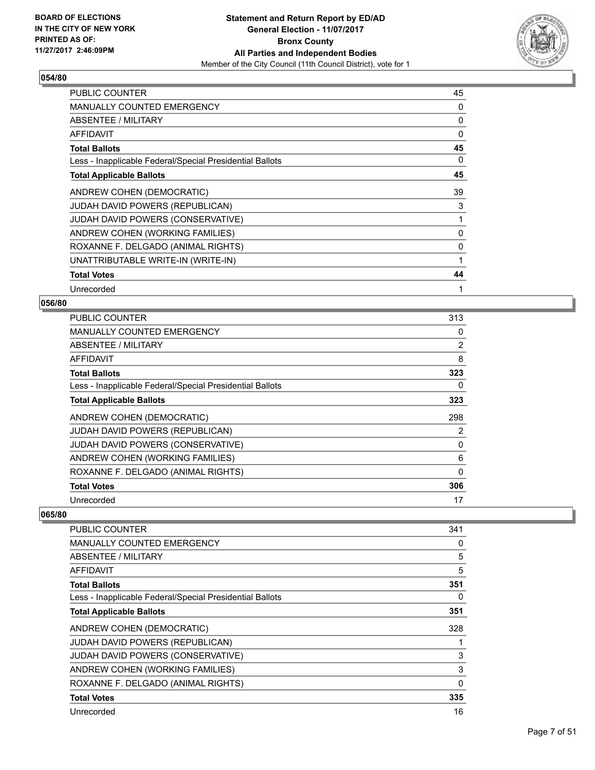**BOARD OF ELECTIONS IN THE CITY OF NEW YORK PRINTED AS OF: 11/27/2017 2:46:09PM**

**Statement and Return Report by ED/AD**
**General Election - 11/07/2017**
**Bronx County**
**All Parties and Independent Bodies**
Member of the City Council (11th Council District), vote for 1

## 054/80

| | |
|---|---|
| PUBLIC COUNTER | 45 |
| MANUALLY COUNTED EMERGENCY | 0 |
| ABSENTEE / MILITARY | 0 |
| AFFIDAVIT | 0 |
| **Total Ballots** | **45** |
| Less - Inapplicable Federal/Special Presidential Ballots | 0 |
| **Total Applicable Ballots** | **45** |
| ANDREW COHEN (DEMOCRATIC) | 39 |
| JUDAH DAVID POWERS (REPUBLICAN) | 3 |
| JUDAH DAVID POWERS (CONSERVATIVE) | 1 |
| ANDREW COHEN (WORKING FAMILIES) | 0 |
| ROXANNE F. DELGADO (ANIMAL RIGHTS) | 0 |
| UNATTRIBUTABLE WRITE-IN (WRITE-IN) | 1 |
| **Total Votes** | **44** |
| Unrecorded | 1 |

## 056/80

| | |
|---|---|
| PUBLIC COUNTER | 313 |
| MANUALLY COUNTED EMERGENCY | 0 |
| ABSENTEE / MILITARY | 2 |
| AFFIDAVIT | 8 |
| **Total Ballots** | **323** |
| Less - Inapplicable Federal/Special Presidential Ballots | 0 |
| **Total Applicable Ballots** | **323** |
| ANDREW COHEN (DEMOCRATIC) | 298 |
| JUDAH DAVID POWERS (REPUBLICAN) | 2 |
| JUDAH DAVID POWERS (CONSERVATIVE) | 0 |
| ANDREW COHEN (WORKING FAMILIES) | 6 |
| ROXANNE F. DELGADO (ANIMAL RIGHTS) | 0 |
| **Total Votes** | **306** |
| Unrecorded | 17 |

## 065/80

| | |
|---|---|
| PUBLIC COUNTER | 341 |
| MANUALLY COUNTED EMERGENCY | 0 |
| ABSENTEE / MILITARY | 5 |
| AFFIDAVIT | 5 |
| **Total Ballots** | **351** |
| Less - Inapplicable Federal/Special Presidential Ballots | 0 |
| **Total Applicable Ballots** | **351** |
| ANDREW COHEN (DEMOCRATIC) | 328 |
| JUDAH DAVID POWERS (REPUBLICAN) | 1 |
| JUDAH DAVID POWERS (CONSERVATIVE) | 3 |
| ANDREW COHEN (WORKING FAMILIES) | 3 |
| ROXANNE F. DELGADO (ANIMAL RIGHTS) | 0 |
| **Total Votes** | **335** |
| Unrecorded | 16 |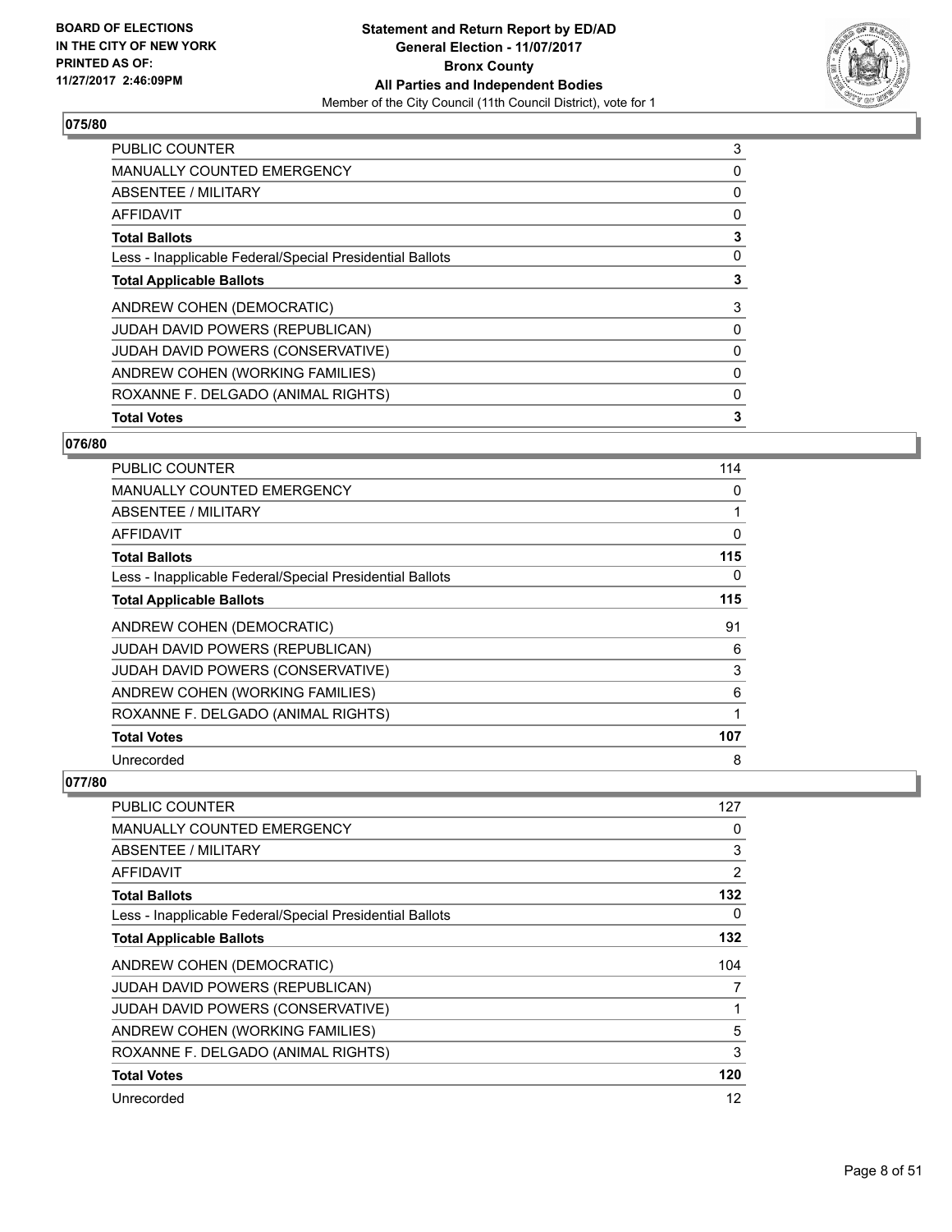## 075/80

| | |
|---|---|
| PUBLIC COUNTER | 3 |
| MANUALLY COUNTED EMERGENCY | 0 |
| ABSENTEE / MILITARY | 0 |
| AFFIDAVIT | 0 |
| **Total Ballots** | **3** |
| Less - Inapplicable Federal/Special Presidential Ballots | 0 |
| **Total Applicable Ballots** | **3** |
| ANDREW COHEN (DEMOCRATIC) | 3 |
| JUDAH DAVID POWERS (REPUBLICAN) | 0 |
| JUDAH DAVID POWERS (CONSERVATIVE) | 0 |
| ANDREW COHEN (WORKING FAMILIES) | 0 |
| ROXANNE F. DELGADO (ANIMAL RIGHTS) | 0 |
| **Total Votes** | **3** |

## 076/80

| | |
|---|---|
| PUBLIC COUNTER | 114 |
| MANUALLY COUNTED EMERGENCY | 0 |
| ABSENTEE / MILITARY | 1 |
| AFFIDAVIT | 0 |
| **Total Ballots** | **115** |
| Less - Inapplicable Federal/Special Presidential Ballots | 0 |
| **Total Applicable Ballots** | **115** |
| ANDREW COHEN (DEMOCRATIC) | 91 |
| JUDAH DAVID POWERS (REPUBLICAN) | 6 |
| JUDAH DAVID POWERS (CONSERVATIVE) | 3 |
| ANDREW COHEN (WORKING FAMILIES) | 6 |
| ROXANNE F. DELGADO (ANIMAL RIGHTS) | 1 |
| **Total Votes** | **107** |
| Unrecorded | 8 |

## 077/80

| | |
|---|---|
| PUBLIC COUNTER | 127 |
| MANUALLY COUNTED EMERGENCY | 0 |
| ABSENTEE / MILITARY | 3 |
| AFFIDAVIT | 2 |
| **Total Ballots** | **132** |
| Less - Inapplicable Federal/Special Presidential Ballots | 0 |
| **Total Applicable Ballots** | **132** |
| ANDREW COHEN (DEMOCRATIC) | 104 |
| JUDAH DAVID POWERS (REPUBLICAN) | 7 |
| JUDAH DAVID POWERS (CONSERVATIVE) | 1 |
| ANDREW COHEN (WORKING FAMILIES) | 5 |
| ROXANNE F. DELGADO (ANIMAL RIGHTS) | 3 |
| **Total Votes** | **120** |
| Unrecorded | 12 |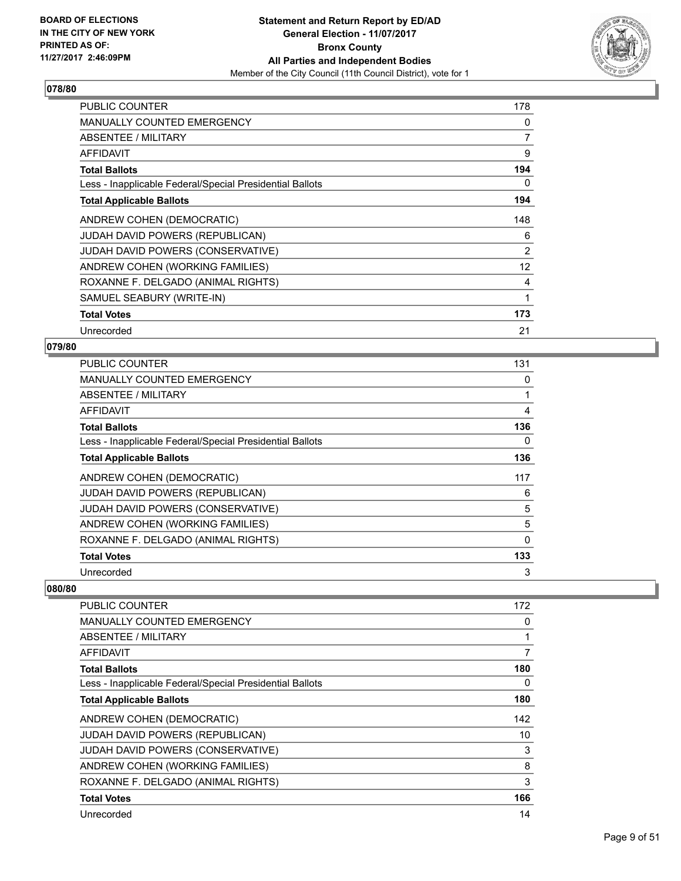## 078/80

| | |
|---|---|
| PUBLIC COUNTER | 178 |
| MANUALLY COUNTED EMERGENCY | 0 |
| ABSENTEE / MILITARY | 7 |
| AFFIDAVIT | 9 |
| **Total Ballots** | **194** |
| Less - Inapplicable Federal/Special Presidential Ballots | 0 |
| **Total Applicable Ballots** | **194** |
| ANDREW COHEN (DEMOCRATIC) | 148 |
| JUDAH DAVID POWERS (REPUBLICAN) | 6 |
| JUDAH DAVID POWERS (CONSERVATIVE) | 2 |
| ANDREW COHEN (WORKING FAMILIES) | 12 |
| ROXANNE F. DELGADO (ANIMAL RIGHTS) | 4 |
| SAMUEL SEABURY (WRITE-IN) | 1 |
| **Total Votes** | **173** |
| Unrecorded | 21 |

## 079/80

| | |
|---|---|
| PUBLIC COUNTER | 131 |
| MANUALLY COUNTED EMERGENCY | 0 |
| ABSENTEE / MILITARY | 1 |
| AFFIDAVIT | 4 |
| **Total Ballots** | **136** |
| Less - Inapplicable Federal/Special Presidential Ballots | 0 |
| **Total Applicable Ballots** | **136** |
| ANDREW COHEN (DEMOCRATIC) | 117 |
| JUDAH DAVID POWERS (REPUBLICAN) | 6 |
| JUDAH DAVID POWERS (CONSERVATIVE) | 5 |
| ANDREW COHEN (WORKING FAMILIES) | 5 |
| ROXANNE F. DELGADO (ANIMAL RIGHTS) | 0 |
| **Total Votes** | **133** |
| Unrecorded | 3 |

## 080/80

| | |
|---|---|
| PUBLIC COUNTER | 172 |
| MANUALLY COUNTED EMERGENCY | 0 |
| ABSENTEE / MILITARY | 1 |
| AFFIDAVIT | 7 |
| **Total Ballots** | **180** |
| Less - Inapplicable Federal/Special Presidential Ballots | 0 |
| **Total Applicable Ballots** | **180** |
| ANDREW COHEN (DEMOCRATIC) | 142 |
| JUDAH DAVID POWERS (REPUBLICAN) | 10 |
| JUDAH DAVID POWERS (CONSERVATIVE) | 3 |
| ANDREW COHEN (WORKING FAMILIES) | 8 |
| ROXANNE F. DELGADO (ANIMAL RIGHTS) | 3 |
| **Total Votes** | **166** |
| Unrecorded | 14 |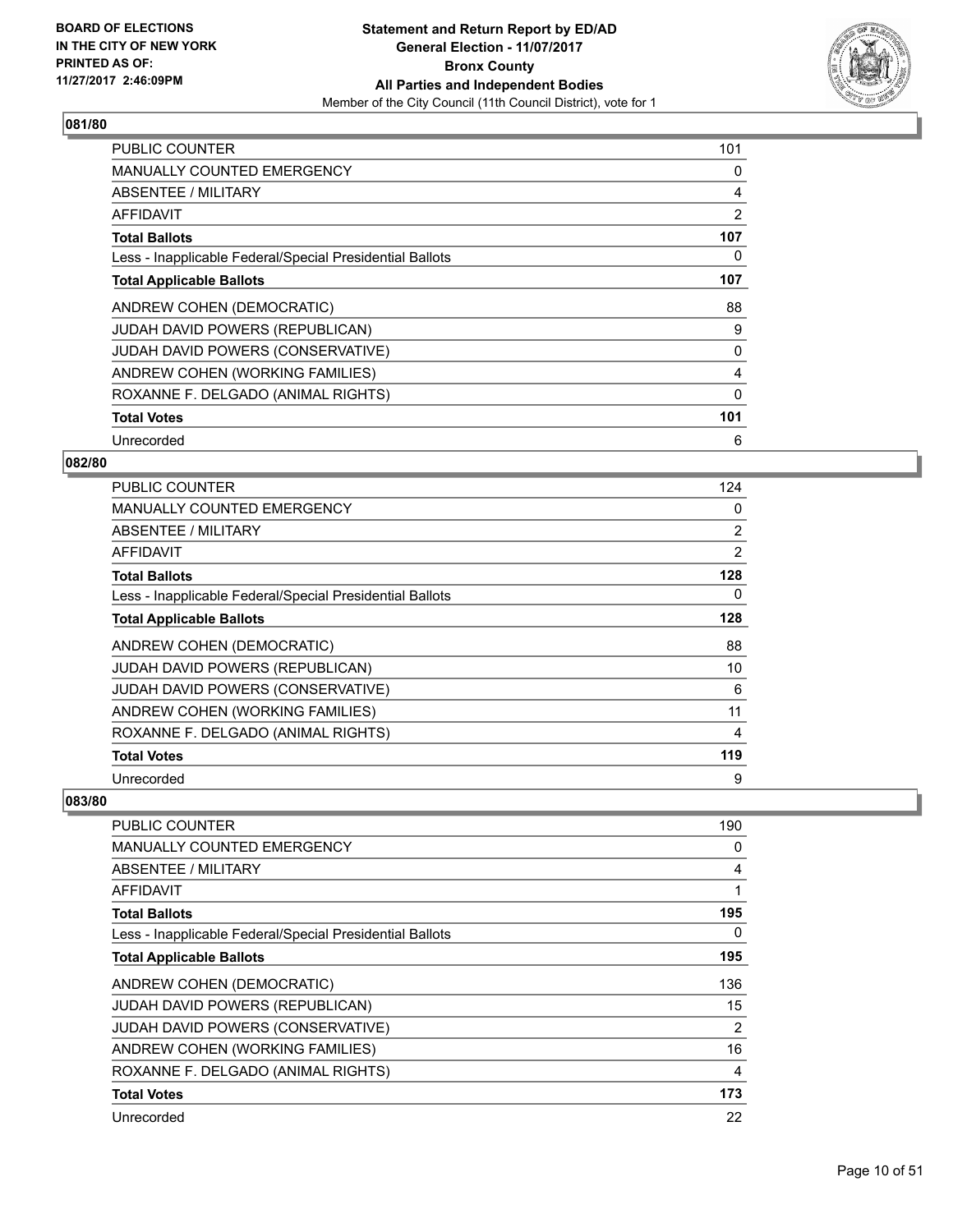## 081/80

| | |
|---|---|
| PUBLIC COUNTER | 101 |
| MANUALLY COUNTED EMERGENCY | 0 |
| ABSENTEE / MILITARY | 4 |
| AFFIDAVIT | 2 |
| **Total Ballots** | **107** |
| Less - Inapplicable Federal/Special Presidential Ballots | 0 |
| **Total Applicable Ballots** | **107** |
| ANDREW COHEN (DEMOCRATIC) | 88 |
| JUDAH DAVID POWERS (REPUBLICAN) | 9 |
| JUDAH DAVID POWERS (CONSERVATIVE) | 0 |
| ANDREW COHEN (WORKING FAMILIES) | 4 |
| ROXANNE F. DELGADO (ANIMAL RIGHTS) | 0 |
| **Total Votes** | **101** |
| Unrecorded | 6 |

## 082/80

| | |
|---|---|
| PUBLIC COUNTER | 124 |
| MANUALLY COUNTED EMERGENCY | 0 |
| ABSENTEE / MILITARY | 2 |
| AFFIDAVIT | 2 |
| **Total Ballots** | **128** |
| Less - Inapplicable Federal/Special Presidential Ballots | 0 |
| **Total Applicable Ballots** | **128** |
| ANDREW COHEN (DEMOCRATIC) | 88 |
| JUDAH DAVID POWERS (REPUBLICAN) | 10 |
| JUDAH DAVID POWERS (CONSERVATIVE) | 6 |
| ANDREW COHEN (WORKING FAMILIES) | 11 |
| ROXANNE F. DELGADO (ANIMAL RIGHTS) | 4 |
| **Total Votes** | **119** |
| Unrecorded | 9 |

## 083/80

| | |
|---|---|
| PUBLIC COUNTER | 190 |
| MANUALLY COUNTED EMERGENCY | 0 |
| ABSENTEE / MILITARY | 4 |
| AFFIDAVIT | 1 |
| **Total Ballots** | **195** |
| Less - Inapplicable Federal/Special Presidential Ballots | 0 |
| **Total Applicable Ballots** | **195** |
| ANDREW COHEN (DEMOCRATIC) | 136 |
| JUDAH DAVID POWERS (REPUBLICAN) | 15 |
| JUDAH DAVID POWERS (CONSERVATIVE) | 2 |
| ANDREW COHEN (WORKING FAMILIES) | 16 |
| ROXANNE F. DELGADO (ANIMAL RIGHTS) | 4 |
| **Total Votes** | **173** |
| Unrecorded | 22 |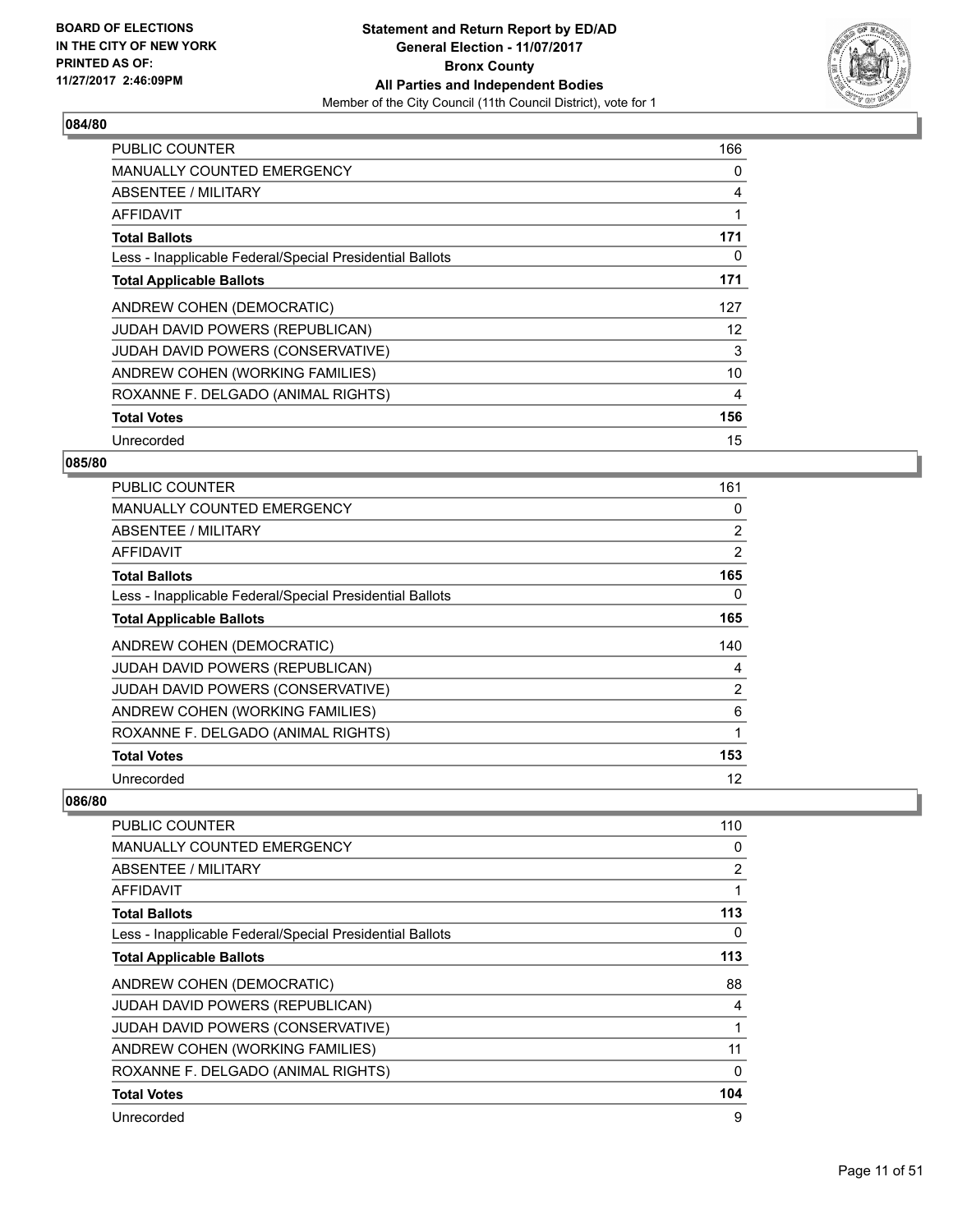## 084/80

| | |
|---|---|
| PUBLIC COUNTER | 166 |
| MANUALLY COUNTED EMERGENCY | 0 |
| ABSENTEE / MILITARY | 4 |
| AFFIDAVIT | 1 |
| **Total Ballots** | **171** |
| Less - Inapplicable Federal/Special Presidential Ballots | 0 |
| **Total Applicable Ballots** | **171** |
| ANDREW COHEN (DEMOCRATIC) | 127 |
| JUDAH DAVID POWERS (REPUBLICAN) | 12 |
| JUDAH DAVID POWERS (CONSERVATIVE) | 3 |
| ANDREW COHEN (WORKING FAMILIES) | 10 |
| ROXANNE F. DELGADO (ANIMAL RIGHTS) | 4 |
| **Total Votes** | **156** |
| Unrecorded | 15 |

## 085/80

| | |
|---|---|
| PUBLIC COUNTER | 161 |
| MANUALLY COUNTED EMERGENCY | 0 |
| ABSENTEE / MILITARY | 2 |
| AFFIDAVIT | 2 |
| **Total Ballots** | **165** |
| Less - Inapplicable Federal/Special Presidential Ballots | 0 |
| **Total Applicable Ballots** | **165** |
| ANDREW COHEN (DEMOCRATIC) | 140 |
| JUDAH DAVID POWERS (REPUBLICAN) | 4 |
| JUDAH DAVID POWERS (CONSERVATIVE) | 2 |
| ANDREW COHEN (WORKING FAMILIES) | 6 |
| ROXANNE F. DELGADO (ANIMAL RIGHTS) | 1 |
| **Total Votes** | **153** |
| Unrecorded | 12 |

## 086/80

| | |
|---|---|
| PUBLIC COUNTER | 110 |
| MANUALLY COUNTED EMERGENCY | 0 |
| ABSENTEE / MILITARY | 2 |
| AFFIDAVIT | 1 |
| **Total Ballots** | **113** |
| Less - Inapplicable Federal/Special Presidential Ballots | 0 |
| **Total Applicable Ballots** | **113** |
| ANDREW COHEN (DEMOCRATIC) | 88 |
| JUDAH DAVID POWERS (REPUBLICAN) | 4 |
| JUDAH DAVID POWERS (CONSERVATIVE) | 1 |
| ANDREW COHEN (WORKING FAMILIES) | 11 |
| ROXANNE F. DELGADO (ANIMAL RIGHTS) | 0 |
| **Total Votes** | **104** |
| Unrecorded | 9 |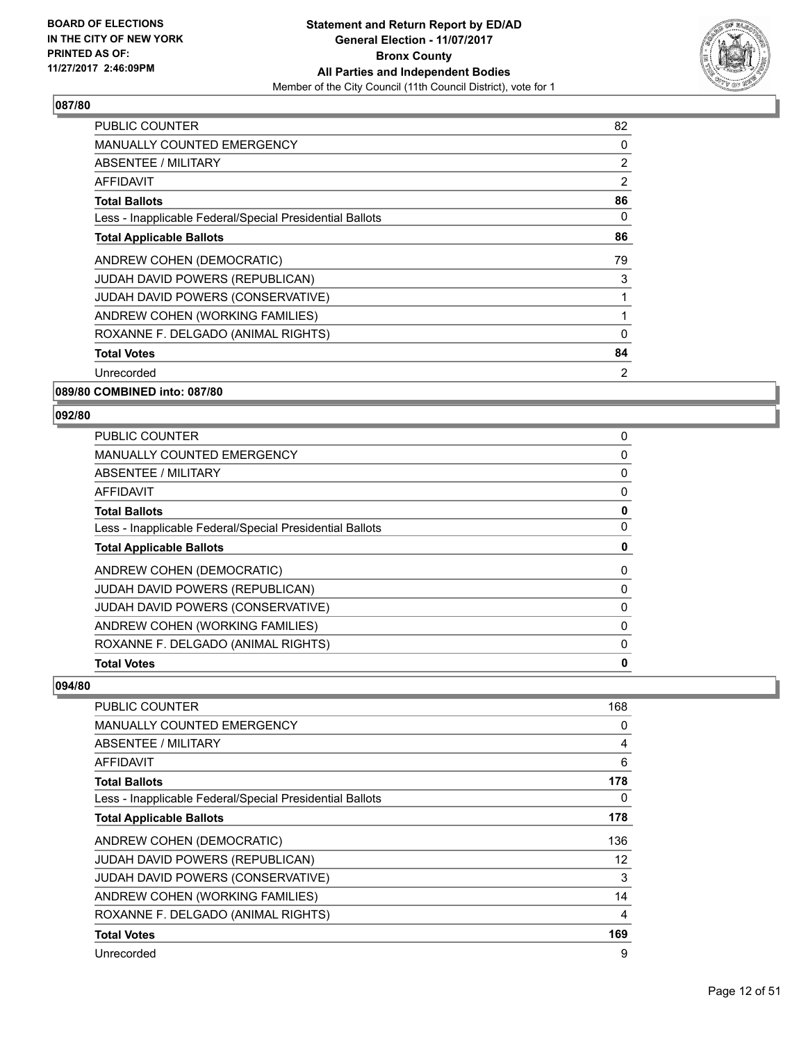## 087/80

| | |
|---|---|
| PUBLIC COUNTER | 82 |
| MANUALLY COUNTED EMERGENCY | 0 |
| ABSENTEE / MILITARY | 2 |
| AFFIDAVIT | 2 |
| **Total Ballots** | **86** |
| Less - Inapplicable Federal/Special Presidential Ballots | 0 |
| **Total Applicable Ballots** | **86** |
| ANDREW COHEN (DEMOCRATIC) | 79 |
| JUDAH DAVID POWERS (REPUBLICAN) | 3 |
| JUDAH DAVID POWERS (CONSERVATIVE) | 1 |
| ANDREW COHEN (WORKING FAMILIES) | 1 |
| ROXANNE F. DELGADO (ANIMAL RIGHTS) | 0 |
| **Total Votes** | **84** |
| Unrecorded | 2 |

## 089/80 COMBINED into: 087/80

## 092/80

| | |
|---|---|
| PUBLIC COUNTER | 0 |
| MANUALLY COUNTED EMERGENCY | 0 |
| ABSENTEE / MILITARY | 0 |
| AFFIDAVIT | 0 |
| **Total Ballots** | **0** |
| Less - Inapplicable Federal/Special Presidential Ballots | 0 |
| **Total Applicable Ballots** | **0** |
| ANDREW COHEN (DEMOCRATIC) | 0 |
| JUDAH DAVID POWERS (REPUBLICAN) | 0 |
| JUDAH DAVID POWERS (CONSERVATIVE) | 0 |
| ANDREW COHEN (WORKING FAMILIES) | 0 |
| ROXANNE F. DELGADO (ANIMAL RIGHTS) | 0 |
| **Total Votes** | **0** |

## 094/80

| | |
|---|---|
| PUBLIC COUNTER | 168 |
| MANUALLY COUNTED EMERGENCY | 0 |
| ABSENTEE / MILITARY | 4 |
| AFFIDAVIT | 6 |
| **Total Ballots** | **178** |
| Less - Inapplicable Federal/Special Presidential Ballots | 0 |
| **Total Applicable Ballots** | **178** |
| ANDREW COHEN (DEMOCRATIC) | 136 |
| JUDAH DAVID POWERS (REPUBLICAN) | 12 |
| JUDAH DAVID POWERS (CONSERVATIVE) | 3 |
| ANDREW COHEN (WORKING FAMILIES) | 14 |
| ROXANNE F. DELGADO (ANIMAL RIGHTS) | 4 |
| **Total Votes** | **169** |
| Unrecorded | 9 |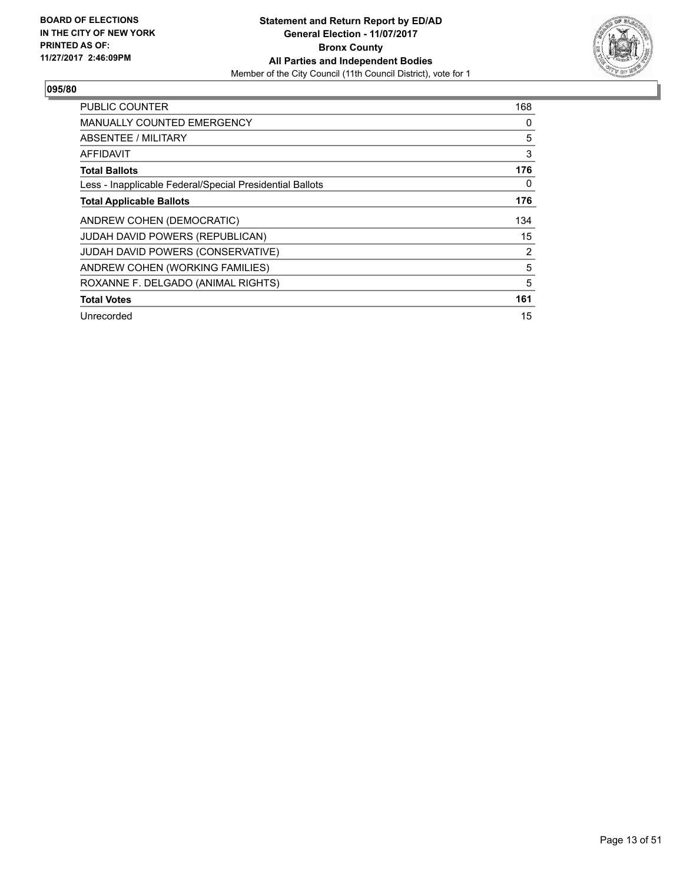**BOARD OF ELECTIONS IN THE CITY OF NEW YORK PRINTED AS OF: 11/27/2017 2:46:09PM**

**Statement and Return Report by ED/AD**
**General Election - 11/07/2017**
**Bronx County**
**All Parties and Independent Bodies**
Member of the City Council (11th Council District), vote for 1

**095/80**

| | |
|---|---|
| PUBLIC COUNTER | 168 |
| MANUALLY COUNTED EMERGENCY | 0 |
| ABSENTEE / MILITARY | 5 |
| AFFIDAVIT | 3 |
| **Total Ballots** | **176** |
| Less - Inapplicable Federal/Special Presidential Ballots | 0 |
| **Total Applicable Ballots** | **176** |
| ANDREW COHEN (DEMOCRATIC) | 134 |
| JUDAH DAVID POWERS (REPUBLICAN) | 15 |
| JUDAH DAVID POWERS (CONSERVATIVE) | 2 |
| ANDREW COHEN (WORKING FAMILIES) | 5 |
| ROXANNE F. DELGADO (ANIMAL RIGHTS) | 5 |
| **Total Votes** | **161** |
| Unrecorded | 15 |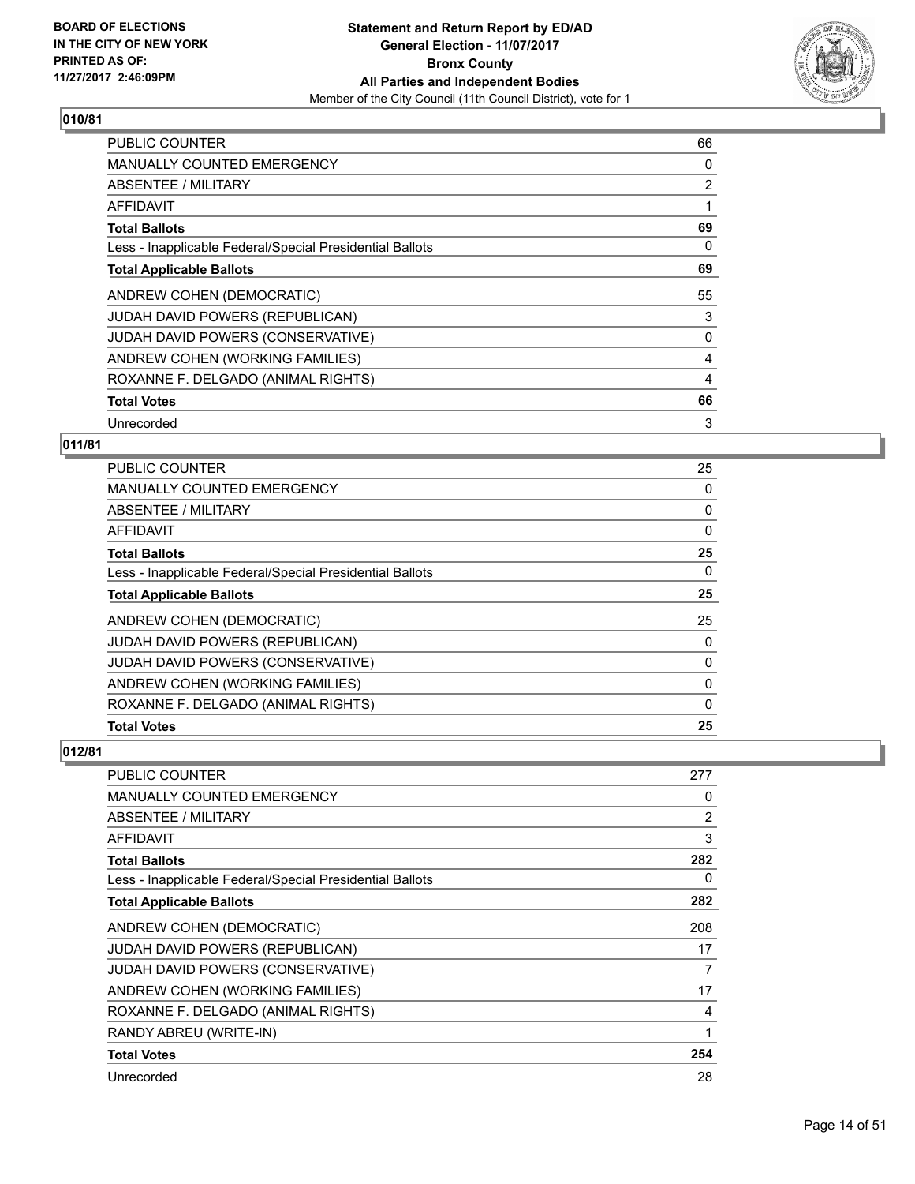BOARD OF ELECTIONS
IN THE CITY OF NEW YORK
PRINTED AS OF:
11/27/2017 2:46:09PM

**Statement and Return Report by ED/AD**
**General Election - 11/07/2017**
**Bronx County**
**All Parties and Independent Bodies**
Member of the City Council (11th Council District), vote for 1

## 010/81

| | |
|---|---|
| PUBLIC COUNTER | 66 |
| MANUALLY COUNTED EMERGENCY | 0 |
| ABSENTEE / MILITARY | 2 |
| AFFIDAVIT | 1 |
| **Total Ballots** | **69** |
| Less - Inapplicable Federal/Special Presidential Ballots | 0 |
| **Total Applicable Ballots** | **69** |
| ANDREW COHEN (DEMOCRATIC) | 55 |
| JUDAH DAVID POWERS (REPUBLICAN) | 3 |
| JUDAH DAVID POWERS (CONSERVATIVE) | 0 |
| ANDREW COHEN (WORKING FAMILIES) | 4 |
| ROXANNE F. DELGADO (ANIMAL RIGHTS) | 4 |
| **Total Votes** | **66** |
| Unrecorded | 3 |

## 011/81

| | |
|---|---|
| PUBLIC COUNTER | 25 |
| MANUALLY COUNTED EMERGENCY | 0 |
| ABSENTEE / MILITARY | 0 |
| AFFIDAVIT | 0 |
| **Total Ballots** | **25** |
| Less - Inapplicable Federal/Special Presidential Ballots | 0 |
| **Total Applicable Ballots** | **25** |
| ANDREW COHEN (DEMOCRATIC) | 25 |
| JUDAH DAVID POWERS (REPUBLICAN) | 0 |
| JUDAH DAVID POWERS (CONSERVATIVE) | 0 |
| ANDREW COHEN (WORKING FAMILIES) | 0 |
| ROXANNE F. DELGADO (ANIMAL RIGHTS) | 0 |
| **Total Votes** | **25** |

## 012/81

| | |
|---|---|
| PUBLIC COUNTER | 277 |
| MANUALLY COUNTED EMERGENCY | 0 |
| ABSENTEE / MILITARY | 2 |
| AFFIDAVIT | 3 |
| **Total Ballots** | **282** |
| Less - Inapplicable Federal/Special Presidential Ballots | 0 |
| **Total Applicable Ballots** | **282** |
| ANDREW COHEN (DEMOCRATIC) | 208 |
| JUDAH DAVID POWERS (REPUBLICAN) | 17 |
| JUDAH DAVID POWERS (CONSERVATIVE) | 7 |
| ANDREW COHEN (WORKING FAMILIES) | 17 |
| ROXANNE F. DELGADO (ANIMAL RIGHTS) | 4 |
| RANDY ABREU (WRITE-IN) | 1 |
| **Total Votes** | **254** |
| Unrecorded | 28 |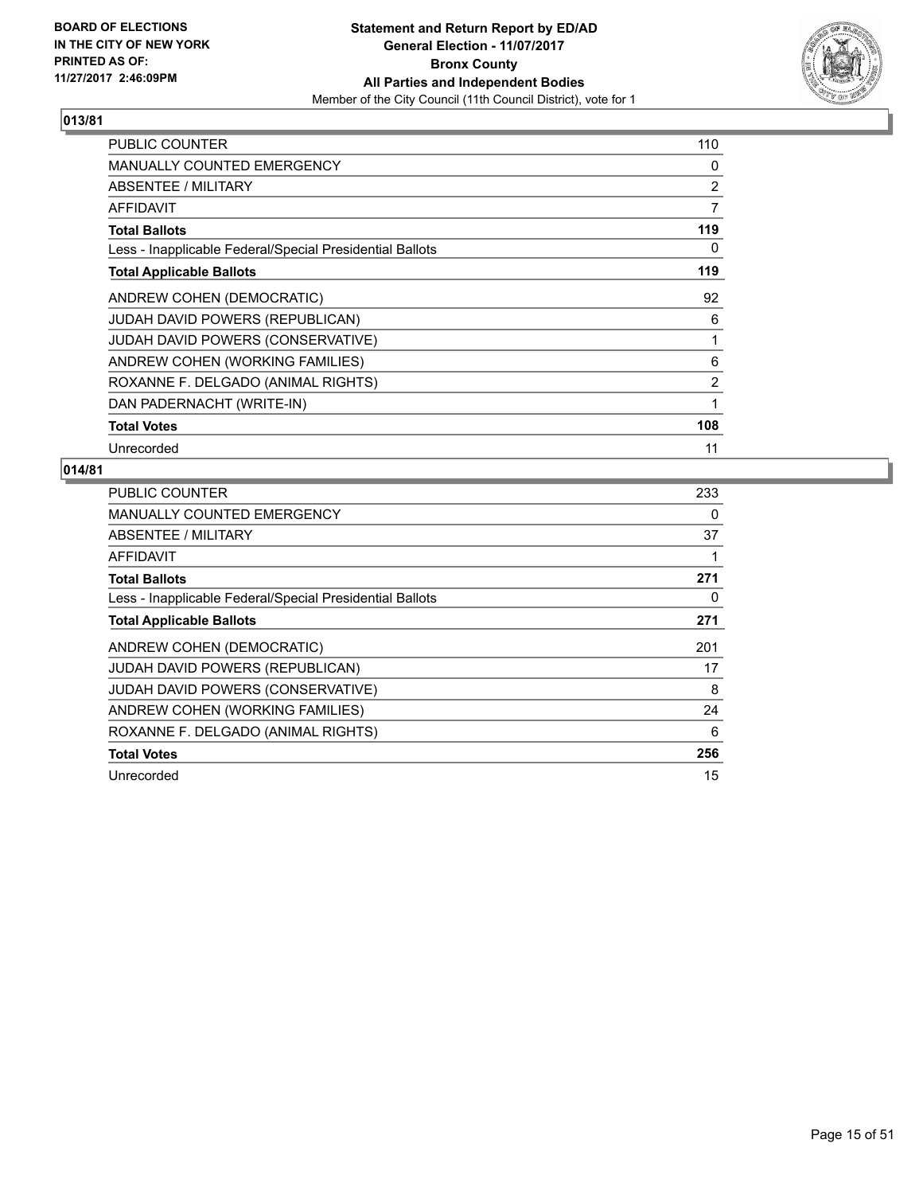**BOARD OF ELECTIONS IN THE CITY OF NEW YORK PRINTED AS OF: 11/27/2017 2:46:09PM**

**Statement and Return Report by ED/AD General Election - 11/07/2017 Bronx County All Parties and Independent Bodies**

Member of the City Council (11th Council District), vote for 1

## 013/81

| | |
|---|---|
| PUBLIC COUNTER | 110 |
| MANUALLY COUNTED EMERGENCY | 0 |
| ABSENTEE / MILITARY | 2 |
| AFFIDAVIT | 7 |
| **Total Ballots** | **119** |
| Less - Inapplicable Federal/Special Presidential Ballots | 0 |
| **Total Applicable Ballots** | **119** |
| ANDREW COHEN (DEMOCRATIC) | 92 |
| JUDAH DAVID POWERS (REPUBLICAN) | 6 |
| JUDAH DAVID POWERS (CONSERVATIVE) | 1 |
| ANDREW COHEN (WORKING FAMILIES) | 6 |
| ROXANNE F. DELGADO (ANIMAL RIGHTS) | 2 |
| DAN PADERNACHT (WRITE-IN) | 1 |
| **Total Votes** | **108** |
| Unrecorded | 11 |

## 014/81

| | |
|---|---|
| PUBLIC COUNTER | 233 |
| MANUALLY COUNTED EMERGENCY | 0 |
| ABSENTEE / MILITARY | 37 |
| AFFIDAVIT | 1 |
| **Total Ballots** | **271** |
| Less - Inapplicable Federal/Special Presidential Ballots | 0 |
| **Total Applicable Ballots** | **271** |
| ANDREW COHEN (DEMOCRATIC) | 201 |
| JUDAH DAVID POWERS (REPUBLICAN) | 17 |
| JUDAH DAVID POWERS (CONSERVATIVE) | 8 |
| ANDREW COHEN (WORKING FAMILIES) | 24 |
| ROXANNE F. DELGADO (ANIMAL RIGHTS) | 6 |
| **Total Votes** | **256** |
| Unrecorded | 15 |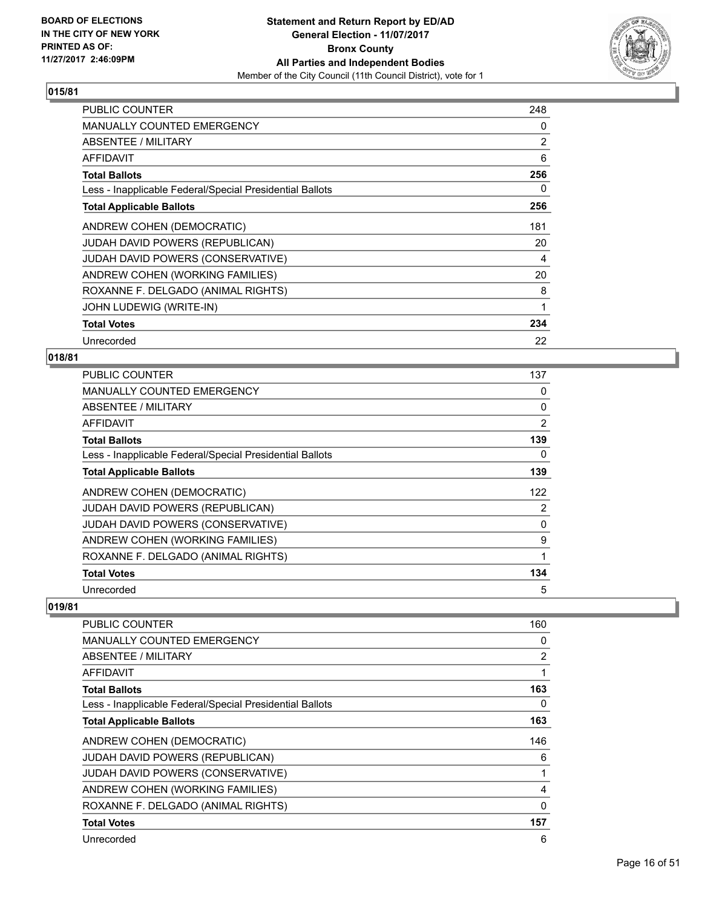**BOARD OF ELECTIONS IN THE CITY OF NEW YORK PRINTED AS OF: 11/27/2017 2:46:09PM**

**Statement and Return Report by ED/AD**
**General Election - 11/07/2017**
**Bronx County**
**All Parties and Independent Bodies**
Member of the City Council (11th Council District), vote for 1

### 015/81

| | |
|---|---|
| PUBLIC COUNTER | 248 |
| MANUALLY COUNTED EMERGENCY | 0 |
| ABSENTEE / MILITARY | 2 |
| AFFIDAVIT | 6 |
| **Total Ballots** | **256** |
| Less - Inapplicable Federal/Special Presidential Ballots | 0 |
| **Total Applicable Ballots** | **256** |
| ANDREW COHEN (DEMOCRATIC) | 181 |
| JUDAH DAVID POWERS (REPUBLICAN) | 20 |
| JUDAH DAVID POWERS (CONSERVATIVE) | 4 |
| ANDREW COHEN (WORKING FAMILIES) | 20 |
| ROXANNE F. DELGADO (ANIMAL RIGHTS) | 8 |
| JOHN LUDEWIG (WRITE-IN) | 1 |
| **Total Votes** | **234** |
| Unrecorded | 22 |

### 018/81

| | |
|---|---|
| PUBLIC COUNTER | 137 |
| MANUALLY COUNTED EMERGENCY | 0 |
| ABSENTEE / MILITARY | 0 |
| AFFIDAVIT | 2 |
| **Total Ballots** | **139** |
| Less - Inapplicable Federal/Special Presidential Ballots | 0 |
| **Total Applicable Ballots** | **139** |
| ANDREW COHEN (DEMOCRATIC) | 122 |
| JUDAH DAVID POWERS (REPUBLICAN) | 2 |
| JUDAH DAVID POWERS (CONSERVATIVE) | 0 |
| ANDREW COHEN (WORKING FAMILIES) | 9 |
| ROXANNE F. DELGADO (ANIMAL RIGHTS) | 1 |
| **Total Votes** | **134** |
| Unrecorded | 5 |

### 019/81

| | |
|---|---|
| PUBLIC COUNTER | 160 |
| MANUALLY COUNTED EMERGENCY | 0 |
| ABSENTEE / MILITARY | 2 |
| AFFIDAVIT | 1 |
| **Total Ballots** | **163** |
| Less - Inapplicable Federal/Special Presidential Ballots | 0 |
| **Total Applicable Ballots** | **163** |
| ANDREW COHEN (DEMOCRATIC) | 146 |
| JUDAH DAVID POWERS (REPUBLICAN) | 6 |
| JUDAH DAVID POWERS (CONSERVATIVE) | 1 |
| ANDREW COHEN (WORKING FAMILIES) | 4 |
| ROXANNE F. DELGADO (ANIMAL RIGHTS) | 0 |
| **Total Votes** | **157** |
| Unrecorded | 6 |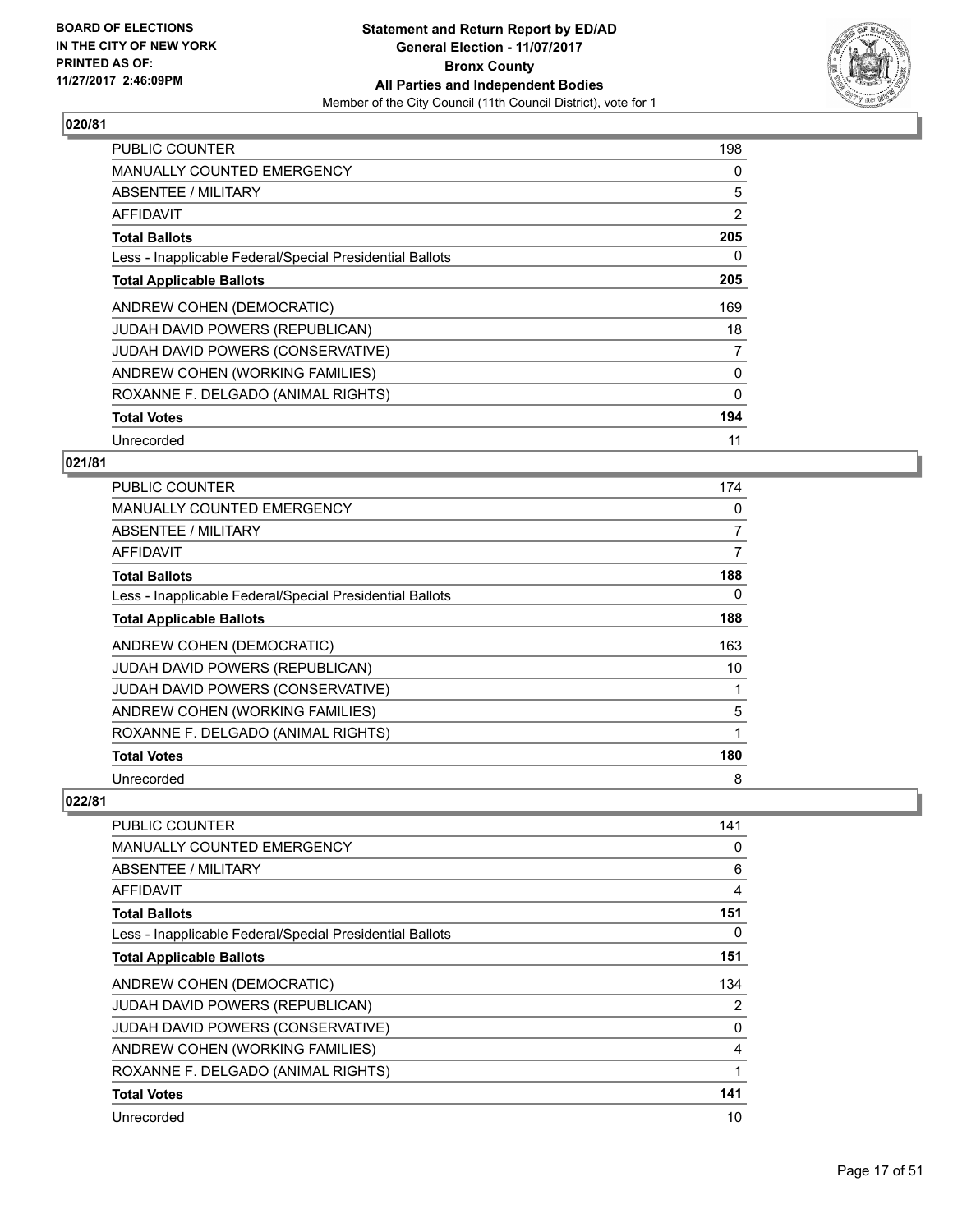**BOARD OF ELECTIONS IN THE CITY OF NEW YORK PRINTED AS OF: 11/27/2017 2:46:09PM**

**Statement and Return Report by ED/AD**
**General Election - 11/07/2017**
**Bronx County**
**All Parties and Independent Bodies**
Member of the City Council (11th Council District), vote for 1

## 020/81

| | |
|---|---|
| PUBLIC COUNTER | 198 |
| MANUALLY COUNTED EMERGENCY | 0 |
| ABSENTEE / MILITARY | 5 |
| AFFIDAVIT | 2 |
| **Total Ballots** | **205** |
| Less - Inapplicable Federal/Special Presidential Ballots | 0 |
| **Total Applicable Ballots** | **205** |
| ANDREW COHEN (DEMOCRATIC) | 169 |
| JUDAH DAVID POWERS (REPUBLICAN) | 18 |
| JUDAH DAVID POWERS (CONSERVATIVE) | 7 |
| ANDREW COHEN (WORKING FAMILIES) | 0 |
| ROXANNE F. DELGADO (ANIMAL RIGHTS) | 0 |
| **Total Votes** | **194** |
| Unrecorded | 11 |

## 021/81

| | |
|---|---|
| PUBLIC COUNTER | 174 |
| MANUALLY COUNTED EMERGENCY | 0 |
| ABSENTEE / MILITARY | 7 |
| AFFIDAVIT | 7 |
| **Total Ballots** | **188** |
| Less - Inapplicable Federal/Special Presidential Ballots | 0 |
| **Total Applicable Ballots** | **188** |
| ANDREW COHEN (DEMOCRATIC) | 163 |
| JUDAH DAVID POWERS (REPUBLICAN) | 10 |
| JUDAH DAVID POWERS (CONSERVATIVE) | 1 |
| ANDREW COHEN (WORKING FAMILIES) | 5 |
| ROXANNE F. DELGADO (ANIMAL RIGHTS) | 1 |
| **Total Votes** | **180** |
| Unrecorded | 8 |

## 022/81

| | |
|---|---|
| PUBLIC COUNTER | 141 |
| MANUALLY COUNTED EMERGENCY | 0 |
| ABSENTEE / MILITARY | 6 |
| AFFIDAVIT | 4 |
| **Total Ballots** | **151** |
| Less - Inapplicable Federal/Special Presidential Ballots | 0 |
| **Total Applicable Ballots** | **151** |
| ANDREW COHEN (DEMOCRATIC) | 134 |
| JUDAH DAVID POWERS (REPUBLICAN) | 2 |
| JUDAH DAVID POWERS (CONSERVATIVE) | 0 |
| ANDREW COHEN (WORKING FAMILIES) | 4 |
| ROXANNE F. DELGADO (ANIMAL RIGHTS) | 1 |
| **Total Votes** | **141** |
| Unrecorded | 10 |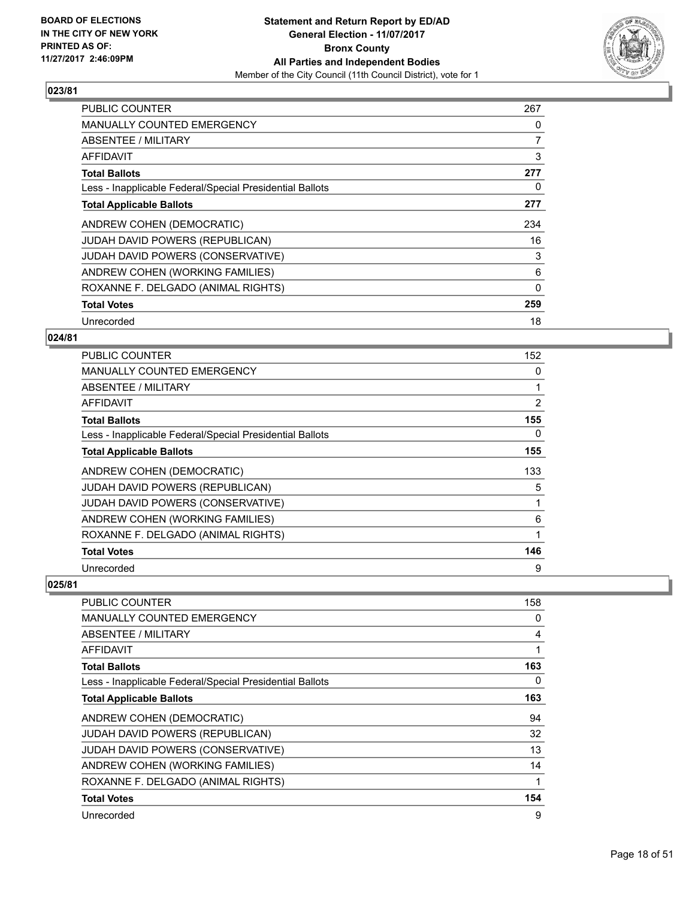### 023/81

| | |
|---|---|
| PUBLIC COUNTER | 267 |
| MANUALLY COUNTED EMERGENCY | 0 |
| ABSENTEE / MILITARY | 7 |
| AFFIDAVIT | 3 |
| **Total Ballots** | **277** |
| Less - Inapplicable Federal/Special Presidential Ballots | 0 |
| **Total Applicable Ballots** | **277** |
| ANDREW COHEN (DEMOCRATIC) | 234 |
| JUDAH DAVID POWERS (REPUBLICAN) | 16 |
| JUDAH DAVID POWERS (CONSERVATIVE) | 3 |
| ANDREW COHEN (WORKING FAMILIES) | 6 |
| ROXANNE F. DELGADO (ANIMAL RIGHTS) | 0 |
| **Total Votes** | **259** |
| Unrecorded | 18 |

### 024/81

| | |
|---|---|
| PUBLIC COUNTER | 152 |
| MANUALLY COUNTED EMERGENCY | 0 |
| ABSENTEE / MILITARY | 1 |
| AFFIDAVIT | 2 |
| **Total Ballots** | **155** |
| Less - Inapplicable Federal/Special Presidential Ballots | 0 |
| **Total Applicable Ballots** | **155** |
| ANDREW COHEN (DEMOCRATIC) | 133 |
| JUDAH DAVID POWERS (REPUBLICAN) | 5 |
| JUDAH DAVID POWERS (CONSERVATIVE) | 1 |
| ANDREW COHEN (WORKING FAMILIES) | 6 |
| ROXANNE F. DELGADO (ANIMAL RIGHTS) | 1 |
| **Total Votes** | **146** |
| Unrecorded | 9 |

### 025/81

| | |
|---|---|
| PUBLIC COUNTER | 158 |
| MANUALLY COUNTED EMERGENCY | 0 |
| ABSENTEE / MILITARY | 4 |
| AFFIDAVIT | 1 |
| **Total Ballots** | **163** |
| Less - Inapplicable Federal/Special Presidential Ballots | 0 |
| **Total Applicable Ballots** | **163** |
| ANDREW COHEN (DEMOCRATIC) | 94 |
| JUDAH DAVID POWERS (REPUBLICAN) | 32 |
| JUDAH DAVID POWERS (CONSERVATIVE) | 13 |
| ANDREW COHEN (WORKING FAMILIES) | 14 |
| ROXANNE F. DELGADO (ANIMAL RIGHTS) | 1 |
| **Total Votes** | **154** |
| Unrecorded | 9 |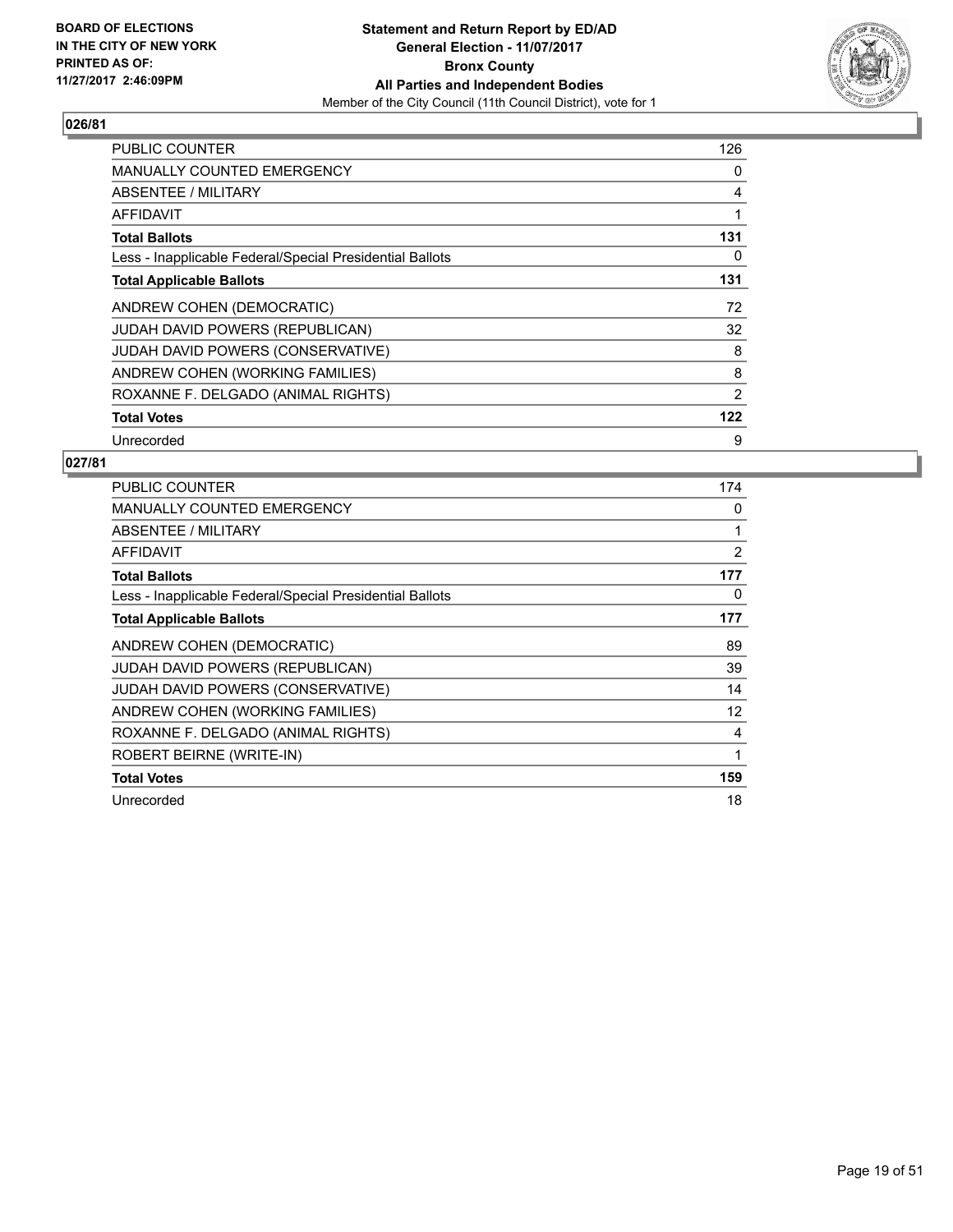**BOARD OF ELECTIONS IN THE CITY OF NEW YORK PRINTED AS OF: 11/27/2017 2:46:09PM**

**Statement and Return Report by ED/AD**
**General Election - 11/07/2017**
**Bronx County**
**All Parties and Independent Bodies**
Member of the City Council (11th Council District), vote for 1

**026/81**

| | |
|---|---|
| PUBLIC COUNTER | 126 |
| MANUALLY COUNTED EMERGENCY | 0 |
| ABSENTEE / MILITARY | 4 |
| AFFIDAVIT | 1 |
| **Total Ballots** | **131** |
| Less - Inapplicable Federal/Special Presidential Ballots | 0 |
| **Total Applicable Ballots** | **131** |
| ANDREW COHEN (DEMOCRATIC) | 72 |
| JUDAH DAVID POWERS (REPUBLICAN) | 32 |
| JUDAH DAVID POWERS (CONSERVATIVE) | 8 |
| ANDREW COHEN (WORKING FAMILIES) | 8 |
| ROXANNE F. DELGADO (ANIMAL RIGHTS) | 2 |
| **Total Votes** | **122** |
| Unrecorded | 9 |

**027/81**

| | |
|---|---|
| PUBLIC COUNTER | 174 |
| MANUALLY COUNTED EMERGENCY | 0 |
| ABSENTEE / MILITARY | 1 |
| AFFIDAVIT | 2 |
| **Total Ballots** | **177** |
| Less - Inapplicable Federal/Special Presidential Ballots | 0 |
| **Total Applicable Ballots** | **177** |
| ANDREW COHEN (DEMOCRATIC) | 89 |
| JUDAH DAVID POWERS (REPUBLICAN) | 39 |
| JUDAH DAVID POWERS (CONSERVATIVE) | 14 |
| ANDREW COHEN (WORKING FAMILIES) | 12 |
| ROXANNE F. DELGADO (ANIMAL RIGHTS) | 4 |
| ROBERT BEIRNE (WRITE-IN) | 1 |
| **Total Votes** | **159** |
| Unrecorded | 18 |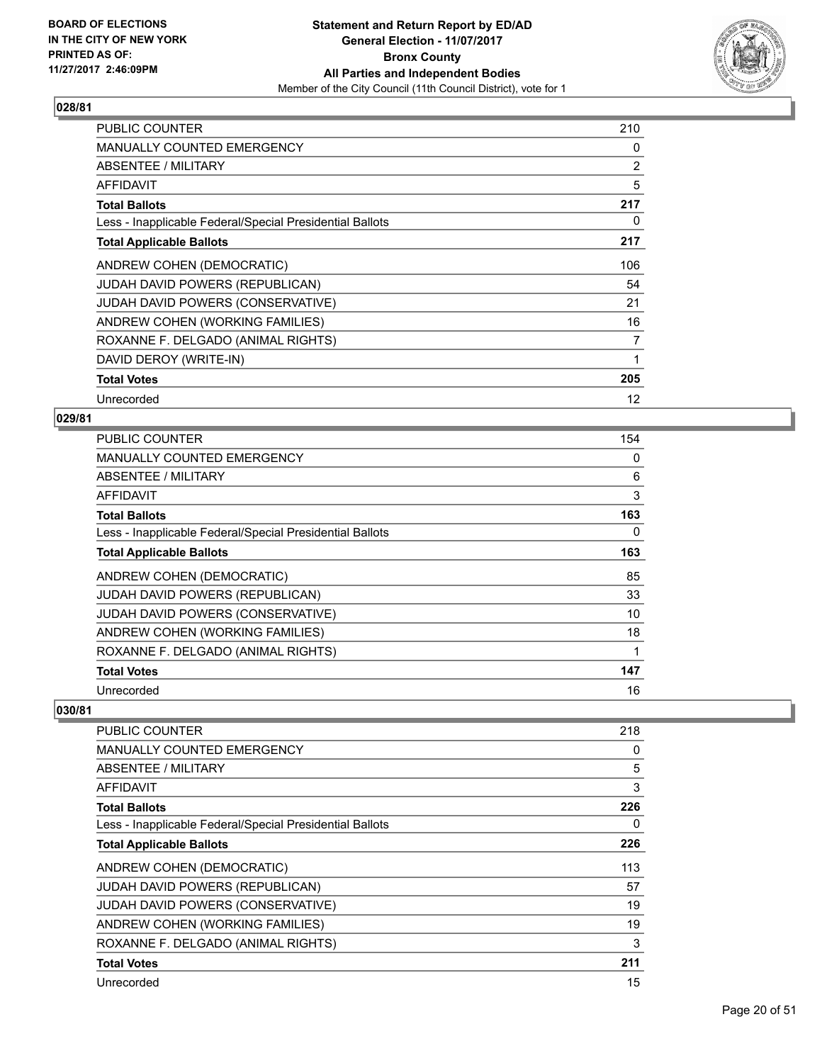## 028/81

| | |
|---|---|
| PUBLIC COUNTER | 210 |
| MANUALLY COUNTED EMERGENCY | 0 |
| ABSENTEE / MILITARY | 2 |
| AFFIDAVIT | 5 |
| **Total Ballots** | **217** |
| Less - Inapplicable Federal/Special Presidential Ballots | 0 |
| **Total Applicable Ballots** | **217** |
| ANDREW COHEN (DEMOCRATIC) | 106 |
| JUDAH DAVID POWERS (REPUBLICAN) | 54 |
| JUDAH DAVID POWERS (CONSERVATIVE) | 21 |
| ANDREW COHEN (WORKING FAMILIES) | 16 |
| ROXANNE F. DELGADO (ANIMAL RIGHTS) | 7 |
| DAVID DEROY (WRITE-IN) | 1 |
| **Total Votes** | **205** |
| Unrecorded | 12 |

## 029/81

| | |
|---|---|
| PUBLIC COUNTER | 154 |
| MANUALLY COUNTED EMERGENCY | 0 |
| ABSENTEE / MILITARY | 6 |
| AFFIDAVIT | 3 |
| **Total Ballots** | **163** |
| Less - Inapplicable Federal/Special Presidential Ballots | 0 |
| **Total Applicable Ballots** | **163** |
| ANDREW COHEN (DEMOCRATIC) | 85 |
| JUDAH DAVID POWERS (REPUBLICAN) | 33 |
| JUDAH DAVID POWERS (CONSERVATIVE) | 10 |
| ANDREW COHEN (WORKING FAMILIES) | 18 |
| ROXANNE F. DELGADO (ANIMAL RIGHTS) | 1 |
| **Total Votes** | **147** |
| Unrecorded | 16 |

## 030/81

| | |
|---|---|
| PUBLIC COUNTER | 218 |
| MANUALLY COUNTED EMERGENCY | 0 |
| ABSENTEE / MILITARY | 5 |
| AFFIDAVIT | 3 |
| **Total Ballots** | **226** |
| Less - Inapplicable Federal/Special Presidential Ballots | 0 |
| **Total Applicable Ballots** | **226** |
| ANDREW COHEN (DEMOCRATIC) | 113 |
| JUDAH DAVID POWERS (REPUBLICAN) | 57 |
| JUDAH DAVID POWERS (CONSERVATIVE) | 19 |
| ANDREW COHEN (WORKING FAMILIES) | 19 |
| ROXANNE F. DELGADO (ANIMAL RIGHTS) | 3 |
| **Total Votes** | **211** |
| Unrecorded | 15 |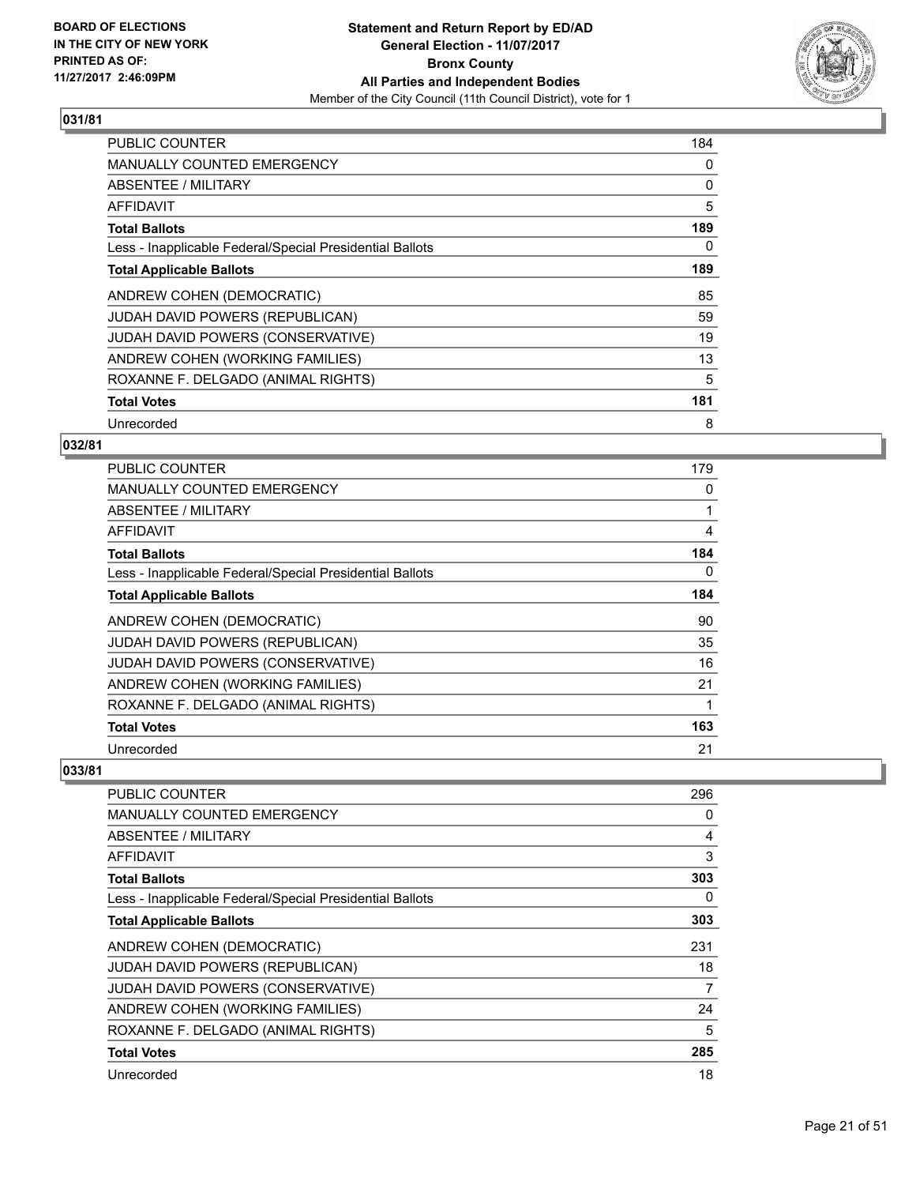**BOARD OF ELECTIONS IN THE CITY OF NEW YORK PRINTED AS OF: 11/27/2017 2:46:09PM**

**Statement and Return Report by ED/AD General Election - 11/07/2017 Bronx County All Parties and Independent Bodies**

Member of the City Council (11th Council District), vote for 1

### 031/81

| | |
|---|---|
| PUBLIC COUNTER | 184 |
| MANUALLY COUNTED EMERGENCY | 0 |
| ABSENTEE / MILITARY | 0 |
| AFFIDAVIT | 5 |
| **Total Ballots** | **189** |
| Less - Inapplicable Federal/Special Presidential Ballots | 0 |
| **Total Applicable Ballots** | **189** |
| ANDREW COHEN (DEMOCRATIC) | 85 |
| JUDAH DAVID POWERS (REPUBLICAN) | 59 |
| JUDAH DAVID POWERS (CONSERVATIVE) | 19 |
| ANDREW COHEN (WORKING FAMILIES) | 13 |
| ROXANNE F. DELGADO (ANIMAL RIGHTS) | 5 |
| **Total Votes** | **181** |
| Unrecorded | 8 |

### 032/81

| | |
|---|---|
| PUBLIC COUNTER | 179 |
| MANUALLY COUNTED EMERGENCY | 0 |
| ABSENTEE / MILITARY | 1 |
| AFFIDAVIT | 4 |
| **Total Ballots** | **184** |
| Less - Inapplicable Federal/Special Presidential Ballots | 0 |
| **Total Applicable Ballots** | **184** |
| ANDREW COHEN (DEMOCRATIC) | 90 |
| JUDAH DAVID POWERS (REPUBLICAN) | 35 |
| JUDAH DAVID POWERS (CONSERVATIVE) | 16 |
| ANDREW COHEN (WORKING FAMILIES) | 21 |
| ROXANNE F. DELGADO (ANIMAL RIGHTS) | 1 |
| **Total Votes** | **163** |
| Unrecorded | 21 |

### 033/81

| | |
|---|---|
| PUBLIC COUNTER | 296 |
| MANUALLY COUNTED EMERGENCY | 0 |
| ABSENTEE / MILITARY | 4 |
| AFFIDAVIT | 3 |
| **Total Ballots** | **303** |
| Less - Inapplicable Federal/Special Presidential Ballots | 0 |
| **Total Applicable Ballots** | **303** |
| ANDREW COHEN (DEMOCRATIC) | 231 |
| JUDAH DAVID POWERS (REPUBLICAN) | 18 |
| JUDAH DAVID POWERS (CONSERVATIVE) | 7 |
| ANDREW COHEN (WORKING FAMILIES) | 24 |
| ROXANNE F. DELGADO (ANIMAL RIGHTS) | 5 |
| **Total Votes** | **285** |
| Unrecorded | 18 |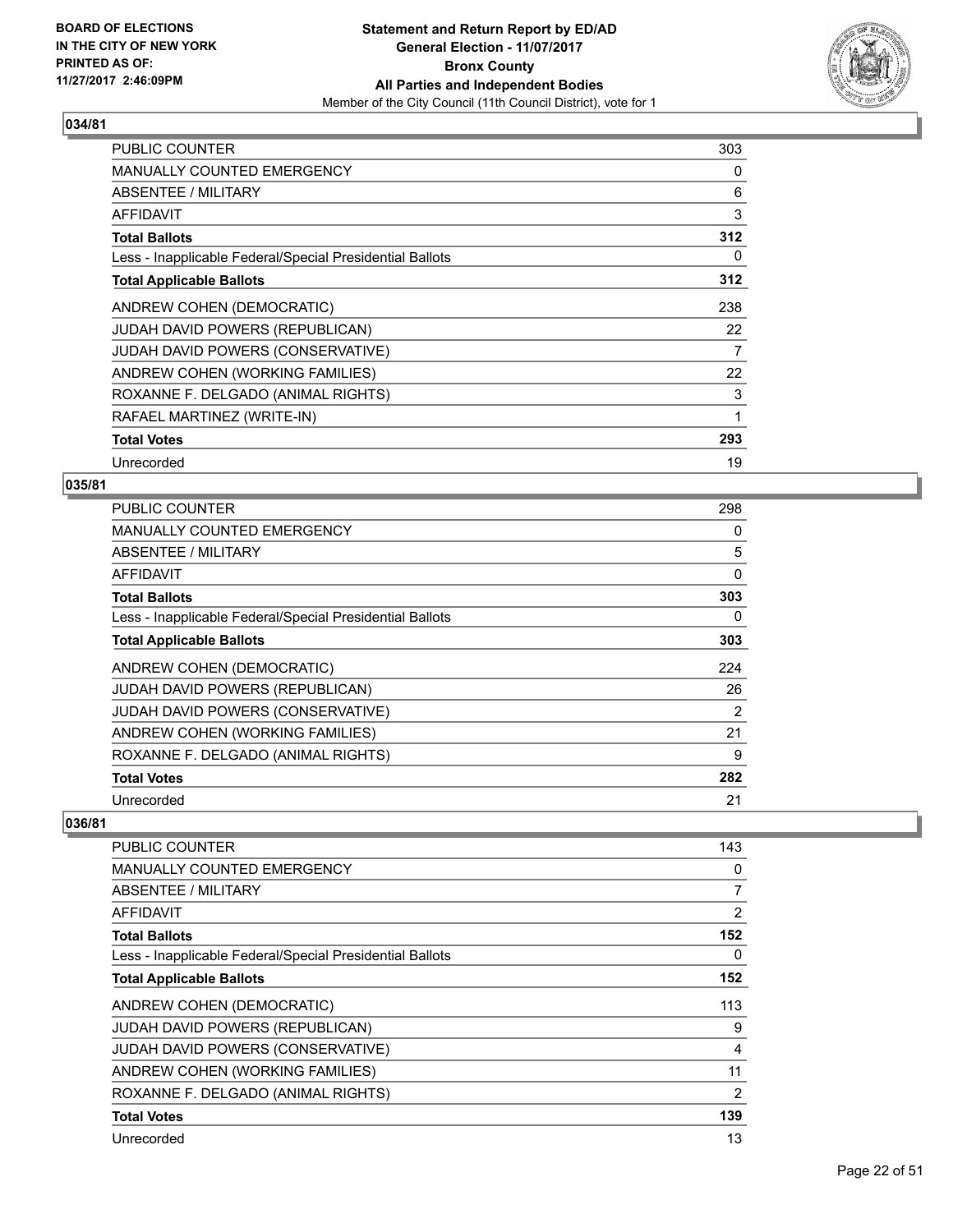**Statement and Return Report by ED/AD**
**General Election - 11/07/2017**
**Bronx County**
**All Parties and Independent Bodies**
Member of the City Council (11th Council District), vote for 1

BOARD OF ELECTIONS IN THE CITY OF NEW YORK PRINTED AS OF: 11/27/2017 2:46:09PM

### 034/81

| | |
|---|---|
| PUBLIC COUNTER | 303 |
| MANUALLY COUNTED EMERGENCY | 0 |
| ABSENTEE / MILITARY | 6 |
| AFFIDAVIT | 3 |
| **Total Ballots** | **312** |
| Less - Inapplicable Federal/Special Presidential Ballots | 0 |
| **Total Applicable Ballots** | **312** |
| ANDREW COHEN (DEMOCRATIC) | 238 |
| JUDAH DAVID POWERS (REPUBLICAN) | 22 |
| JUDAH DAVID POWERS (CONSERVATIVE) | 7 |
| ANDREW COHEN (WORKING FAMILIES) | 22 |
| ROXANNE F. DELGADO (ANIMAL RIGHTS) | 3 |
| RAFAEL MARTINEZ (WRITE-IN) | 1 |
| **Total Votes** | **293** |
| Unrecorded | 19 |

### 035/81

| | |
|---|---|
| PUBLIC COUNTER | 298 |
| MANUALLY COUNTED EMERGENCY | 0 |
| ABSENTEE / MILITARY | 5 |
| AFFIDAVIT | 0 |
| **Total Ballots** | **303** |
| Less - Inapplicable Federal/Special Presidential Ballots | 0 |
| **Total Applicable Ballots** | **303** |
| ANDREW COHEN (DEMOCRATIC) | 224 |
| JUDAH DAVID POWERS (REPUBLICAN) | 26 |
| JUDAH DAVID POWERS (CONSERVATIVE) | 2 |
| ANDREW COHEN (WORKING FAMILIES) | 21 |
| ROXANNE F. DELGADO (ANIMAL RIGHTS) | 9 |
| **Total Votes** | **282** |
| Unrecorded | 21 |

### 036/81

| | |
|---|---|
| PUBLIC COUNTER | 143 |
| MANUALLY COUNTED EMERGENCY | 0 |
| ABSENTEE / MILITARY | 7 |
| AFFIDAVIT | 2 |
| **Total Ballots** | **152** |
| Less - Inapplicable Federal/Special Presidential Ballots | 0 |
| **Total Applicable Ballots** | **152** |
| ANDREW COHEN (DEMOCRATIC) | 113 |
| JUDAH DAVID POWERS (REPUBLICAN) | 9 |
| JUDAH DAVID POWERS (CONSERVATIVE) | 4 |
| ANDREW COHEN (WORKING FAMILIES) | 11 |
| ROXANNE F. DELGADO (ANIMAL RIGHTS) | 2 |
| **Total Votes** | **139** |
| Unrecorded | 13 |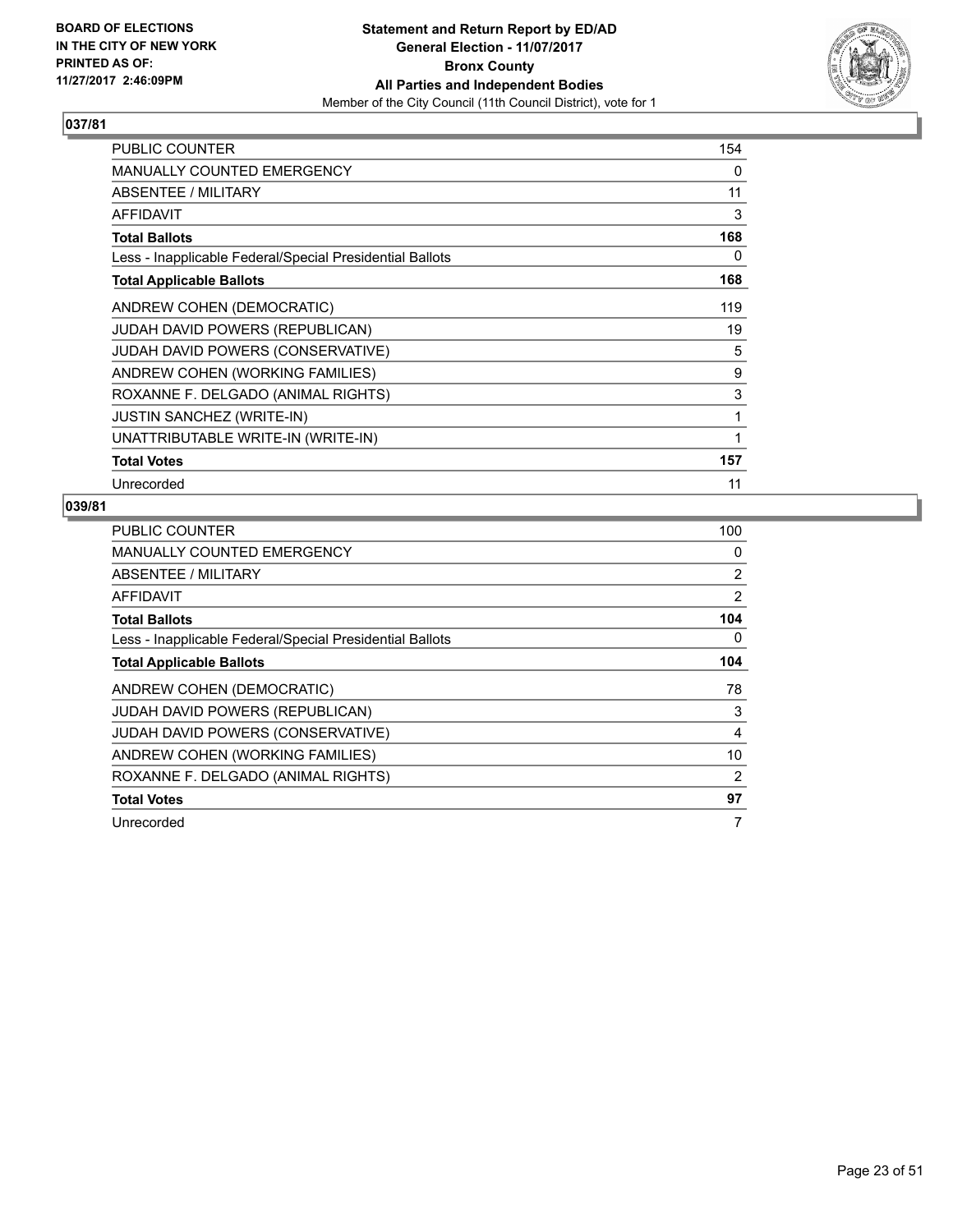**Statement and Return Report by ED/AD**
**General Election - 11/07/2017**
**Bronx County**
**All Parties and Independent Bodies**
Member of the City Council (11th Council District), vote for 1

BOARD OF ELECTIONS
IN THE CITY OF NEW YORK
PRINTED AS OF:
11/27/2017 2:46:09PM

### 037/81

| | |
|---|---|
| PUBLIC COUNTER | 154 |
| MANUALLY COUNTED EMERGENCY | 0 |
| ABSENTEE / MILITARY | 11 |
| AFFIDAVIT | 3 |
| **Total Ballots** | **168** |
| Less - Inapplicable Federal/Special Presidential Ballots | 0 |
| **Total Applicable Ballots** | **168** |
| ANDREW COHEN (DEMOCRATIC) | 119 |
| JUDAH DAVID POWERS (REPUBLICAN) | 19 |
| JUDAH DAVID POWERS (CONSERVATIVE) | 5 |
| ANDREW COHEN (WORKING FAMILIES) | 9 |
| ROXANNE F. DELGADO (ANIMAL RIGHTS) | 3 |
| JUSTIN SANCHEZ (WRITE-IN) | 1 |
| UNATTRIBUTABLE WRITE-IN (WRITE-IN) | 1 |
| **Total Votes** | **157** |
| Unrecorded | 11 |

### 039/81

| | |
|---|---|
| PUBLIC COUNTER | 100 |
| MANUALLY COUNTED EMERGENCY | 0 |
| ABSENTEE / MILITARY | 2 |
| AFFIDAVIT | 2 |
| **Total Ballots** | **104** |
| Less - Inapplicable Federal/Special Presidential Ballots | 0 |
| **Total Applicable Ballots** | **104** |
| ANDREW COHEN (DEMOCRATIC) | 78 |
| JUDAH DAVID POWERS (REPUBLICAN) | 3 |
| JUDAH DAVID POWERS (CONSERVATIVE) | 4 |
| ANDREW COHEN (WORKING FAMILIES) | 10 |
| ROXANNE F. DELGADO (ANIMAL RIGHTS) | 2 |
| **Total Votes** | **97** |
| Unrecorded | 7 |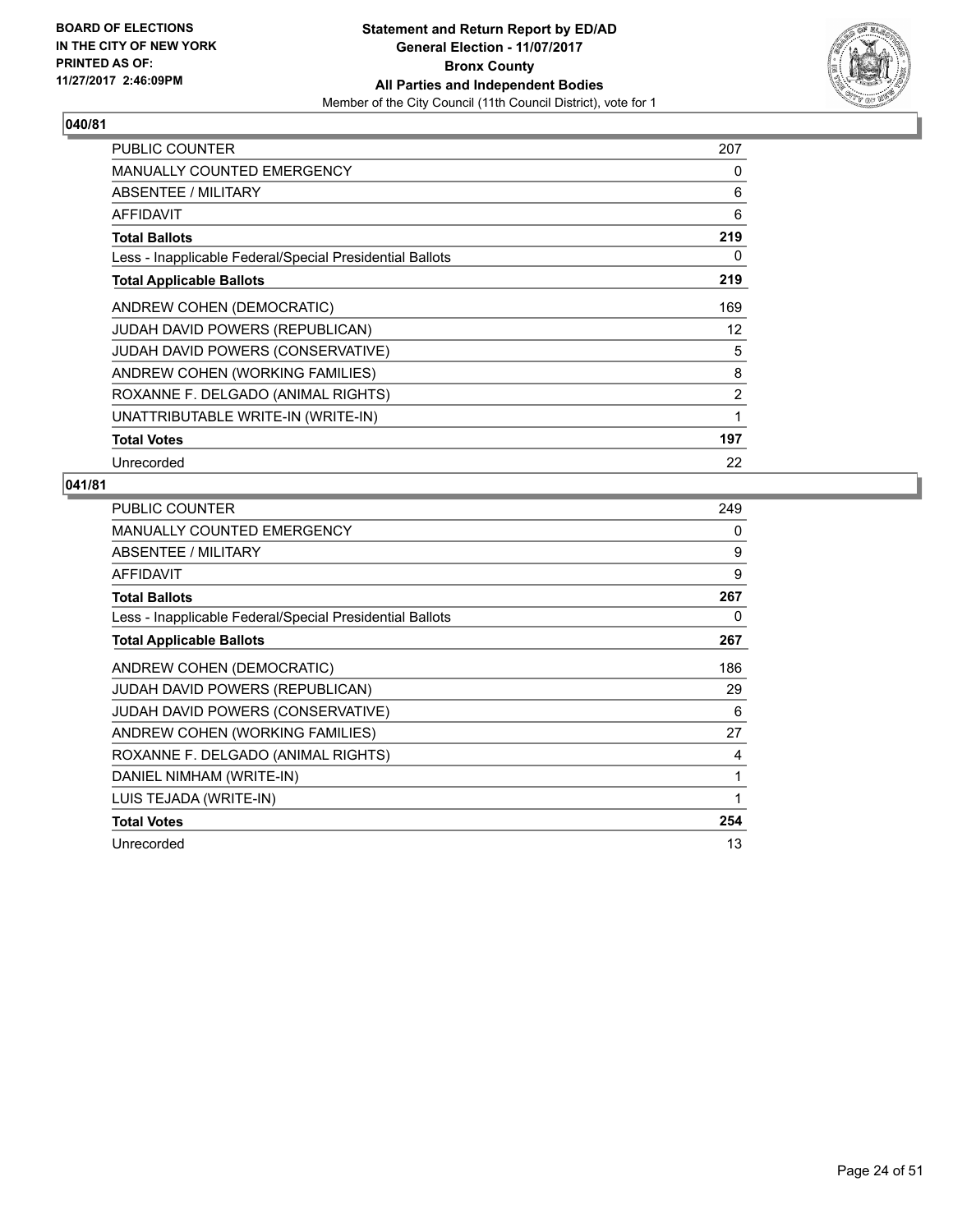**BOARD OF ELECTIONS IN THE CITY OF NEW YORK PRINTED AS OF: 11/27/2017 2:46:09PM**

**Statement and Return Report by ED/AD General Election - 11/07/2017 Bronx County All Parties and Independent Bodies**

Member of the City Council (11th Council District), vote for 1

### 040/81

| | |
|---|---|
| PUBLIC COUNTER | 207 |
| MANUALLY COUNTED EMERGENCY | 0 |
| ABSENTEE / MILITARY | 6 |
| AFFIDAVIT | 6 |
| **Total Ballots** | **219** |
| Less - Inapplicable Federal/Special Presidential Ballots | 0 |
| **Total Applicable Ballots** | **219** |
| ANDREW COHEN (DEMOCRATIC) | 169 |
| JUDAH DAVID POWERS (REPUBLICAN) | 12 |
| JUDAH DAVID POWERS (CONSERVATIVE) | 5 |
| ANDREW COHEN (WORKING FAMILIES) | 8 |
| ROXANNE F. DELGADO (ANIMAL RIGHTS) | 2 |
| UNATTRIBUTABLE WRITE-IN (WRITE-IN) | 1 |
| **Total Votes** | **197** |
| Unrecorded | 22 |

### 041/81

| | |
|---|---|
| PUBLIC COUNTER | 249 |
| MANUALLY COUNTED EMERGENCY | 0 |
| ABSENTEE / MILITARY | 9 |
| AFFIDAVIT | 9 |
| **Total Ballots** | **267** |
| Less - Inapplicable Federal/Special Presidential Ballots | 0 |
| **Total Applicable Ballots** | **267** |
| ANDREW COHEN (DEMOCRATIC) | 186 |
| JUDAH DAVID POWERS (REPUBLICAN) | 29 |
| JUDAH DAVID POWERS (CONSERVATIVE) | 6 |
| ANDREW COHEN (WORKING FAMILIES) | 27 |
| ROXANNE F. DELGADO (ANIMAL RIGHTS) | 4 |
| DANIEL NIMHAM (WRITE-IN) | 1 |
| LUIS TEJADA (WRITE-IN) | 1 |
| **Total Votes** | **254** |
| Unrecorded | 13 |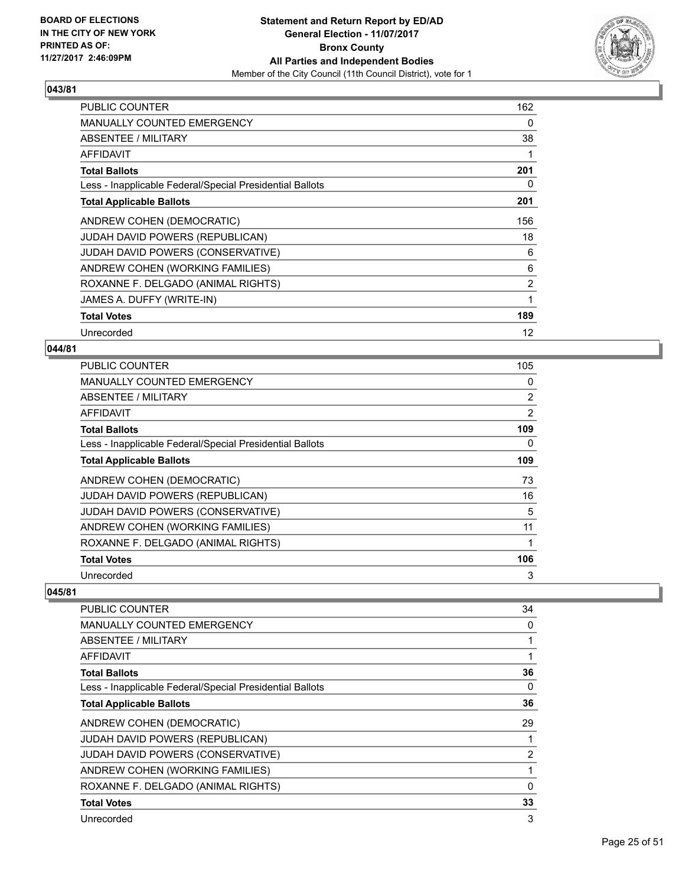## 043/81

| | |
|---|---|
| PUBLIC COUNTER | 162 |
| MANUALLY COUNTED EMERGENCY | 0 |
| ABSENTEE / MILITARY | 38 |
| AFFIDAVIT | 1 |
| **Total Ballots** | **201** |
| Less - Inapplicable Federal/Special Presidential Ballots | 0 |
| **Total Applicable Ballots** | **201** |
| ANDREW COHEN (DEMOCRATIC) | 156 |
| JUDAH DAVID POWERS (REPUBLICAN) | 18 |
| JUDAH DAVID POWERS (CONSERVATIVE) | 6 |
| ANDREW COHEN (WORKING FAMILIES) | 6 |
| ROXANNE F. DELGADO (ANIMAL RIGHTS) | 2 |
| JAMES A. DUFFY (WRITE-IN) | 1 |
| **Total Votes** | **189** |
| Unrecorded | 12 |

## 044/81

| | |
|---|---|
| PUBLIC COUNTER | 105 |
| MANUALLY COUNTED EMERGENCY | 0 |
| ABSENTEE / MILITARY | 2 |
| AFFIDAVIT | 2 |
| **Total Ballots** | **109** |
| Less - Inapplicable Federal/Special Presidential Ballots | 0 |
| **Total Applicable Ballots** | **109** |
| ANDREW COHEN (DEMOCRATIC) | 73 |
| JUDAH DAVID POWERS (REPUBLICAN) | 16 |
| JUDAH DAVID POWERS (CONSERVATIVE) | 5 |
| ANDREW COHEN (WORKING FAMILIES) | 11 |
| ROXANNE F. DELGADO (ANIMAL RIGHTS) | 1 |
| **Total Votes** | **106** |
| Unrecorded | 3 |

## 045/81

| | |
|---|---|
| PUBLIC COUNTER | 34 |
| MANUALLY COUNTED EMERGENCY | 0 |
| ABSENTEE / MILITARY | 1 |
| AFFIDAVIT | 1 |
| **Total Ballots** | **36** |
| Less - Inapplicable Federal/Special Presidential Ballots | 0 |
| **Total Applicable Ballots** | **36** |
| ANDREW COHEN (DEMOCRATIC) | 29 |
| JUDAH DAVID POWERS (REPUBLICAN) | 1 |
| JUDAH DAVID POWERS (CONSERVATIVE) | 2 |
| ANDREW COHEN (WORKING FAMILIES) | 1 |
| ROXANNE F. DELGADO (ANIMAL RIGHTS) | 0 |
| **Total Votes** | **33** |
| Unrecorded | 3 |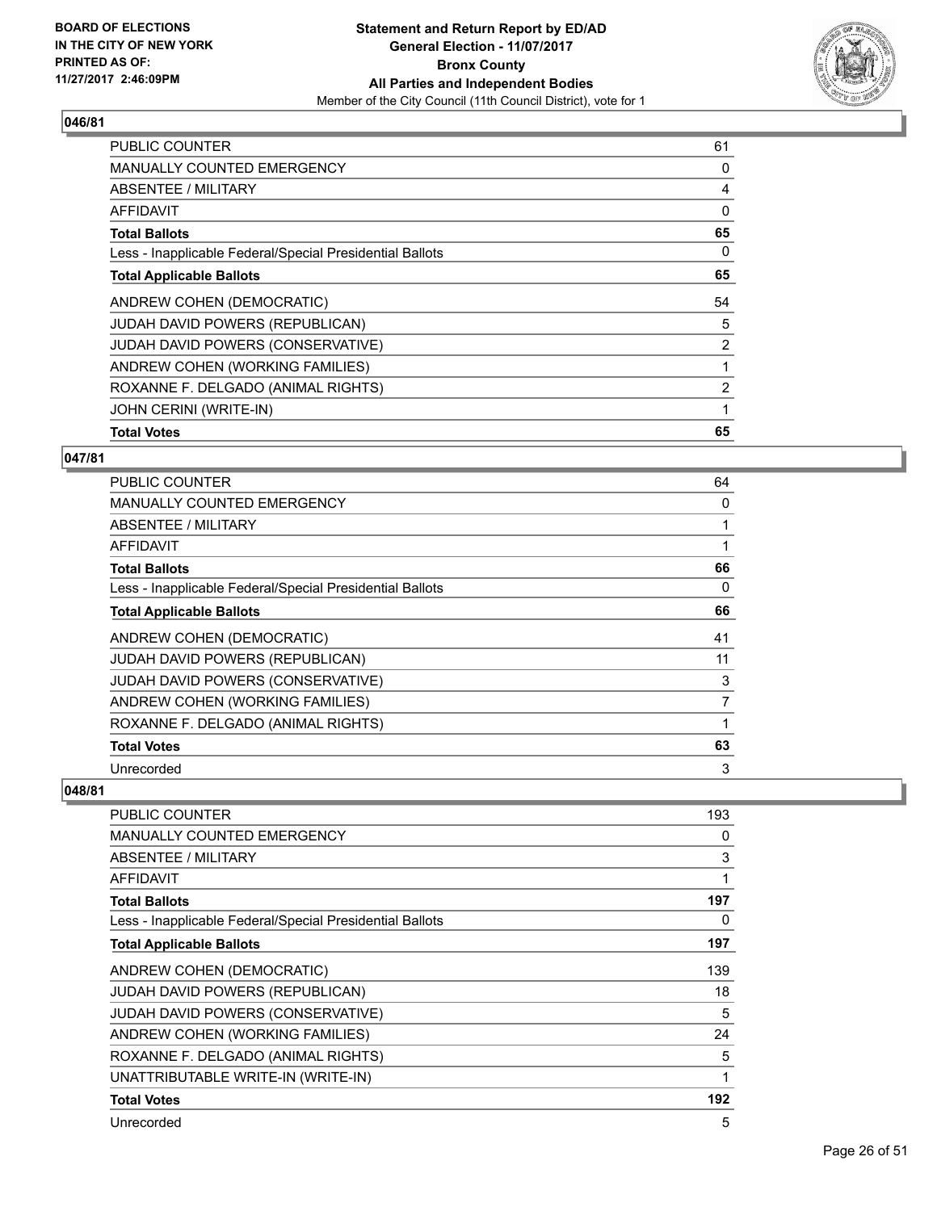**BOARD OF ELECTIONS IN THE CITY OF NEW YORK PRINTED AS OF: 11/27/2017 2:46:09PM**

**Statement and Return Report by ED/AD General Election - 11/07/2017 Bronx County All Parties and Independent Bodies**

Member of the City Council (11th Council District), vote for 1

### 046/81

| | |
|---|---|
| PUBLIC COUNTER | 61 |
| MANUALLY COUNTED EMERGENCY | 0 |
| ABSENTEE / MILITARY | 4 |
| AFFIDAVIT | 0 |
| **Total Ballots** | **65** |
| Less - Inapplicable Federal/Special Presidential Ballots | 0 |
| **Total Applicable Ballots** | **65** |
| ANDREW COHEN (DEMOCRATIC) | 54 |
| JUDAH DAVID POWERS (REPUBLICAN) | 5 |
| JUDAH DAVID POWERS (CONSERVATIVE) | 2 |
| ANDREW COHEN (WORKING FAMILIES) | 1 |
| ROXANNE F. DELGADO (ANIMAL RIGHTS) | 2 |
| JOHN CERINI (WRITE-IN) | 1 |
| **Total Votes** | **65** |

### 047/81

| | |
|---|---|
| PUBLIC COUNTER | 64 |
| MANUALLY COUNTED EMERGENCY | 0 |
| ABSENTEE / MILITARY | 1 |
| AFFIDAVIT | 1 |
| **Total Ballots** | **66** |
| Less - Inapplicable Federal/Special Presidential Ballots | 0 |
| **Total Applicable Ballots** | **66** |
| ANDREW COHEN (DEMOCRATIC) | 41 |
| JUDAH DAVID POWERS (REPUBLICAN) | 11 |
| JUDAH DAVID POWERS (CONSERVATIVE) | 3 |
| ANDREW COHEN (WORKING FAMILIES) | 7 |
| ROXANNE F. DELGADO (ANIMAL RIGHTS) | 1 |
| **Total Votes** | **63** |
| Unrecorded | 3 |

### 048/81

| | |
|---|---|
| PUBLIC COUNTER | 193 |
| MANUALLY COUNTED EMERGENCY | 0 |
| ABSENTEE / MILITARY | 3 |
| AFFIDAVIT | 1 |
| **Total Ballots** | **197** |
| Less - Inapplicable Federal/Special Presidential Ballots | 0 |
| **Total Applicable Ballots** | **197** |
| ANDREW COHEN (DEMOCRATIC) | 139 |
| JUDAH DAVID POWERS (REPUBLICAN) | 18 |
| JUDAH DAVID POWERS (CONSERVATIVE) | 5 |
| ANDREW COHEN (WORKING FAMILIES) | 24 |
| ROXANNE F. DELGADO (ANIMAL RIGHTS) | 5 |
| UNATTRIBUTABLE WRITE-IN (WRITE-IN) | 1 |
| **Total Votes** | **192** |
| Unrecorded | 5 |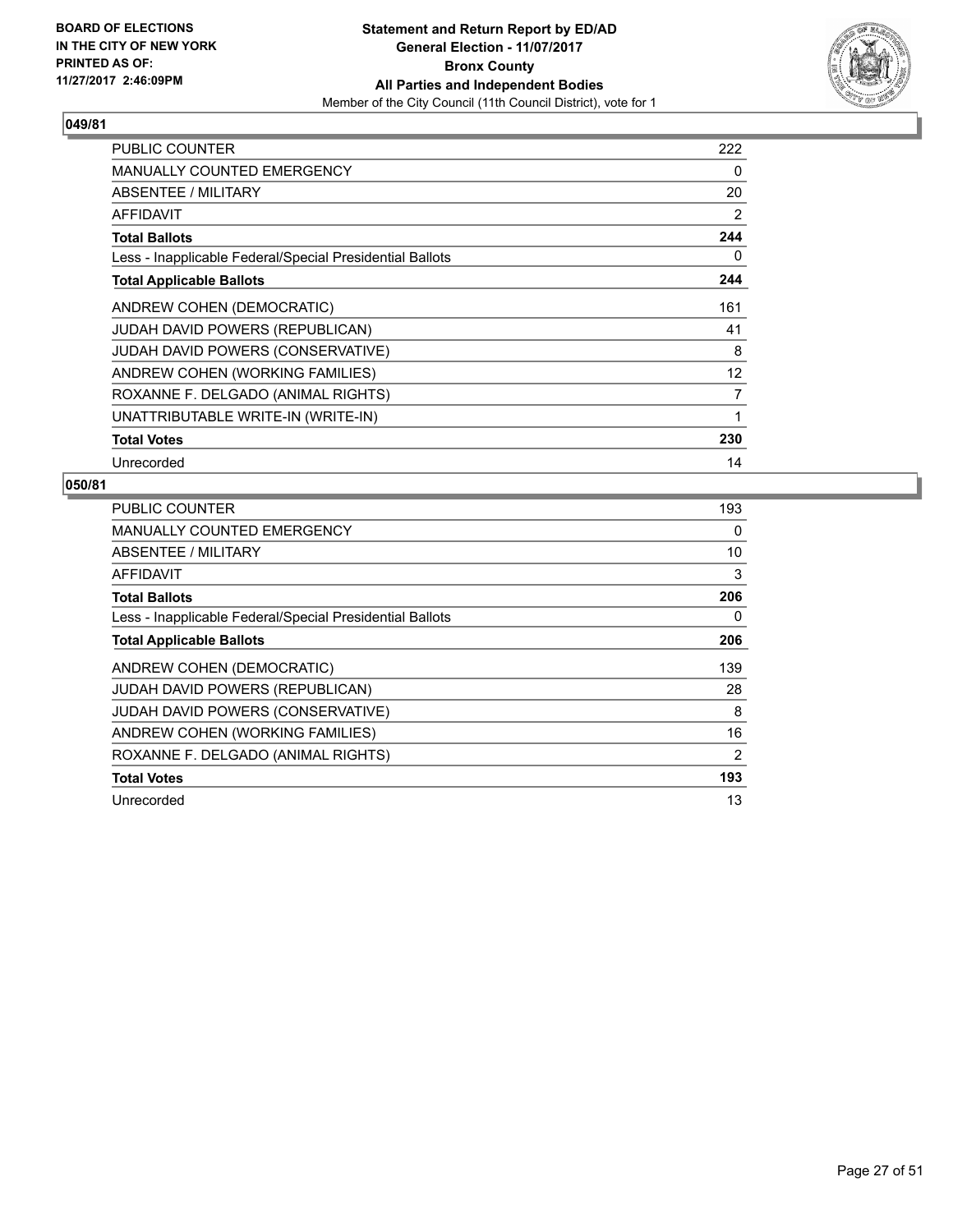**BOARD OF ELECTIONS IN THE CITY OF NEW YORK PRINTED AS OF: 11/27/2017 2:46:09PM**

**Statement and Return Report by ED/AD**
**General Election - 11/07/2017**
**Bronx County**
**All Parties and Independent Bodies**
Member of the City Council (11th Council District), vote for 1

### 049/81

| | |
|---|---|
| PUBLIC COUNTER | 222 |
| MANUALLY COUNTED EMERGENCY | 0 |
| ABSENTEE / MILITARY | 20 |
| AFFIDAVIT | 2 |
| **Total Ballots** | **244** |
| Less - Inapplicable Federal/Special Presidential Ballots | 0 |
| **Total Applicable Ballots** | **244** |
| ANDREW COHEN (DEMOCRATIC) | 161 |
| JUDAH DAVID POWERS (REPUBLICAN) | 41 |
| JUDAH DAVID POWERS (CONSERVATIVE) | 8 |
| ANDREW COHEN (WORKING FAMILIES) | 12 |
| ROXANNE F. DELGADO (ANIMAL RIGHTS) | 7 |
| UNATTRIBUTABLE WRITE-IN (WRITE-IN) | 1 |
| **Total Votes** | **230** |
| Unrecorded | 14 |

### 050/81

| | |
|---|---|
| PUBLIC COUNTER | 193 |
| MANUALLY COUNTED EMERGENCY | 0 |
| ABSENTEE / MILITARY | 10 |
| AFFIDAVIT | 3 |
| **Total Ballots** | **206** |
| Less - Inapplicable Federal/Special Presidential Ballots | 0 |
| **Total Applicable Ballots** | **206** |
| ANDREW COHEN (DEMOCRATIC) | 139 |
| JUDAH DAVID POWERS (REPUBLICAN) | 28 |
| JUDAH DAVID POWERS (CONSERVATIVE) | 8 |
| ANDREW COHEN (WORKING FAMILIES) | 16 |
| ROXANNE F. DELGADO (ANIMAL RIGHTS) | 2 |
| **Total Votes** | **193** |
| Unrecorded | 13 |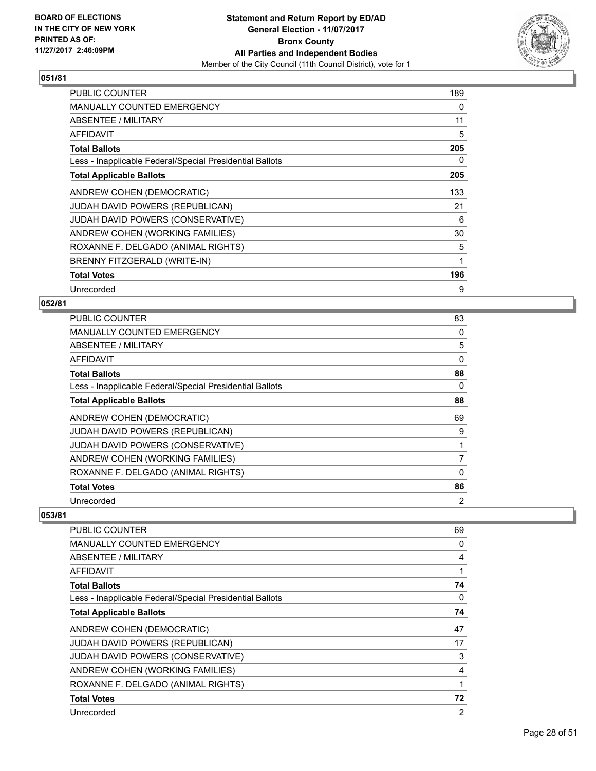**Statement and Return Report by ED/AD**
**General Election - 11/07/2017**
**Bronx County**
**All Parties and Independent Bodies**
Member of the City Council (11th Council District), vote for 1

BOARD OF ELECTIONS IN THE CITY OF NEW YORK PRINTED AS OF: 11/27/2017 2:46:09PM

## 051/81

| | |
|---|---|
| PUBLIC COUNTER | 189 |
| MANUALLY COUNTED EMERGENCY | 0 |
| ABSENTEE / MILITARY | 11 |
| AFFIDAVIT | 5 |
| **Total Ballots** | **205** |
| Less - Inapplicable Federal/Special Presidential Ballots | 0 |
| **Total Applicable Ballots** | **205** |
| ANDREW COHEN (DEMOCRATIC) | 133 |
| JUDAH DAVID POWERS (REPUBLICAN) | 21 |
| JUDAH DAVID POWERS (CONSERVATIVE) | 6 |
| ANDREW COHEN (WORKING FAMILIES) | 30 |
| ROXANNE F. DELGADO (ANIMAL RIGHTS) | 5 |
| BRENNY FITZGERALD (WRITE-IN) | 1 |
| **Total Votes** | **196** |
| Unrecorded | 9 |

## 052/81

| | |
|---|---|
| PUBLIC COUNTER | 83 |
| MANUALLY COUNTED EMERGENCY | 0 |
| ABSENTEE / MILITARY | 5 |
| AFFIDAVIT | 0 |
| **Total Ballots** | **88** |
| Less - Inapplicable Federal/Special Presidential Ballots | 0 |
| **Total Applicable Ballots** | **88** |
| ANDREW COHEN (DEMOCRATIC) | 69 |
| JUDAH DAVID POWERS (REPUBLICAN) | 9 |
| JUDAH DAVID POWERS (CONSERVATIVE) | 1 |
| ANDREW COHEN (WORKING FAMILIES) | 7 |
| ROXANNE F. DELGADO (ANIMAL RIGHTS) | 0 |
| **Total Votes** | **86** |
| Unrecorded | 2 |

## 053/81

| | |
|---|---|
| PUBLIC COUNTER | 69 |
| MANUALLY COUNTED EMERGENCY | 0 |
| ABSENTEE / MILITARY | 4 |
| AFFIDAVIT | 1 |
| **Total Ballots** | **74** |
| Less - Inapplicable Federal/Special Presidential Ballots | 0 |
| **Total Applicable Ballots** | **74** |
| ANDREW COHEN (DEMOCRATIC) | 47 |
| JUDAH DAVID POWERS (REPUBLICAN) | 17 |
| JUDAH DAVID POWERS (CONSERVATIVE) | 3 |
| ANDREW COHEN (WORKING FAMILIES) | 4 |
| ROXANNE F. DELGADO (ANIMAL RIGHTS) | 1 |
| **Total Votes** | **72** |
| Unrecorded | 2 |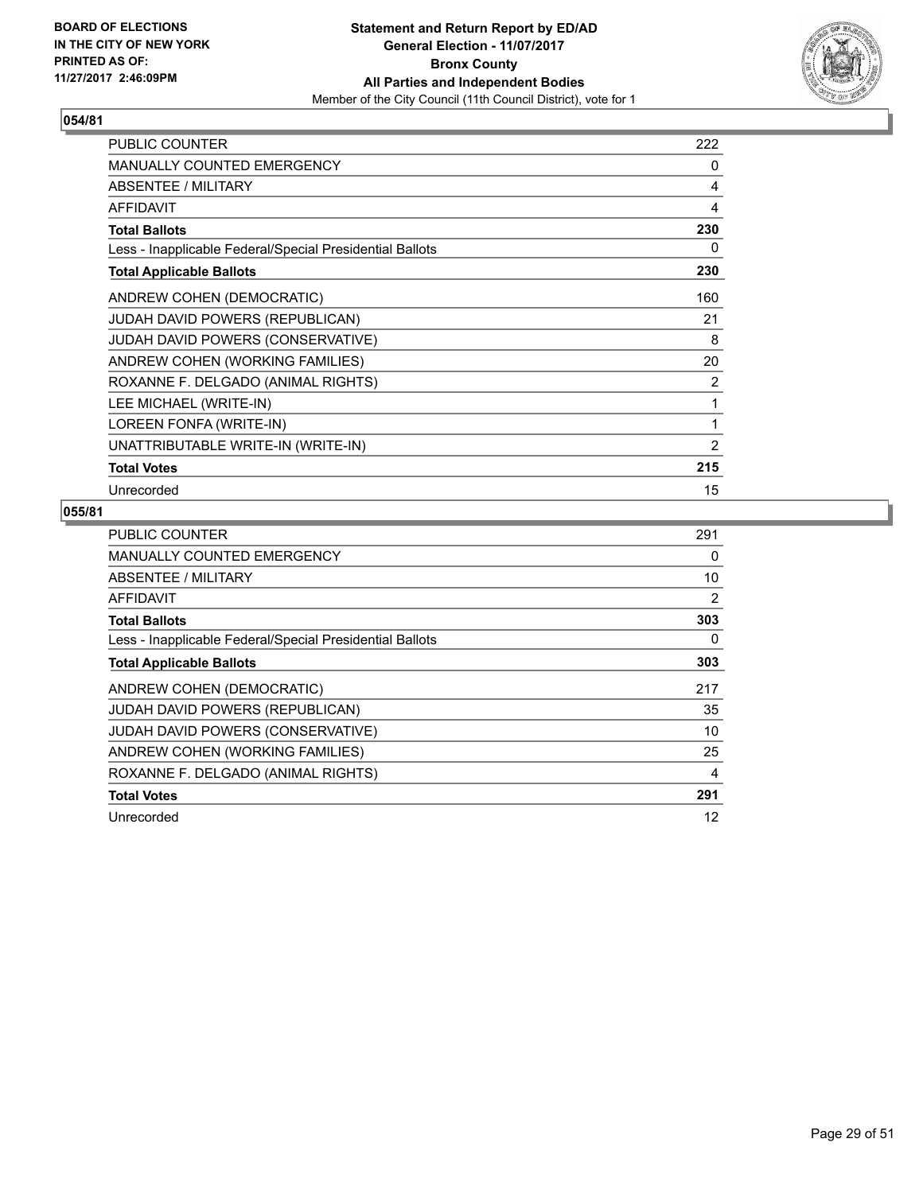**BOARD OF ELECTIONS IN THE CITY OF NEW YORK PRINTED AS OF: 11/27/2017 2:46:09PM**

**Statement and Return Report by ED/AD General Election - 11/07/2017 Bronx County All Parties and Independent Bodies**

Member of the City Council (11th Council District), vote for 1

## 054/81

| | |
|---|---|
| PUBLIC COUNTER | 222 |
| MANUALLY COUNTED EMERGENCY | 0 |
| ABSENTEE / MILITARY | 4 |
| AFFIDAVIT | 4 |
| **Total Ballots** | **230** |
| Less - Inapplicable Federal/Special Presidential Ballots | 0 |
| **Total Applicable Ballots** | **230** |
| ANDREW COHEN (DEMOCRATIC) | 160 |
| JUDAH DAVID POWERS (REPUBLICAN) | 21 |
| JUDAH DAVID POWERS (CONSERVATIVE) | 8 |
| ANDREW COHEN (WORKING FAMILIES) | 20 |
| ROXANNE F. DELGADO (ANIMAL RIGHTS) | 2 |
| LEE MICHAEL (WRITE-IN) | 1 |
| LOREEN FONFA (WRITE-IN) | 1 |
| UNATTRIBUTABLE WRITE-IN (WRITE-IN) | 2 |
| **Total Votes** | **215** |
| Unrecorded | 15 |

## 055/81

| | |
|---|---|
| PUBLIC COUNTER | 291 |
| MANUALLY COUNTED EMERGENCY | 0 |
| ABSENTEE / MILITARY | 10 |
| AFFIDAVIT | 2 |
| **Total Ballots** | **303** |
| Less - Inapplicable Federal/Special Presidential Ballots | 0 |
| **Total Applicable Ballots** | **303** |
| ANDREW COHEN (DEMOCRATIC) | 217 |
| JUDAH DAVID POWERS (REPUBLICAN) | 35 |
| JUDAH DAVID POWERS (CONSERVATIVE) | 10 |
| ANDREW COHEN (WORKING FAMILIES) | 25 |
| ROXANNE F. DELGADO (ANIMAL RIGHTS) | 4 |
| **Total Votes** | **291** |
| Unrecorded | 12 |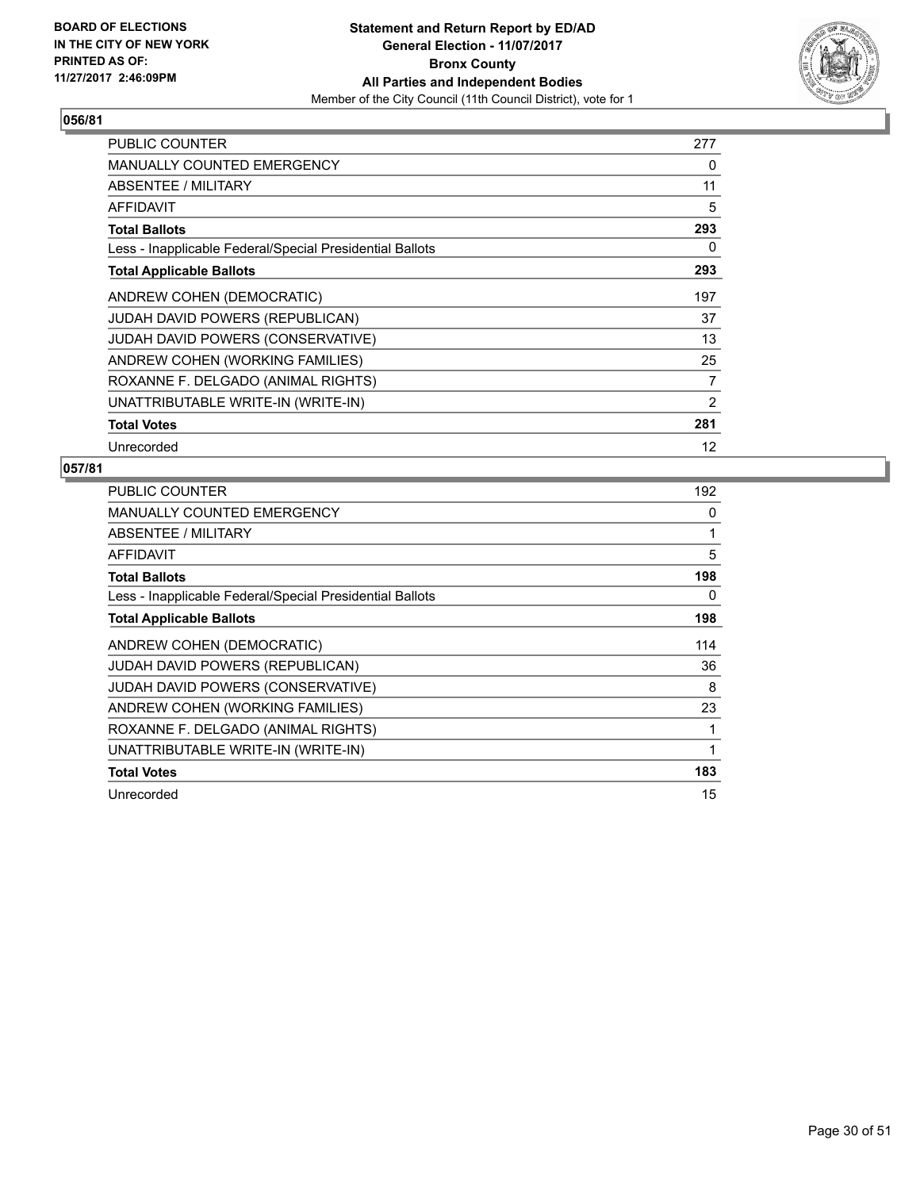**BOARD OF ELECTIONS IN THE CITY OF NEW YORK PRINTED AS OF: 11/27/2017 2:46:09PM**

**Statement and Return Report by ED/AD**
**General Election - 11/07/2017**
**Bronx County**
**All Parties and Independent Bodies**
Member of the City Council (11th Council District), vote for 1

## 056/81

| | |
|---|---|
| PUBLIC COUNTER | 277 |
| MANUALLY COUNTED EMERGENCY | 0 |
| ABSENTEE / MILITARY | 11 |
| AFFIDAVIT | 5 |
| **Total Ballots** | **293** |
| Less - Inapplicable Federal/Special Presidential Ballots | 0 |
| **Total Applicable Ballots** | **293** |
| ANDREW COHEN (DEMOCRATIC) | 197 |
| JUDAH DAVID POWERS (REPUBLICAN) | 37 |
| JUDAH DAVID POWERS (CONSERVATIVE) | 13 |
| ANDREW COHEN (WORKING FAMILIES) | 25 |
| ROXANNE F. DELGADO (ANIMAL RIGHTS) | 7 |
| UNATTRIBUTABLE WRITE-IN (WRITE-IN) | 2 |
| **Total Votes** | **281** |
| Unrecorded | 12 |

## 057/81

| | |
|---|---|
| PUBLIC COUNTER | 192 |
| MANUALLY COUNTED EMERGENCY | 0 |
| ABSENTEE / MILITARY | 1 |
| AFFIDAVIT | 5 |
| **Total Ballots** | **198** |
| Less - Inapplicable Federal/Special Presidential Ballots | 0 |
| **Total Applicable Ballots** | **198** |
| ANDREW COHEN (DEMOCRATIC) | 114 |
| JUDAH DAVID POWERS (REPUBLICAN) | 36 |
| JUDAH DAVID POWERS (CONSERVATIVE) | 8 |
| ANDREW COHEN (WORKING FAMILIES) | 23 |
| ROXANNE F. DELGADO (ANIMAL RIGHTS) | 1 |
| UNATTRIBUTABLE WRITE-IN (WRITE-IN) | 1 |
| **Total Votes** | **183** |
| Unrecorded | 15 |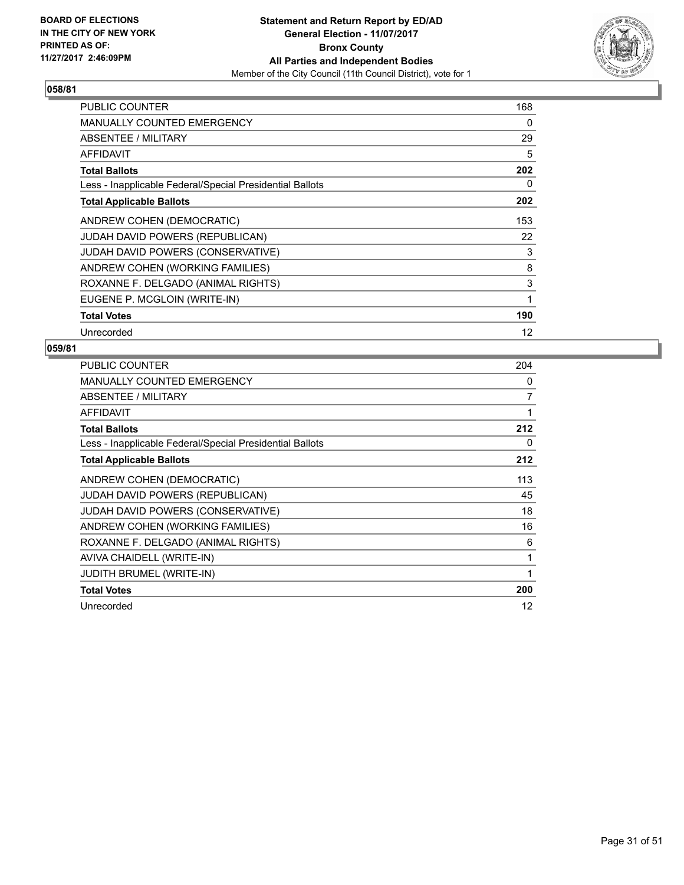**BOARD OF ELECTIONS IN THE CITY OF NEW YORK PRINTED AS OF: 11/27/2017 2:46:09PM**

**Statement and Return Report by ED/AD General Election - 11/07/2017 Bronx County All Parties and Independent Bodies**

Member of the City Council (11th Council District), vote for 1

## 058/81

| | |
|---|---|
| PUBLIC COUNTER | 168 |
| MANUALLY COUNTED EMERGENCY | 0 |
| ABSENTEE / MILITARY | 29 |
| AFFIDAVIT | 5 |
| **Total Ballots** | **202** |
| Less - Inapplicable Federal/Special Presidential Ballots | 0 |
| **Total Applicable Ballots** | **202** |
| ANDREW COHEN (DEMOCRATIC) | 153 |
| JUDAH DAVID POWERS (REPUBLICAN) | 22 |
| JUDAH DAVID POWERS (CONSERVATIVE) | 3 |
| ANDREW COHEN (WORKING FAMILIES) | 8 |
| ROXANNE F. DELGADO (ANIMAL RIGHTS) | 3 |
| EUGENE P. MCGLOIN (WRITE-IN) | 1 |
| **Total Votes** | **190** |
| Unrecorded | 12 |

## 059/81

| | |
|---|---|
| PUBLIC COUNTER | 204 |
| MANUALLY COUNTED EMERGENCY | 0 |
| ABSENTEE / MILITARY | 7 |
| AFFIDAVIT | 1 |
| **Total Ballots** | **212** |
| Less - Inapplicable Federal/Special Presidential Ballots | 0 |
| **Total Applicable Ballots** | **212** |
| ANDREW COHEN (DEMOCRATIC) | 113 |
| JUDAH DAVID POWERS (REPUBLICAN) | 45 |
| JUDAH DAVID POWERS (CONSERVATIVE) | 18 |
| ANDREW COHEN (WORKING FAMILIES) | 16 |
| ROXANNE F. DELGADO (ANIMAL RIGHTS) | 6 |
| AVIVA CHAIDELL (WRITE-IN) | 1 |
| JUDITH BRUMEL (WRITE-IN) | 1 |
| **Total Votes** | **200** |
| Unrecorded | 12 |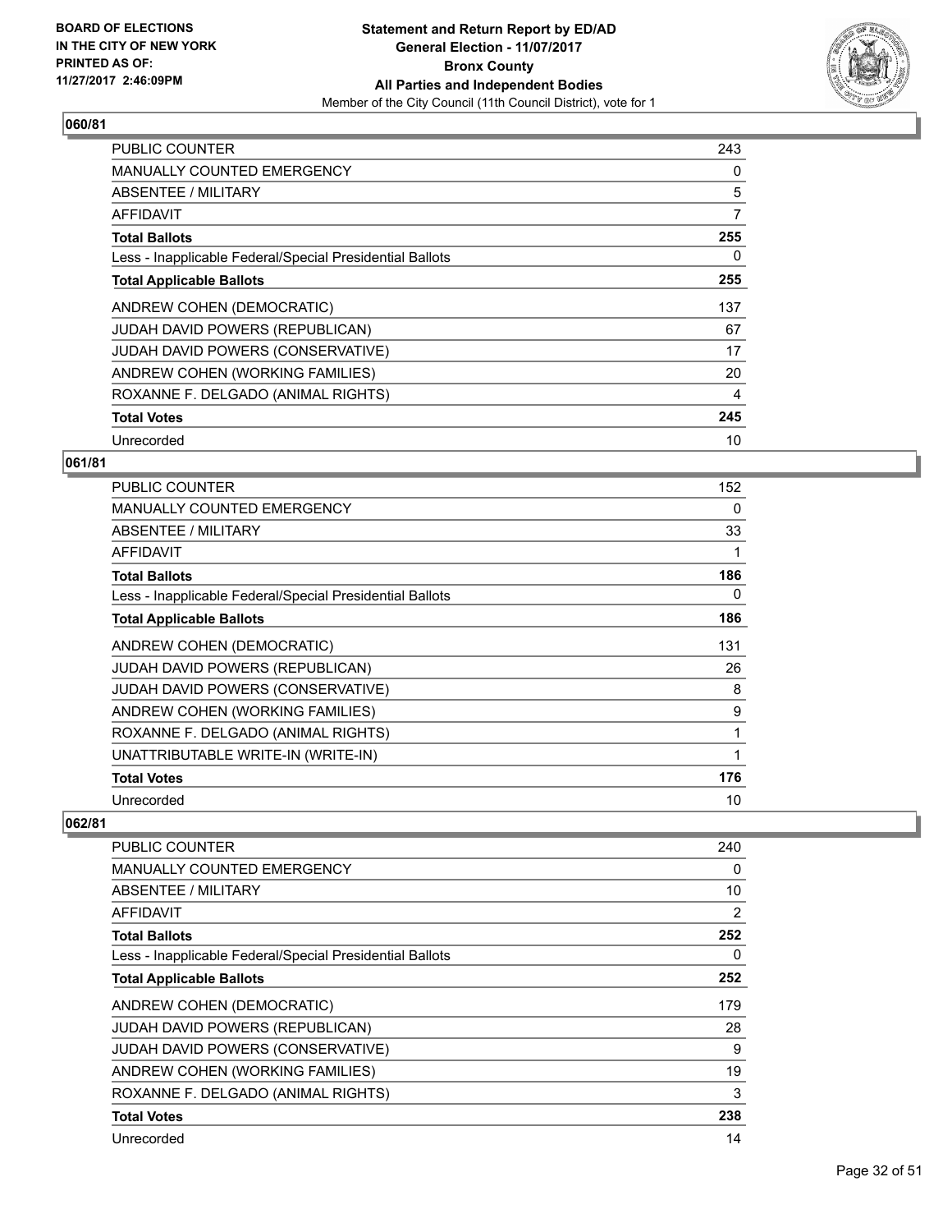**BOARD OF ELECTIONS IN THE CITY OF NEW YORK PRINTED AS OF: 11/27/2017 2:46:09PM**

**Statement and Return Report by ED/AD General Election - 11/07/2017 Bronx County All Parties and Independent Bodies**

Member of the City Council (11th Council District), vote for 1

## 060/81

| | |
|---|---|
| PUBLIC COUNTER | 243 |
| MANUALLY COUNTED EMERGENCY | 0 |
| ABSENTEE / MILITARY | 5 |
| AFFIDAVIT | 7 |
| **Total Ballots** | **255** |
| Less - Inapplicable Federal/Special Presidential Ballots | 0 |
| **Total Applicable Ballots** | **255** |
| ANDREW COHEN (DEMOCRATIC) | 137 |
| JUDAH DAVID POWERS (REPUBLICAN) | 67 |
| JUDAH DAVID POWERS (CONSERVATIVE) | 17 |
| ANDREW COHEN (WORKING FAMILIES) | 20 |
| ROXANNE F. DELGADO (ANIMAL RIGHTS) | 4 |
| **Total Votes** | **245** |
| Unrecorded | 10 |

## 061/81

| | |
|---|---|
| PUBLIC COUNTER | 152 |
| MANUALLY COUNTED EMERGENCY | 0 |
| ABSENTEE / MILITARY | 33 |
| AFFIDAVIT | 1 |
| **Total Ballots** | **186** |
| Less - Inapplicable Federal/Special Presidential Ballots | 0 |
| **Total Applicable Ballots** | **186** |
| ANDREW COHEN (DEMOCRATIC) | 131 |
| JUDAH DAVID POWERS (REPUBLICAN) | 26 |
| JUDAH DAVID POWERS (CONSERVATIVE) | 8 |
| ANDREW COHEN (WORKING FAMILIES) | 9 |
| ROXANNE F. DELGADO (ANIMAL RIGHTS) | 1 |
| UNATTRIBUTABLE WRITE-IN (WRITE-IN) | 1 |
| **Total Votes** | **176** |
| Unrecorded | 10 |

## 062/81

| | |
|---|---|
| PUBLIC COUNTER | 240 |
| MANUALLY COUNTED EMERGENCY | 0 |
| ABSENTEE / MILITARY | 10 |
| AFFIDAVIT | 2 |
| **Total Ballots** | **252** |
| Less - Inapplicable Federal/Special Presidential Ballots | 0 |
| **Total Applicable Ballots** | **252** |
| ANDREW COHEN (DEMOCRATIC) | 179 |
| JUDAH DAVID POWERS (REPUBLICAN) | 28 |
| JUDAH DAVID POWERS (CONSERVATIVE) | 9 |
| ANDREW COHEN (WORKING FAMILIES) | 19 |
| ROXANNE F. DELGADO (ANIMAL RIGHTS) | 3 |
| **Total Votes** | **238** |
| Unrecorded | 14 |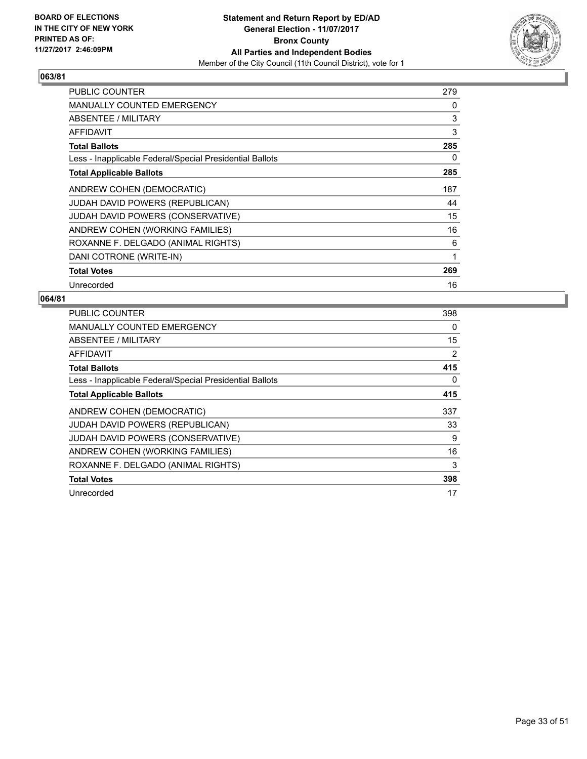**BOARD OF ELECTIONS IN THE CITY OF NEW YORK PRINTED AS OF: 11/27/2017 2:46:09PM**

**Statement and Return Report by ED/AD**
**General Election - 11/07/2017**
**Bronx County**
**All Parties and Independent Bodies**
Member of the City Council (11th Council District), vote for 1

## 063/81

| | |
|---|---|
| PUBLIC COUNTER | 279 |
| MANUALLY COUNTED EMERGENCY | 0 |
| ABSENTEE / MILITARY | 3 |
| AFFIDAVIT | 3 |
| **Total Ballots** | **285** |
| Less - Inapplicable Federal/Special Presidential Ballots | 0 |
| **Total Applicable Ballots** | **285** |
| ANDREW COHEN (DEMOCRATIC) | 187 |
| JUDAH DAVID POWERS (REPUBLICAN) | 44 |
| JUDAH DAVID POWERS (CONSERVATIVE) | 15 |
| ANDREW COHEN (WORKING FAMILIES) | 16 |
| ROXANNE F. DELGADO (ANIMAL RIGHTS) | 6 |
| DANI COTRONE (WRITE-IN) | 1 |
| **Total Votes** | **269** |
| Unrecorded | 16 |

## 064/81

| | |
|---|---|
| PUBLIC COUNTER | 398 |
| MANUALLY COUNTED EMERGENCY | 0 |
| ABSENTEE / MILITARY | 15 |
| AFFIDAVIT | 2 |
| **Total Ballots** | **415** |
| Less - Inapplicable Federal/Special Presidential Ballots | 0 |
| **Total Applicable Ballots** | **415** |
| ANDREW COHEN (DEMOCRATIC) | 337 |
| JUDAH DAVID POWERS (REPUBLICAN) | 33 |
| JUDAH DAVID POWERS (CONSERVATIVE) | 9 |
| ANDREW COHEN (WORKING FAMILIES) | 16 |
| ROXANNE F. DELGADO (ANIMAL RIGHTS) | 3 |
| **Total Votes** | **398** |
| Unrecorded | 17 |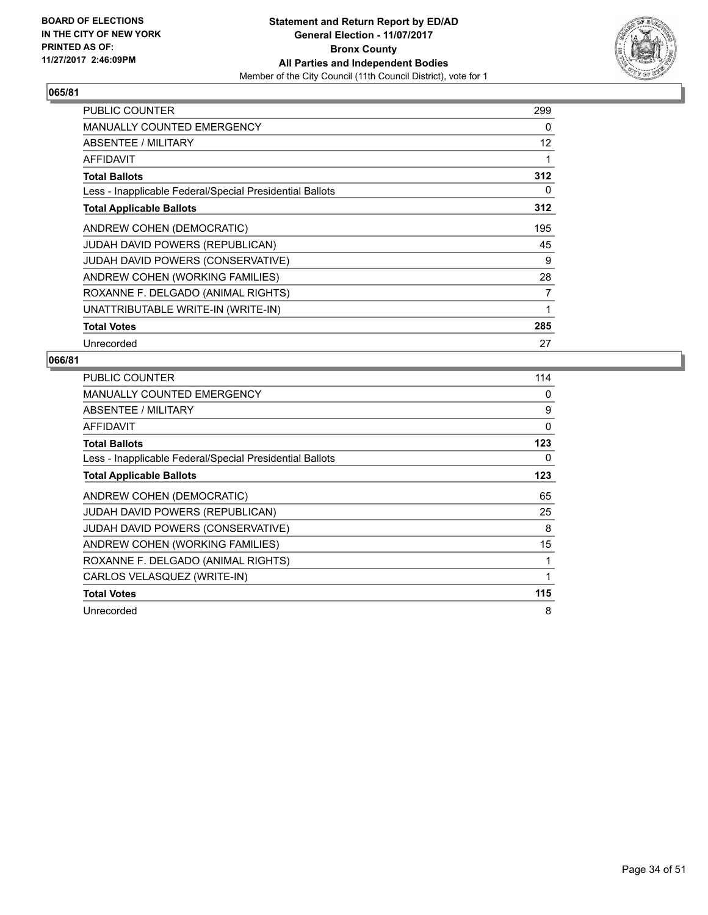BOARD OF ELECTIONS
IN THE CITY OF NEW YORK
PRINTED AS OF:
11/27/2017 2:46:09PM

**Statement and Return Report by ED/AD**
**General Election - 11/07/2017**
**Bronx County**
**All Parties and Independent Bodies**
Member of the City Council (11th Council District), vote for 1

### 065/81

| | |
|---|---|
| PUBLIC COUNTER | 299 |
| MANUALLY COUNTED EMERGENCY | 0 |
| ABSENTEE / MILITARY | 12 |
| AFFIDAVIT | 1 |
| **Total Ballots** | **312** |
| Less - Inapplicable Federal/Special Presidential Ballots | 0 |
| **Total Applicable Ballots** | **312** |
| ANDREW COHEN (DEMOCRATIC) | 195 |
| JUDAH DAVID POWERS (REPUBLICAN) | 45 |
| JUDAH DAVID POWERS (CONSERVATIVE) | 9 |
| ANDREW COHEN (WORKING FAMILIES) | 28 |
| ROXANNE F. DELGADO (ANIMAL RIGHTS) | 7 |
| UNATTRIBUTABLE WRITE-IN (WRITE-IN) | 1 |
| **Total Votes** | **285** |
| Unrecorded | 27 |

### 066/81

| | |
|---|---|
| PUBLIC COUNTER | 114 |
| MANUALLY COUNTED EMERGENCY | 0 |
| ABSENTEE / MILITARY | 9 |
| AFFIDAVIT | 0 |
| **Total Ballots** | **123** |
| Less - Inapplicable Federal/Special Presidential Ballots | 0 |
| **Total Applicable Ballots** | **123** |
| ANDREW COHEN (DEMOCRATIC) | 65 |
| JUDAH DAVID POWERS (REPUBLICAN) | 25 |
| JUDAH DAVID POWERS (CONSERVATIVE) | 8 |
| ANDREW COHEN (WORKING FAMILIES) | 15 |
| ROXANNE F. DELGADO (ANIMAL RIGHTS) | 1 |
| CARLOS VELASQUEZ (WRITE-IN) | 1 |
| **Total Votes** | **115** |
| Unrecorded | 8 |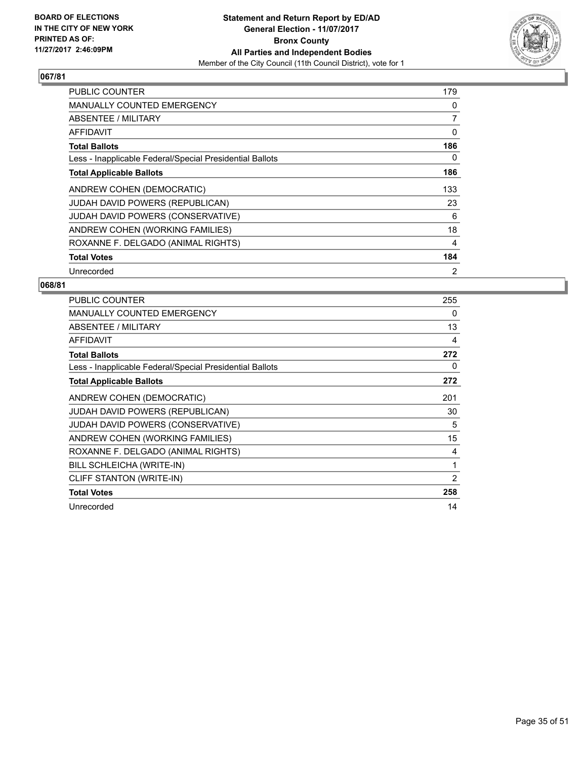BOARD OF ELECTIONS
IN THE CITY OF NEW YORK
PRINTED AS OF:
11/27/2017 2:46:09PM

**Statement and Return Report by ED/AD**
**General Election - 11/07/2017**
**Bronx County**
**All Parties and Independent Bodies**
Member of the City Council (11th Council District), vote for 1

## 067/81

| | |
|---|---|
| PUBLIC COUNTER | 179 |
| MANUALLY COUNTED EMERGENCY | 0 |
| ABSENTEE / MILITARY | 7 |
| AFFIDAVIT | 0 |
| **Total Ballots** | **186** |
| Less - Inapplicable Federal/Special Presidential Ballots | 0 |
| **Total Applicable Ballots** | **186** |
| ANDREW COHEN (DEMOCRATIC) | 133 |
| JUDAH DAVID POWERS (REPUBLICAN) | 23 |
| JUDAH DAVID POWERS (CONSERVATIVE) | 6 |
| ANDREW COHEN (WORKING FAMILIES) | 18 |
| ROXANNE F. DELGADO (ANIMAL RIGHTS) | 4 |
| **Total Votes** | **184** |
| Unrecorded | 2 |

## 068/81

| | |
|---|---|
| PUBLIC COUNTER | 255 |
| MANUALLY COUNTED EMERGENCY | 0 |
| ABSENTEE / MILITARY | 13 |
| AFFIDAVIT | 4 |
| **Total Ballots** | **272** |
| Less - Inapplicable Federal/Special Presidential Ballots | 0 |
| **Total Applicable Ballots** | **272** |
| ANDREW COHEN (DEMOCRATIC) | 201 |
| JUDAH DAVID POWERS (REPUBLICAN) | 30 |
| JUDAH DAVID POWERS (CONSERVATIVE) | 5 |
| ANDREW COHEN (WORKING FAMILIES) | 15 |
| ROXANNE F. DELGADO (ANIMAL RIGHTS) | 4 |
| BILL SCHLEICHA (WRITE-IN) | 1 |
| CLIFF STANTON (WRITE-IN) | 2 |
| **Total Votes** | **258** |
| Unrecorded | 14 |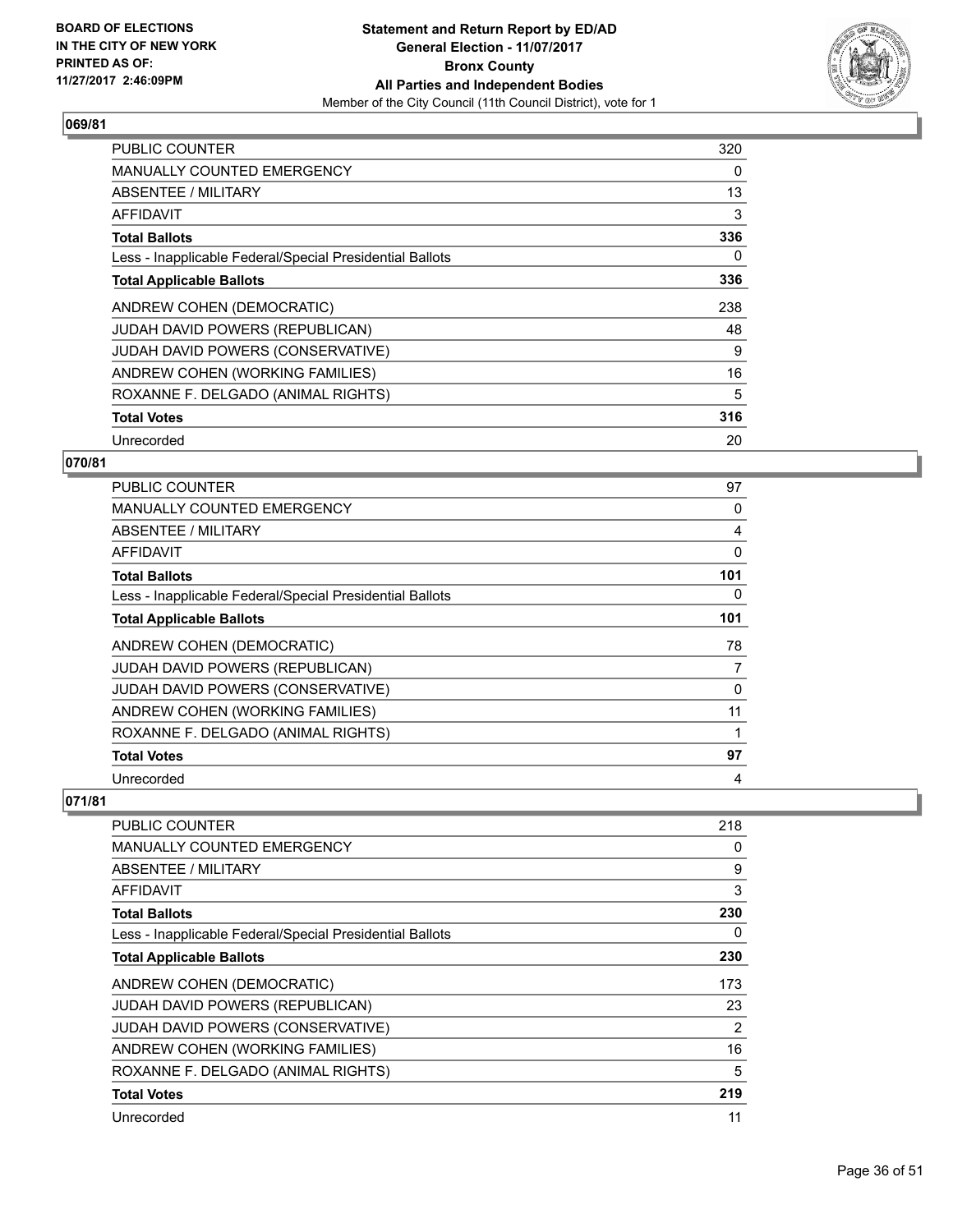**BOARD OF ELECTIONS IN THE CITY OF NEW YORK PRINTED AS OF: 11/27/2017 2:46:09PM**

# Statement and Return Report by ED/AD
## General Election - 11/07/2017
## Bronx County
## All Parties and Independent Bodies
Member of the City Council (11th Council District), vote for 1

### 069/81

| | |
|---|---|
| PUBLIC COUNTER | 320 |
| MANUALLY COUNTED EMERGENCY | 0 |
| ABSENTEE / MILITARY | 13 |
| AFFIDAVIT | 3 |
| **Total Ballots** | **336** |
| Less - Inapplicable Federal/Special Presidential Ballots | 0 |
| **Total Applicable Ballots** | **336** |
| ANDREW COHEN (DEMOCRATIC) | 238 |
| JUDAH DAVID POWERS (REPUBLICAN) | 48 |
| JUDAH DAVID POWERS (CONSERVATIVE) | 9 |
| ANDREW COHEN (WORKING FAMILIES) | 16 |
| ROXANNE F. DELGADO (ANIMAL RIGHTS) | 5 |
| **Total Votes** | **316** |
| Unrecorded | 20 |

### 070/81

| | |
|---|---|
| PUBLIC COUNTER | 97 |
| MANUALLY COUNTED EMERGENCY | 0 |
| ABSENTEE / MILITARY | 4 |
| AFFIDAVIT | 0 |
| **Total Ballots** | **101** |
| Less - Inapplicable Federal/Special Presidential Ballots | 0 |
| **Total Applicable Ballots** | **101** |
| ANDREW COHEN (DEMOCRATIC) | 78 |
| JUDAH DAVID POWERS (REPUBLICAN) | 7 |
| JUDAH DAVID POWERS (CONSERVATIVE) | 0 |
| ANDREW COHEN (WORKING FAMILIES) | 11 |
| ROXANNE F. DELGADO (ANIMAL RIGHTS) | 1 |
| **Total Votes** | **97** |
| Unrecorded | 4 |

### 071/81

| | |
|---|---|
| PUBLIC COUNTER | 218 |
| MANUALLY COUNTED EMERGENCY | 0 |
| ABSENTEE / MILITARY | 9 |
| AFFIDAVIT | 3 |
| **Total Ballots** | **230** |
| Less - Inapplicable Federal/Special Presidential Ballots | 0 |
| **Total Applicable Ballots** | **230** |
| ANDREW COHEN (DEMOCRATIC) | 173 |
| JUDAH DAVID POWERS (REPUBLICAN) | 23 |
| JUDAH DAVID POWERS (CONSERVATIVE) | 2 |
| ANDREW COHEN (WORKING FAMILIES) | 16 |
| ROXANNE F. DELGADO (ANIMAL RIGHTS) | 5 |
| **Total Votes** | **219** |
| Unrecorded | 11 |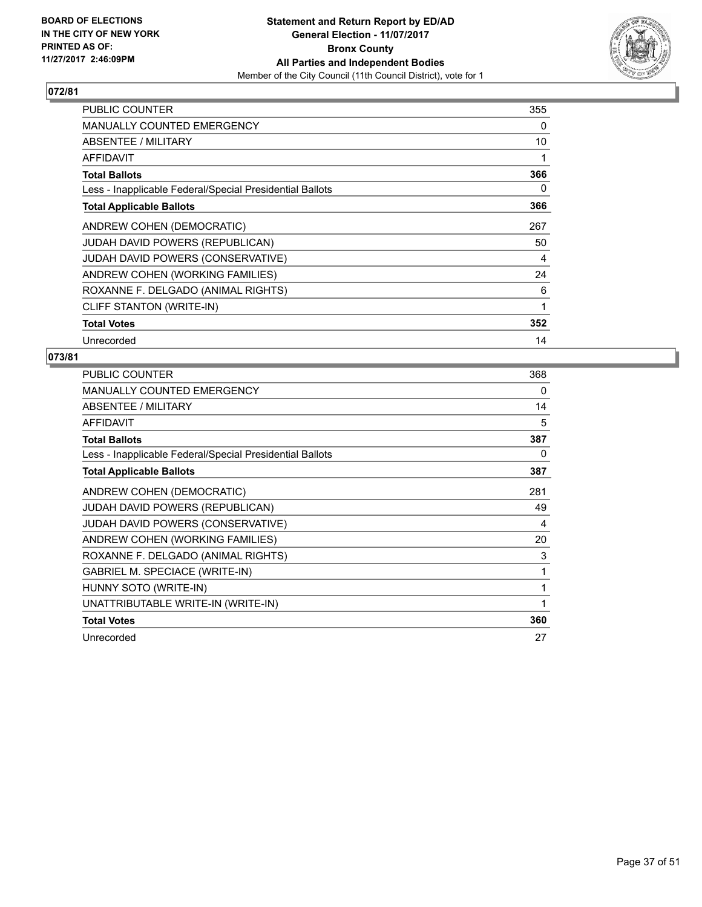**BOARD OF ELECTIONS IN THE CITY OF NEW YORK PRINTED AS OF: 11/27/2017 2:46:09PM**

**Statement and Return Report by ED/AD General Election - 11/07/2017 Bronx County All Parties and Independent Bodies**

Member of the City Council (11th Council District), vote for 1

## 072/81

| | |
|---|---|
| PUBLIC COUNTER | 355 |
| MANUALLY COUNTED EMERGENCY | 0 |
| ABSENTEE / MILITARY | 10 |
| AFFIDAVIT | 1 |
| **Total Ballots** | **366** |
| Less - Inapplicable Federal/Special Presidential Ballots | 0 |
| **Total Applicable Ballots** | **366** |
| ANDREW COHEN (DEMOCRATIC) | 267 |
| JUDAH DAVID POWERS (REPUBLICAN) | 50 |
| JUDAH DAVID POWERS (CONSERVATIVE) | 4 |
| ANDREW COHEN (WORKING FAMILIES) | 24 |
| ROXANNE F. DELGADO (ANIMAL RIGHTS) | 6 |
| CLIFF STANTON (WRITE-IN) | 1 |
| **Total Votes** | **352** |
| Unrecorded | 14 |

## 073/81

| | |
|---|---|
| PUBLIC COUNTER | 368 |
| MANUALLY COUNTED EMERGENCY | 0 |
| ABSENTEE / MILITARY | 14 |
| AFFIDAVIT | 5 |
| **Total Ballots** | **387** |
| Less - Inapplicable Federal/Special Presidential Ballots | 0 |
| **Total Applicable Ballots** | **387** |
| ANDREW COHEN (DEMOCRATIC) | 281 |
| JUDAH DAVID POWERS (REPUBLICAN) | 49 |
| JUDAH DAVID POWERS (CONSERVATIVE) | 4 |
| ANDREW COHEN (WORKING FAMILIES) | 20 |
| ROXANNE F. DELGADO (ANIMAL RIGHTS) | 3 |
| GABRIEL M. SPECIACE (WRITE-IN) | 1 |
| HUNNY SOTO (WRITE-IN) | 1 |
| UNATTRIBUTABLE WRITE-IN (WRITE-IN) | 1 |
| **Total Votes** | **360** |
| Unrecorded | 27 |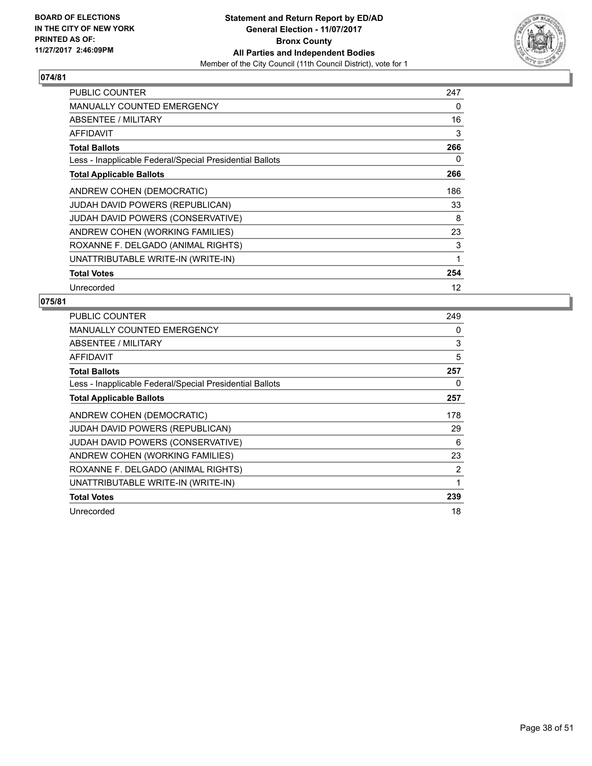**BOARD OF ELECTIONS IN THE CITY OF NEW YORK PRINTED AS OF: 11/27/2017 2:46:09PM**

**Statement and Return Report by ED/AD**
**General Election - 11/07/2017**
**Bronx County**
**All Parties and Independent Bodies**
Member of the City Council (11th Council District), vote for 1

## 074/81

| | |
|---|---|
| PUBLIC COUNTER | 247 |
| MANUALLY COUNTED EMERGENCY | 0 |
| ABSENTEE / MILITARY | 16 |
| AFFIDAVIT | 3 |
| **Total Ballots** | **266** |
| Less - Inapplicable Federal/Special Presidential Ballots | 0 |
| **Total Applicable Ballots** | **266** |
| ANDREW COHEN (DEMOCRATIC) | 186 |
| JUDAH DAVID POWERS (REPUBLICAN) | 33 |
| JUDAH DAVID POWERS (CONSERVATIVE) | 8 |
| ANDREW COHEN (WORKING FAMILIES) | 23 |
| ROXANNE F. DELGADO (ANIMAL RIGHTS) | 3 |
| UNATTRIBUTABLE WRITE-IN (WRITE-IN) | 1 |
| **Total Votes** | **254** |
| Unrecorded | 12 |

## 075/81

| | |
|---|---|
| PUBLIC COUNTER | 249 |
| MANUALLY COUNTED EMERGENCY | 0 |
| ABSENTEE / MILITARY | 3 |
| AFFIDAVIT | 5 |
| **Total Ballots** | **257** |
| Less - Inapplicable Federal/Special Presidential Ballots | 0 |
| **Total Applicable Ballots** | **257** |
| ANDREW COHEN (DEMOCRATIC) | 178 |
| JUDAH DAVID POWERS (REPUBLICAN) | 29 |
| JUDAH DAVID POWERS (CONSERVATIVE) | 6 |
| ANDREW COHEN (WORKING FAMILIES) | 23 |
| ROXANNE F. DELGADO (ANIMAL RIGHTS) | 2 |
| UNATTRIBUTABLE WRITE-IN (WRITE-IN) | 1 |
| **Total Votes** | **239** |
| Unrecorded | 18 |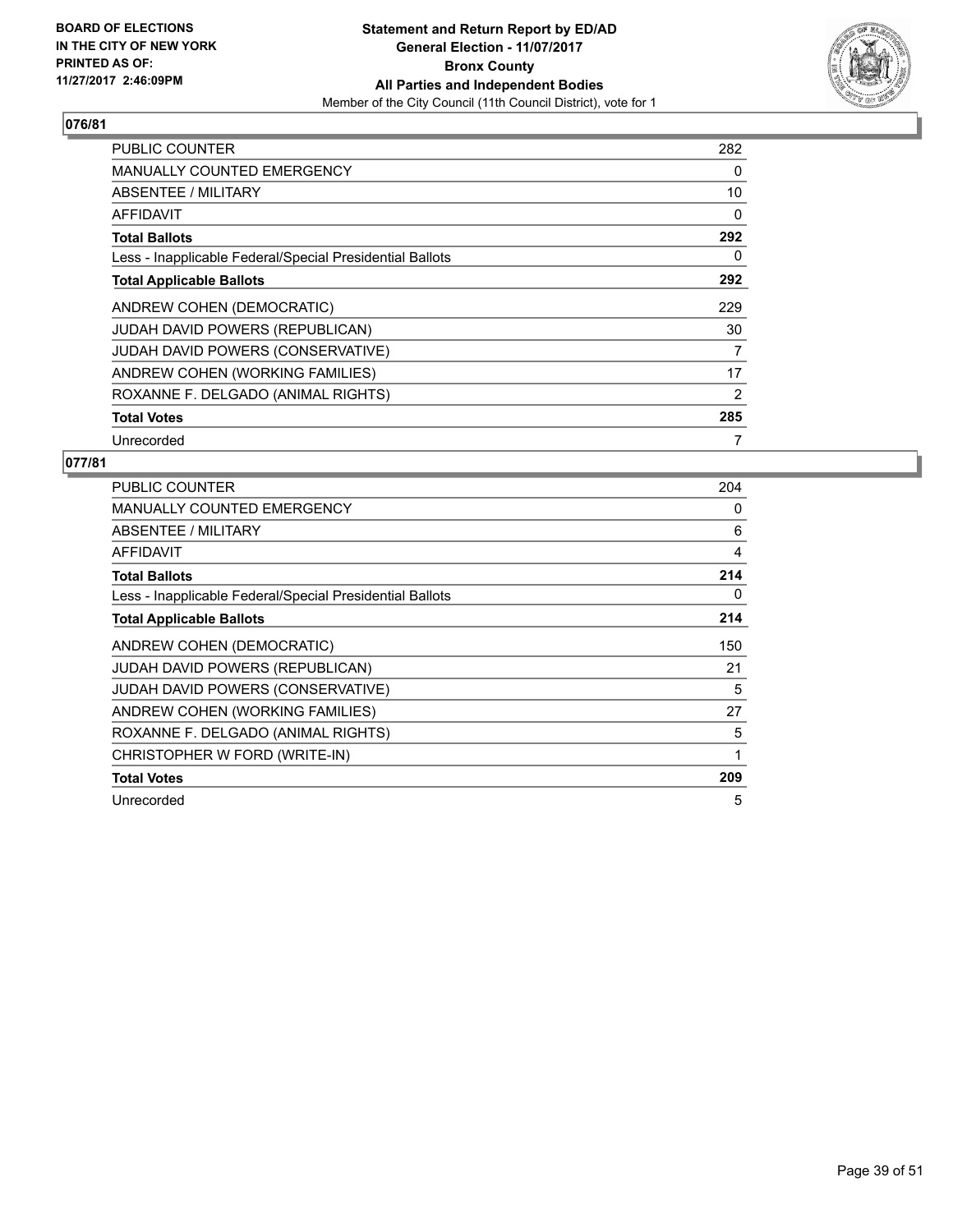**BOARD OF ELECTIONS IN THE CITY OF NEW YORK PRINTED AS OF: 11/27/2017 2:46:09PM**

**Statement and Return Report by ED/AD**
**General Election - 11/07/2017**
**Bronx County**
**All Parties and Independent Bodies**
Member of the City Council (11th Council District), vote for 1

## 076/81

| | |
|---|---|
| PUBLIC COUNTER | 282 |
| MANUALLY COUNTED EMERGENCY | 0 |
| ABSENTEE / MILITARY | 10 |
| AFFIDAVIT | 0 |
| **Total Ballots** | **292** |
| Less - Inapplicable Federal/Special Presidential Ballots | 0 |
| **Total Applicable Ballots** | **292** |
| ANDREW COHEN (DEMOCRATIC) | 229 |
| JUDAH DAVID POWERS (REPUBLICAN) | 30 |
| JUDAH DAVID POWERS (CONSERVATIVE) | 7 |
| ANDREW COHEN (WORKING FAMILIES) | 17 |
| ROXANNE F. DELGADO (ANIMAL RIGHTS) | 2 |
| **Total Votes** | **285** |
| Unrecorded | 7 |

## 077/81

| | |
|---|---|
| PUBLIC COUNTER | 204 |
| MANUALLY COUNTED EMERGENCY | 0 |
| ABSENTEE / MILITARY | 6 |
| AFFIDAVIT | 4 |
| **Total Ballots** | **214** |
| Less - Inapplicable Federal/Special Presidential Ballots | 0 |
| **Total Applicable Ballots** | **214** |
| ANDREW COHEN (DEMOCRATIC) | 150 |
| JUDAH DAVID POWERS (REPUBLICAN) | 21 |
| JUDAH DAVID POWERS (CONSERVATIVE) | 5 |
| ANDREW COHEN (WORKING FAMILIES) | 27 |
| ROXANNE F. DELGADO (ANIMAL RIGHTS) | 5 |
| CHRISTOPHER W FORD (WRITE-IN) | 1 |
| **Total Votes** | **209** |
| Unrecorded | 5 |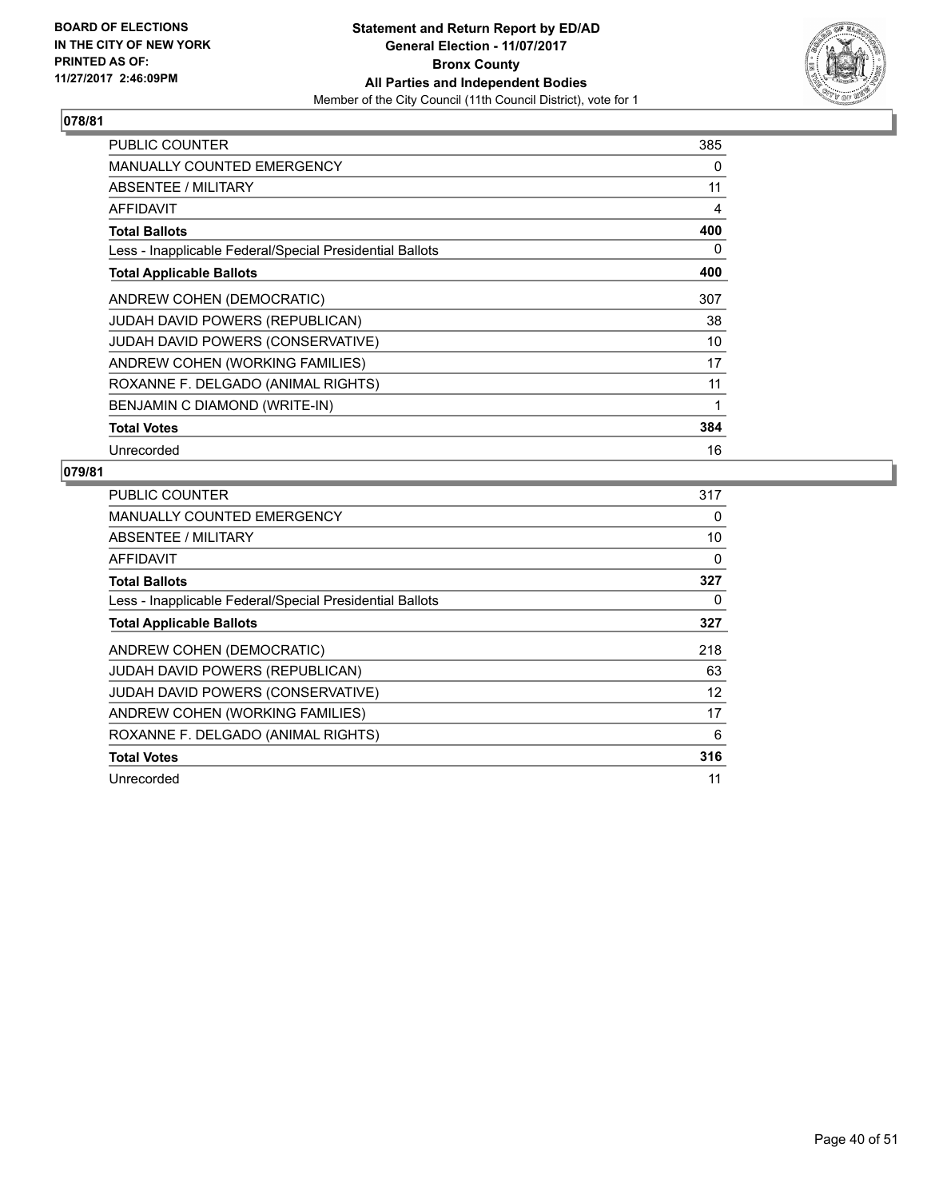**BOARD OF ELECTIONS IN THE CITY OF NEW YORK PRINTED AS OF: 11/27/2017 2:46:09PM**

**Statement and Return Report by ED/AD**
**General Election - 11/07/2017**
**Bronx County**
**All Parties and Independent Bodies**
Member of the City Council (11th Council District), vote for 1

### 078/81

| | |
|---|---|
| PUBLIC COUNTER | 385 |
| MANUALLY COUNTED EMERGENCY | 0 |
| ABSENTEE / MILITARY | 11 |
| AFFIDAVIT | 4 |
| **Total Ballots** | **400** |
| Less - Inapplicable Federal/Special Presidential Ballots | 0 |
| **Total Applicable Ballots** | **400** |
| ANDREW COHEN (DEMOCRATIC) | 307 |
| JUDAH DAVID POWERS (REPUBLICAN) | 38 |
| JUDAH DAVID POWERS (CONSERVATIVE) | 10 |
| ANDREW COHEN (WORKING FAMILIES) | 17 |
| ROXANNE F. DELGADO (ANIMAL RIGHTS) | 11 |
| BENJAMIN C DIAMOND (WRITE-IN) | 1 |
| **Total Votes** | **384** |
| Unrecorded | 16 |

### 079/81

| | |
|---|---|
| PUBLIC COUNTER | 317 |
| MANUALLY COUNTED EMERGENCY | 0 |
| ABSENTEE / MILITARY | 10 |
| AFFIDAVIT | 0 |
| **Total Ballots** | **327** |
| Less - Inapplicable Federal/Special Presidential Ballots | 0 |
| **Total Applicable Ballots** | **327** |
| ANDREW COHEN (DEMOCRATIC) | 218 |
| JUDAH DAVID POWERS (REPUBLICAN) | 63 |
| JUDAH DAVID POWERS (CONSERVATIVE) | 12 |
| ANDREW COHEN (WORKING FAMILIES) | 17 |
| ROXANNE F. DELGADO (ANIMAL RIGHTS) | 6 |
| **Total Votes** | **316** |
| Unrecorded | 11 |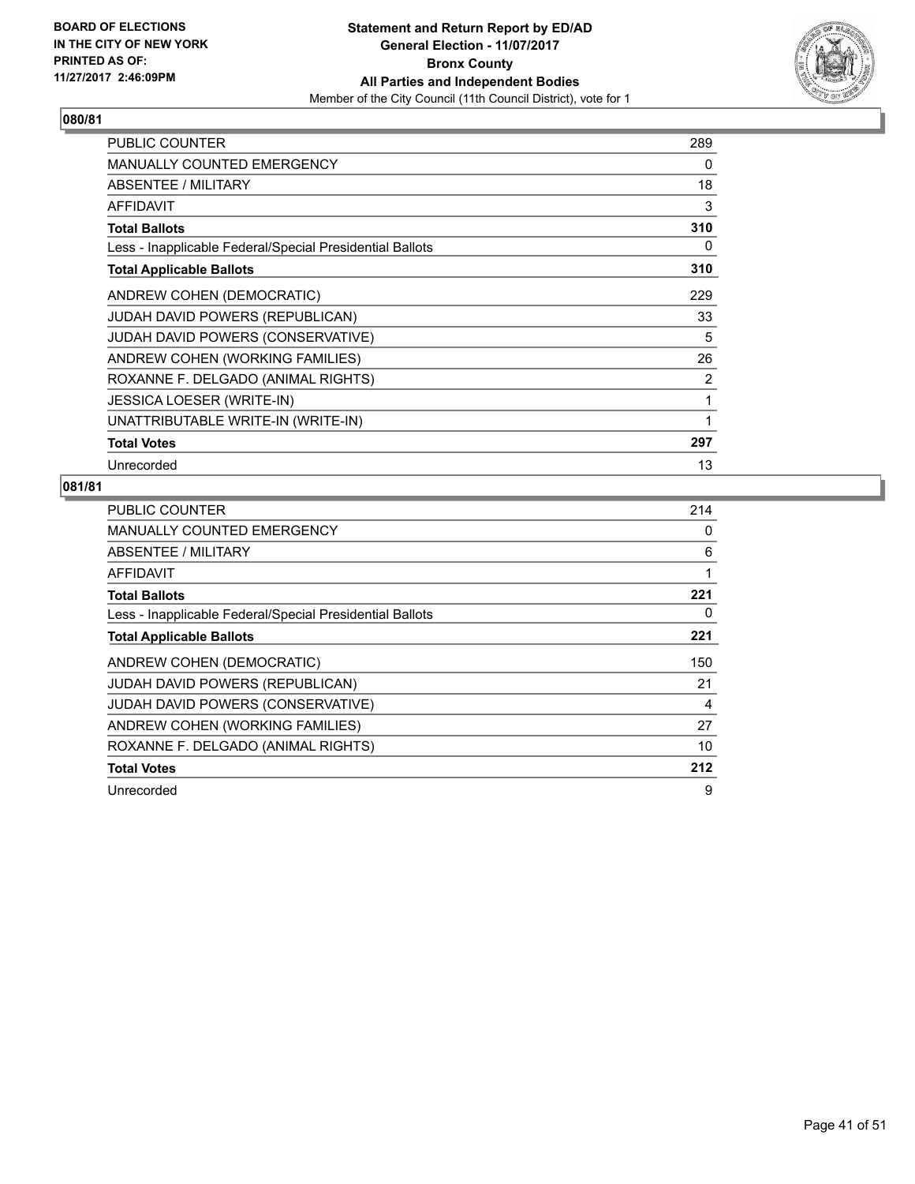**BOARD OF ELECTIONS IN THE CITY OF NEW YORK PRINTED AS OF: 11/27/2017 2:46:09PM**

**Statement and Return Report by ED/AD**
**General Election - 11/07/2017**
**Bronx County**
**All Parties and Independent Bodies**
Member of the City Council (11th Council District), vote for 1

## 080/81

| | |
|---|---|
| PUBLIC COUNTER | 289 |
| MANUALLY COUNTED EMERGENCY | 0 |
| ABSENTEE / MILITARY | 18 |
| AFFIDAVIT | 3 |
| **Total Ballots** | **310** |
| Less - Inapplicable Federal/Special Presidential Ballots | 0 |
| **Total Applicable Ballots** | **310** |
| ANDREW COHEN (DEMOCRATIC) | 229 |
| JUDAH DAVID POWERS (REPUBLICAN) | 33 |
| JUDAH DAVID POWERS (CONSERVATIVE) | 5 |
| ANDREW COHEN (WORKING FAMILIES) | 26 |
| ROXANNE F. DELGADO (ANIMAL RIGHTS) | 2 |
| JESSICA LOESER (WRITE-IN) | 1 |
| UNATTRIBUTABLE WRITE-IN (WRITE-IN) | 1 |
| **Total Votes** | **297** |
| Unrecorded | 13 |

## 081/81

| | |
|---|---|
| PUBLIC COUNTER | 214 |
| MANUALLY COUNTED EMERGENCY | 0 |
| ABSENTEE / MILITARY | 6 |
| AFFIDAVIT | 1 |
| **Total Ballots** | **221** |
| Less - Inapplicable Federal/Special Presidential Ballots | 0 |
| **Total Applicable Ballots** | **221** |
| ANDREW COHEN (DEMOCRATIC) | 150 |
| JUDAH DAVID POWERS (REPUBLICAN) | 21 |
| JUDAH DAVID POWERS (CONSERVATIVE) | 4 |
| ANDREW COHEN (WORKING FAMILIES) | 27 |
| ROXANNE F. DELGADO (ANIMAL RIGHTS) | 10 |
| **Total Votes** | **212** |
| Unrecorded | 9 |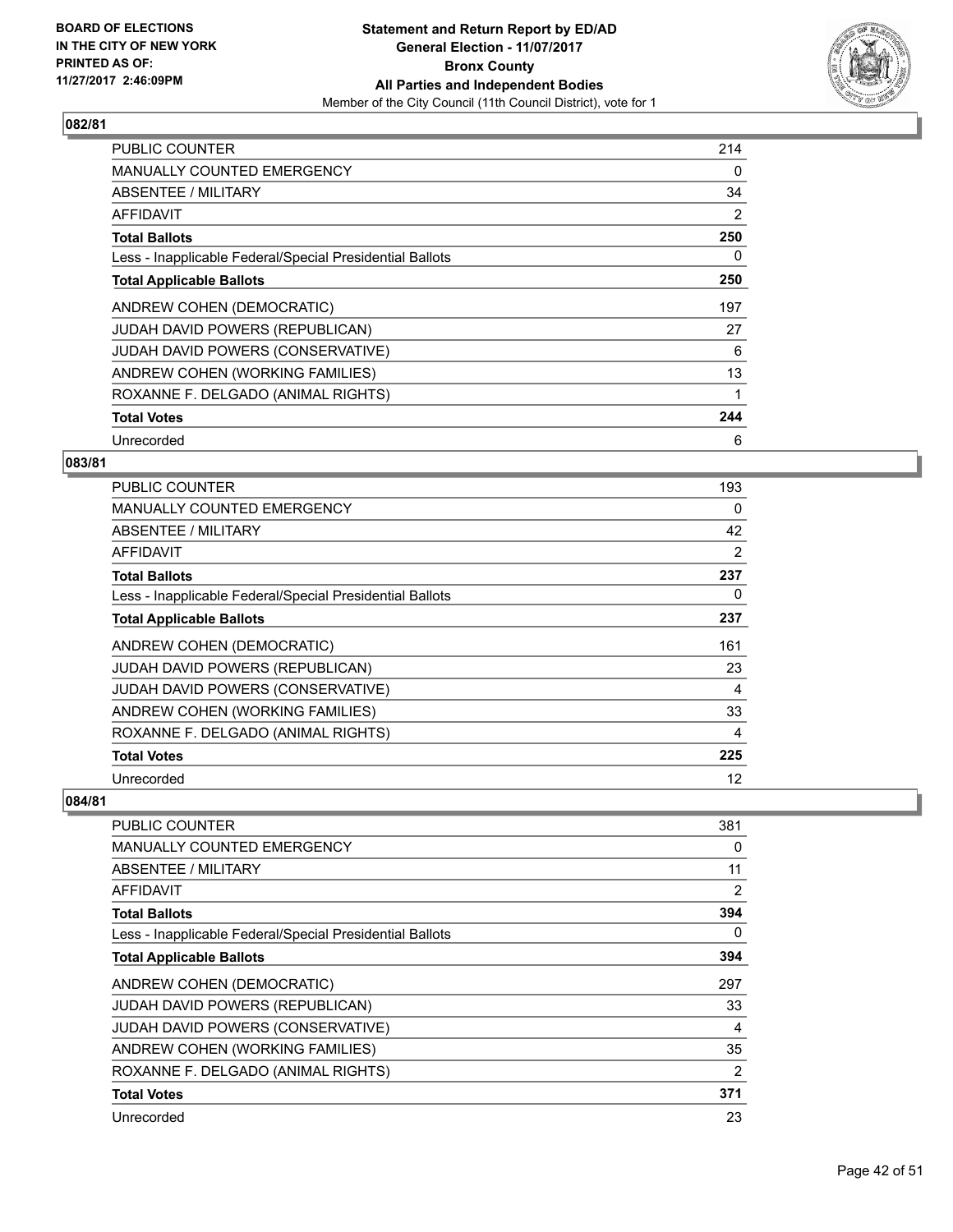**BOARD OF ELECTIONS IN THE CITY OF NEW YORK PRINTED AS OF: 11/27/2017 2:46:09PM**

**Statement and Return Report by ED/AD**
**General Election - 11/07/2017**
**Bronx County**
**All Parties and Independent Bodies**
Member of the City Council (11th Council District), vote for 1

## 082/81

| | |
|---|---|
| PUBLIC COUNTER | 214 |
| MANUALLY COUNTED EMERGENCY | 0 |
| ABSENTEE / MILITARY | 34 |
| AFFIDAVIT | 2 |
| **Total Ballots** | **250** |
| Less - Inapplicable Federal/Special Presidential Ballots | 0 |
| **Total Applicable Ballots** | **250** |
| ANDREW COHEN (DEMOCRATIC) | 197 |
| JUDAH DAVID POWERS (REPUBLICAN) | 27 |
| JUDAH DAVID POWERS (CONSERVATIVE) | 6 |
| ANDREW COHEN (WORKING FAMILIES) | 13 |
| ROXANNE F. DELGADO (ANIMAL RIGHTS) | 1 |
| **Total Votes** | **244** |
| Unrecorded | 6 |

## 083/81

| | |
|---|---|
| PUBLIC COUNTER | 193 |
| MANUALLY COUNTED EMERGENCY | 0 |
| ABSENTEE / MILITARY | 42 |
| AFFIDAVIT | 2 |
| **Total Ballots** | **237** |
| Less - Inapplicable Federal/Special Presidential Ballots | 0 |
| **Total Applicable Ballots** | **237** |
| ANDREW COHEN (DEMOCRATIC) | 161 |
| JUDAH DAVID POWERS (REPUBLICAN) | 23 |
| JUDAH DAVID POWERS (CONSERVATIVE) | 4 |
| ANDREW COHEN (WORKING FAMILIES) | 33 |
| ROXANNE F. DELGADO (ANIMAL RIGHTS) | 4 |
| **Total Votes** | **225** |
| Unrecorded | 12 |

## 084/81

| | |
|---|---|
| PUBLIC COUNTER | 381 |
| MANUALLY COUNTED EMERGENCY | 0 |
| ABSENTEE / MILITARY | 11 |
| AFFIDAVIT | 2 |
| **Total Ballots** | **394** |
| Less - Inapplicable Federal/Special Presidential Ballots | 0 |
| **Total Applicable Ballots** | **394** |
| ANDREW COHEN (DEMOCRATIC) | 297 |
| JUDAH DAVID POWERS (REPUBLICAN) | 33 |
| JUDAH DAVID POWERS (CONSERVATIVE) | 4 |
| ANDREW COHEN (WORKING FAMILIES) | 35 |
| ROXANNE F. DELGADO (ANIMAL RIGHTS) | 2 |
| **Total Votes** | **371** |
| Unrecorded | 23 |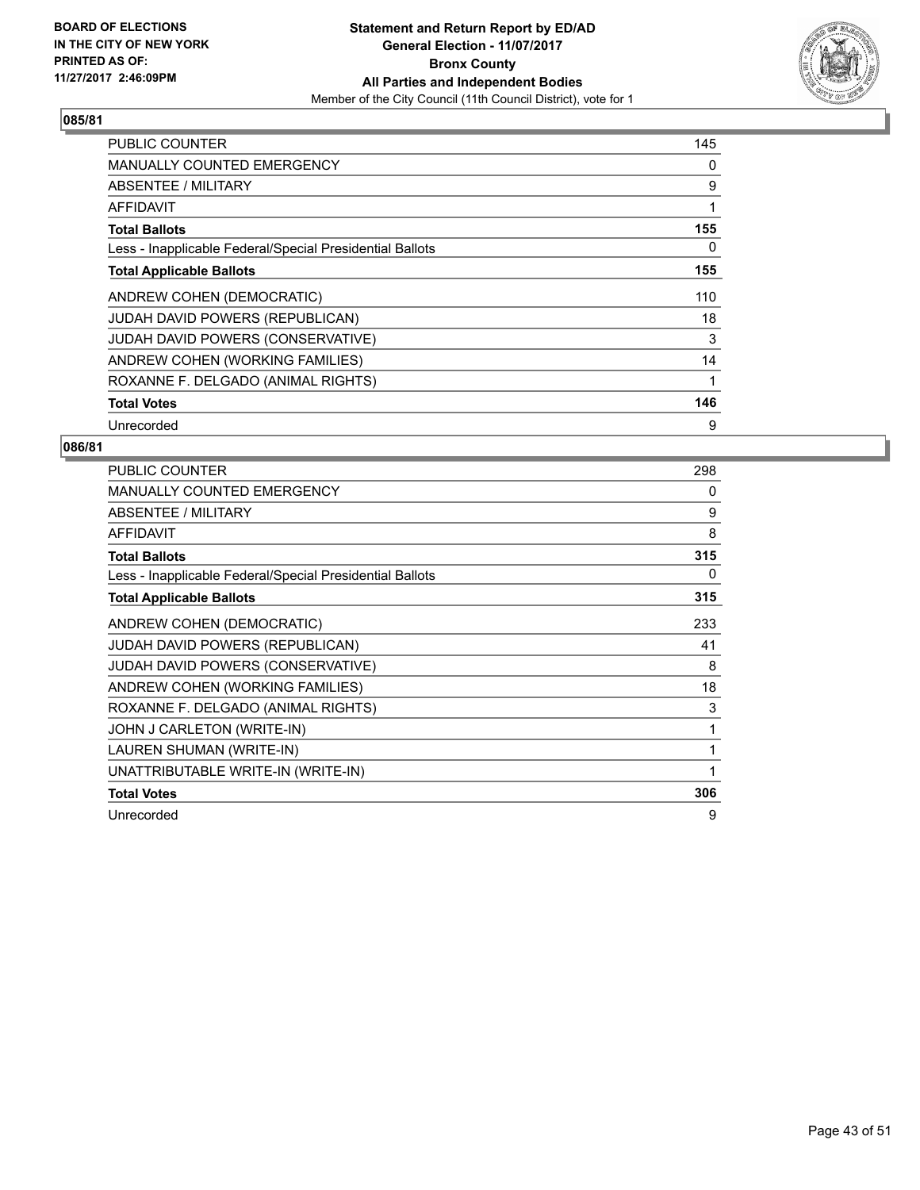BOARD OF ELECTIONS
IN THE CITY OF NEW YORK
PRINTED AS OF:
11/27/2017 2:46:09PM

**Statement and Return Report by ED/AD**
**General Election - 11/07/2017**
**Bronx County**
**All Parties and Independent Bodies**
Member of the City Council (11th Council District), vote for 1

### 085/81

| | |
|---|---|
| PUBLIC COUNTER | 145 |
| MANUALLY COUNTED EMERGENCY | 0 |
| ABSENTEE / MILITARY | 9 |
| AFFIDAVIT | 1 |
| **Total Ballots** | **155** |
| Less - Inapplicable Federal/Special Presidential Ballots | 0 |
| **Total Applicable Ballots** | **155** |
| ANDREW COHEN (DEMOCRATIC) | 110 |
| JUDAH DAVID POWERS (REPUBLICAN) | 18 |
| JUDAH DAVID POWERS (CONSERVATIVE) | 3 |
| ANDREW COHEN (WORKING FAMILIES) | 14 |
| ROXANNE F. DELGADO (ANIMAL RIGHTS) | 1 |
| **Total Votes** | **146** |
| Unrecorded | 9 |

### 086/81

| | |
|---|---|
| PUBLIC COUNTER | 298 |
| MANUALLY COUNTED EMERGENCY | 0 |
| ABSENTEE / MILITARY | 9 |
| AFFIDAVIT | 8 |
| **Total Ballots** | **315** |
| Less - Inapplicable Federal/Special Presidential Ballots | 0 |
| **Total Applicable Ballots** | **315** |
| ANDREW COHEN (DEMOCRATIC) | 233 |
| JUDAH DAVID POWERS (REPUBLICAN) | 41 |
| JUDAH DAVID POWERS (CONSERVATIVE) | 8 |
| ANDREW COHEN (WORKING FAMILIES) | 18 |
| ROXANNE F. DELGADO (ANIMAL RIGHTS) | 3 |
| JOHN J CARLETON (WRITE-IN) | 1 |
| LAUREN SHUMAN (WRITE-IN) | 1 |
| UNATTRIBUTABLE WRITE-IN (WRITE-IN) | 1 |
| **Total Votes** | **306** |
| Unrecorded | 9 |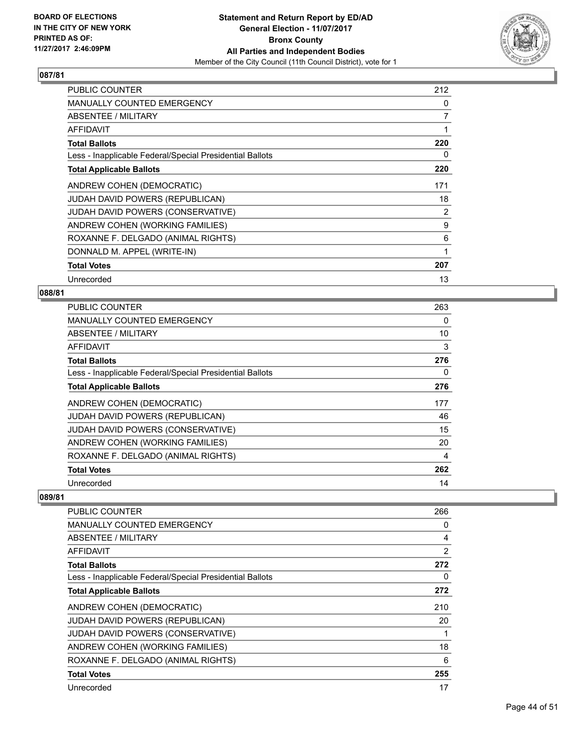**BOARD OF ELECTIONS IN THE CITY OF NEW YORK PRINTED AS OF: 11/27/2017 2:46:09PM**

**Statement and Return Report by ED/AD**
**General Election - 11/07/2017**
**Bronx County**
**All Parties and Independent Bodies**
Member of the City Council (11th Council District), vote for 1

## 087/81

| | |
|---|---|
| PUBLIC COUNTER | 212 |
| MANUALLY COUNTED EMERGENCY | 0 |
| ABSENTEE / MILITARY | 7 |
| AFFIDAVIT | 1 |
| **Total Ballots** | **220** |
| Less - Inapplicable Federal/Special Presidential Ballots | 0 |
| **Total Applicable Ballots** | **220** |
| ANDREW COHEN (DEMOCRATIC) | 171 |
| JUDAH DAVID POWERS (REPUBLICAN) | 18 |
| JUDAH DAVID POWERS (CONSERVATIVE) | 2 |
| ANDREW COHEN (WORKING FAMILIES) | 9 |
| ROXANNE F. DELGADO (ANIMAL RIGHTS) | 6 |
| DONNALD M. APPEL (WRITE-IN) | 1 |
| **Total Votes** | **207** |
| Unrecorded | 13 |

## 088/81

| | |
|---|---|
| PUBLIC COUNTER | 263 |
| MANUALLY COUNTED EMERGENCY | 0 |
| ABSENTEE / MILITARY | 10 |
| AFFIDAVIT | 3 |
| **Total Ballots** | **276** |
| Less - Inapplicable Federal/Special Presidential Ballots | 0 |
| **Total Applicable Ballots** | **276** |
| ANDREW COHEN (DEMOCRATIC) | 177 |
| JUDAH DAVID POWERS (REPUBLICAN) | 46 |
| JUDAH DAVID POWERS (CONSERVATIVE) | 15 |
| ANDREW COHEN (WORKING FAMILIES) | 20 |
| ROXANNE F. DELGADO (ANIMAL RIGHTS) | 4 |
| **Total Votes** | **262** |
| Unrecorded | 14 |

## 089/81

| | |
|---|---|
| PUBLIC COUNTER | 266 |
| MANUALLY COUNTED EMERGENCY | 0 |
| ABSENTEE / MILITARY | 4 |
| AFFIDAVIT | 2 |
| **Total Ballots** | **272** |
| Less - Inapplicable Federal/Special Presidential Ballots | 0 |
| **Total Applicable Ballots** | **272** |
| ANDREW COHEN (DEMOCRATIC) | 210 |
| JUDAH DAVID POWERS (REPUBLICAN) | 20 |
| JUDAH DAVID POWERS (CONSERVATIVE) | 1 |
| ANDREW COHEN (WORKING FAMILIES) | 18 |
| ROXANNE F. DELGADO (ANIMAL RIGHTS) | 6 |
| **Total Votes** | **255** |
| Unrecorded | 17 |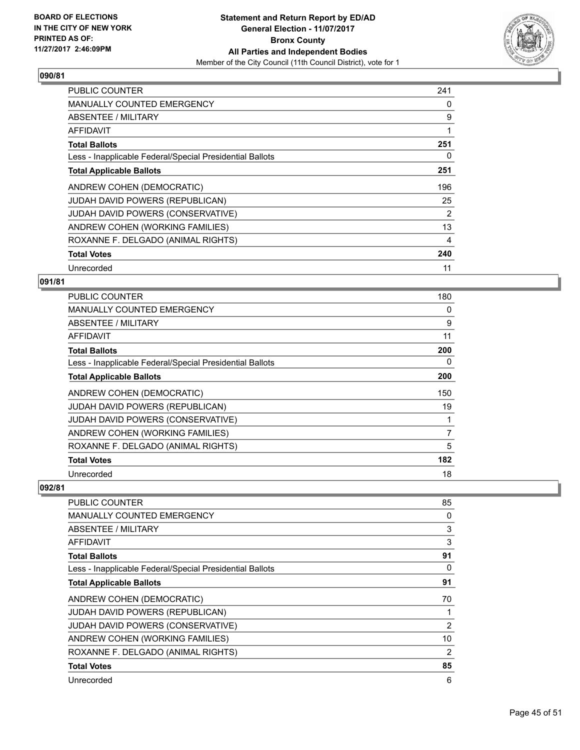**BOARD OF ELECTIONS IN THE CITY OF NEW YORK PRINTED AS OF: 11/27/2017 2:46:09PM**

**Statement and Return Report by ED/AD General Election - 11/07/2017 Bronx County All Parties and Independent Bodies**
Member of the City Council (11th Council District), vote for 1

### 090/81

| | |
|---|---|
| PUBLIC COUNTER | 241 |
| MANUALLY COUNTED EMERGENCY | 0 |
| ABSENTEE / MILITARY | 9 |
| AFFIDAVIT | 1 |
| **Total Ballots** | **251** |
| Less - Inapplicable Federal/Special Presidential Ballots | 0 |
| **Total Applicable Ballots** | **251** |
| ANDREW COHEN (DEMOCRATIC) | 196 |
| JUDAH DAVID POWERS (REPUBLICAN) | 25 |
| JUDAH DAVID POWERS (CONSERVATIVE) | 2 |
| ANDREW COHEN (WORKING FAMILIES) | 13 |
| ROXANNE F. DELGADO (ANIMAL RIGHTS) | 4 |
| **Total Votes** | **240** |
| Unrecorded | 11 |

### 091/81

| | |
|---|---|
| PUBLIC COUNTER | 180 |
| MANUALLY COUNTED EMERGENCY | 0 |
| ABSENTEE / MILITARY | 9 |
| AFFIDAVIT | 11 |
| **Total Ballots** | **200** |
| Less - Inapplicable Federal/Special Presidential Ballots | 0 |
| **Total Applicable Ballots** | **200** |
| ANDREW COHEN (DEMOCRATIC) | 150 |
| JUDAH DAVID POWERS (REPUBLICAN) | 19 |
| JUDAH DAVID POWERS (CONSERVATIVE) | 1 |
| ANDREW COHEN (WORKING FAMILIES) | 7 |
| ROXANNE F. DELGADO (ANIMAL RIGHTS) | 5 |
| **Total Votes** | **182** |
| Unrecorded | 18 |

### 092/81

| | |
|---|---|
| PUBLIC COUNTER | 85 |
| MANUALLY COUNTED EMERGENCY | 0 |
| ABSENTEE / MILITARY | 3 |
| AFFIDAVIT | 3 |
| **Total Ballots** | **91** |
| Less - Inapplicable Federal/Special Presidential Ballots | 0 |
| **Total Applicable Ballots** | **91** |
| ANDREW COHEN (DEMOCRATIC) | 70 |
| JUDAH DAVID POWERS (REPUBLICAN) | 1 |
| JUDAH DAVID POWERS (CONSERVATIVE) | 2 |
| ANDREW COHEN (WORKING FAMILIES) | 10 |
| ROXANNE F. DELGADO (ANIMAL RIGHTS) | 2 |
| **Total Votes** | **85** |
| Unrecorded | 6 |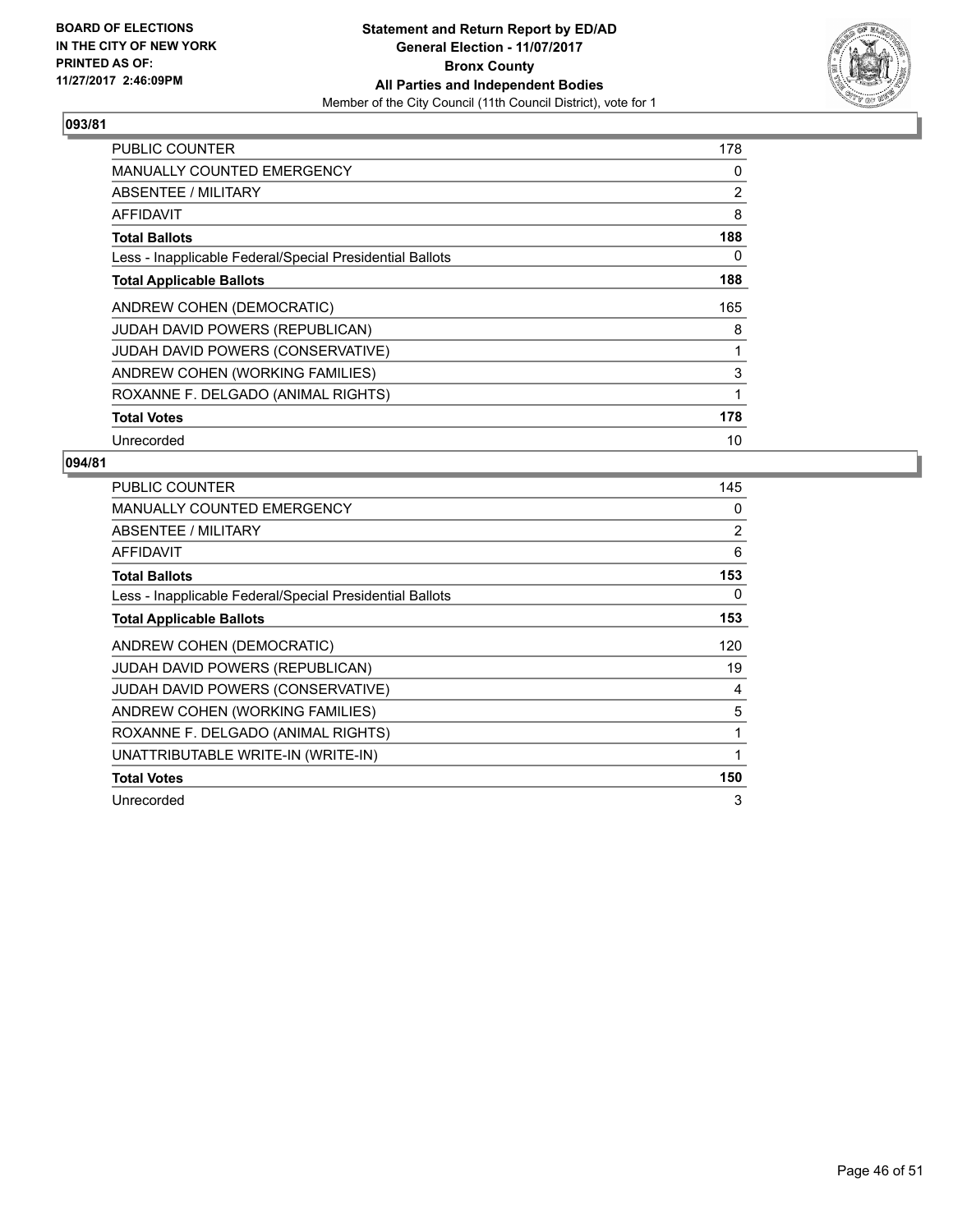BOARD OF ELECTIONS
IN THE CITY OF NEW YORK
PRINTED AS OF:
11/27/2017 2:46:09PM

**Statement and Return Report by ED/AD**
**General Election - 11/07/2017**
**Bronx County**
**All Parties and Independent Bodies**
Member of the City Council (11th Council District), vote for 1

### 093/81

| | |
|---|---|
| PUBLIC COUNTER | 178 |
| MANUALLY COUNTED EMERGENCY | 0 |
| ABSENTEE / MILITARY | 2 |
| AFFIDAVIT | 8 |
| **Total Ballots** | **188** |
| Less - Inapplicable Federal/Special Presidential Ballots | 0 |
| **Total Applicable Ballots** | **188** |
| ANDREW COHEN (DEMOCRATIC) | 165 |
| JUDAH DAVID POWERS (REPUBLICAN) | 8 |
| JUDAH DAVID POWERS (CONSERVATIVE) | 1 |
| ANDREW COHEN (WORKING FAMILIES) | 3 |
| ROXANNE F. DELGADO (ANIMAL RIGHTS) | 1 |
| **Total Votes** | **178** |
| Unrecorded | 10 |

### 094/81

| | |
|---|---|
| PUBLIC COUNTER | 145 |
| MANUALLY COUNTED EMERGENCY | 0 |
| ABSENTEE / MILITARY | 2 |
| AFFIDAVIT | 6 |
| **Total Ballots** | **153** |
| Less - Inapplicable Federal/Special Presidential Ballots | 0 |
| **Total Applicable Ballots** | **153** |
| ANDREW COHEN (DEMOCRATIC) | 120 |
| JUDAH DAVID POWERS (REPUBLICAN) | 19 |
| JUDAH DAVID POWERS (CONSERVATIVE) | 4 |
| ANDREW COHEN (WORKING FAMILIES) | 5 |
| ROXANNE F. DELGADO (ANIMAL RIGHTS) | 1 |
| UNATTRIBUTABLE WRITE-IN (WRITE-IN) | 1 |
| **Total Votes** | **150** |
| Unrecorded | 3 |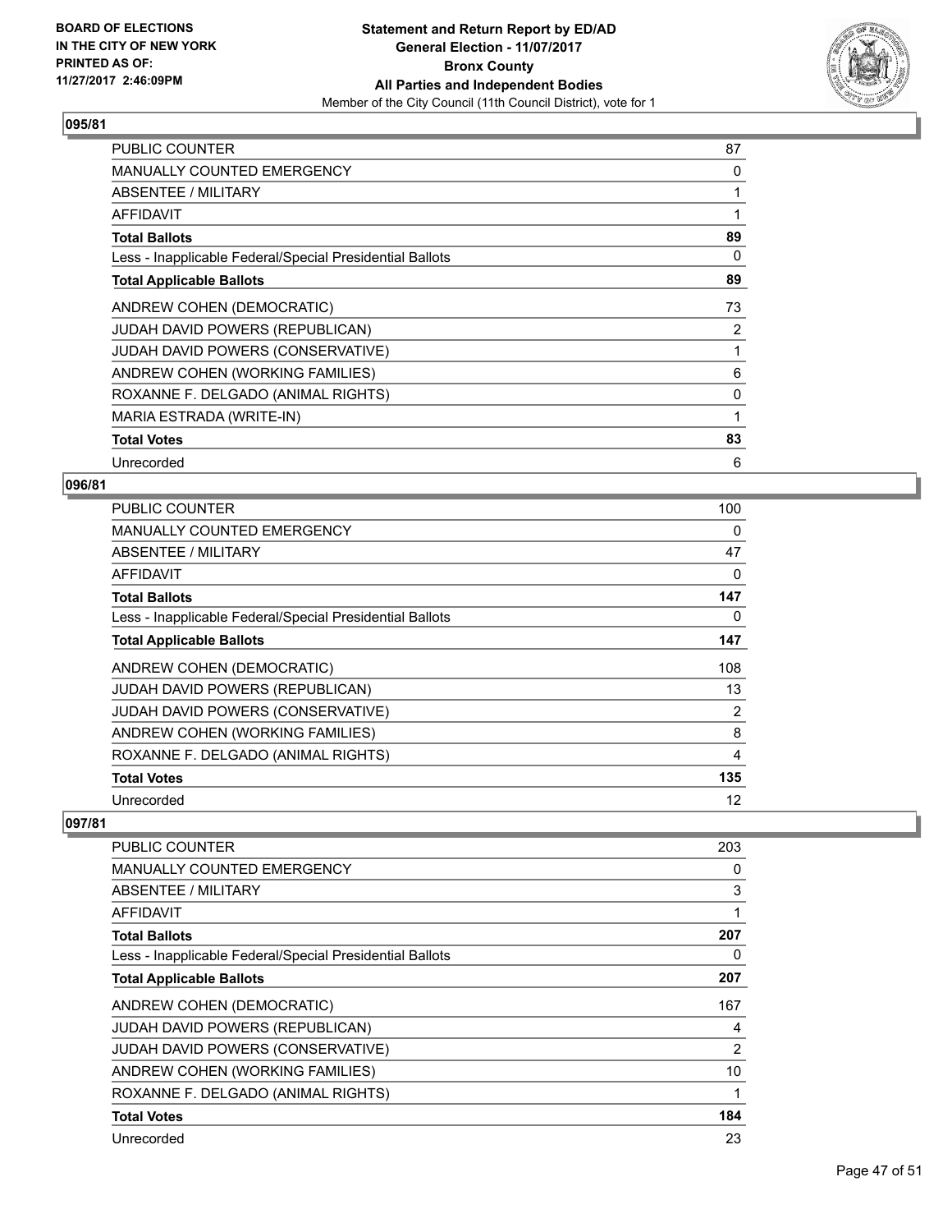**BOARD OF ELECTIONS IN THE CITY OF NEW YORK PRINTED AS OF: 11/27/2017 2:46:09PM**

**Statement and Return Report by ED/AD**
**General Election - 11/07/2017**
**Bronx County**
**All Parties and Independent Bodies**
Member of the City Council (11th Council District), vote for 1

### 095/81

| | |
|---|---|
| PUBLIC COUNTER | 87 |
| MANUALLY COUNTED EMERGENCY | 0 |
| ABSENTEE / MILITARY | 1 |
| AFFIDAVIT | 1 |
| **Total Ballots** | **89** |
| Less - Inapplicable Federal/Special Presidential Ballots | 0 |
| **Total Applicable Ballots** | **89** |
| ANDREW COHEN (DEMOCRATIC) | 73 |
| JUDAH DAVID POWERS (REPUBLICAN) | 2 |
| JUDAH DAVID POWERS (CONSERVATIVE) | 1 |
| ANDREW COHEN (WORKING FAMILIES) | 6 |
| ROXANNE F. DELGADO (ANIMAL RIGHTS) | 0 |
| MARIA ESTRADA (WRITE-IN) | 1 |
| **Total Votes** | **83** |
| Unrecorded | 6 |

### 096/81

| | |
|---|---|
| PUBLIC COUNTER | 100 |
| MANUALLY COUNTED EMERGENCY | 0 |
| ABSENTEE / MILITARY | 47 |
| AFFIDAVIT | 0 |
| **Total Ballots** | **147** |
| Less - Inapplicable Federal/Special Presidential Ballots | 0 |
| **Total Applicable Ballots** | **147** |
| ANDREW COHEN (DEMOCRATIC) | 108 |
| JUDAH DAVID POWERS (REPUBLICAN) | 13 |
| JUDAH DAVID POWERS (CONSERVATIVE) | 2 |
| ANDREW COHEN (WORKING FAMILIES) | 8 |
| ROXANNE F. DELGADO (ANIMAL RIGHTS) | 4 |
| **Total Votes** | **135** |
| Unrecorded | 12 |

### 097/81

| | |
|---|---|
| PUBLIC COUNTER | 203 |
| MANUALLY COUNTED EMERGENCY | 0 |
| ABSENTEE / MILITARY | 3 |
| AFFIDAVIT | 1 |
| **Total Ballots** | **207** |
| Less - Inapplicable Federal/Special Presidential Ballots | 0 |
| **Total Applicable Ballots** | **207** |
| ANDREW COHEN (DEMOCRATIC) | 167 |
| JUDAH DAVID POWERS (REPUBLICAN) | 4 |
| JUDAH DAVID POWERS (CONSERVATIVE) | 2 |
| ANDREW COHEN (WORKING FAMILIES) | 10 |
| ROXANNE F. DELGADO (ANIMAL RIGHTS) | 1 |
| **Total Votes** | **184** |
| Unrecorded | 23 |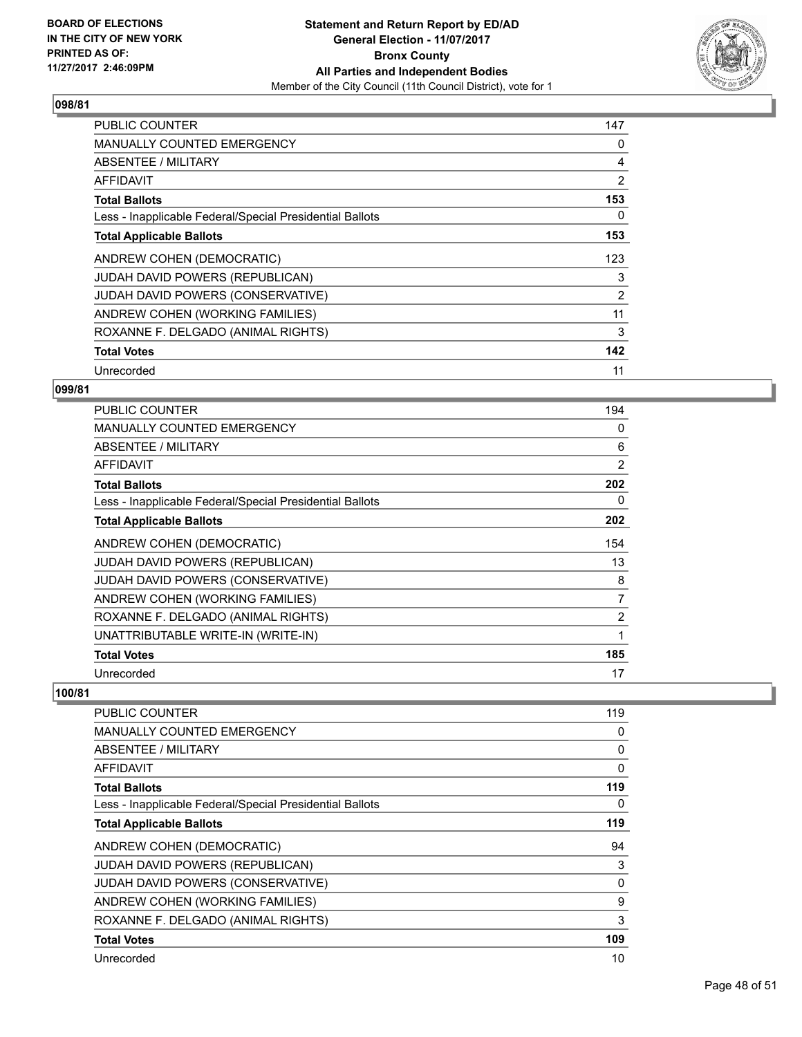**BOARD OF ELECTIONS IN THE CITY OF NEW YORK PRINTED AS OF: 11/27/2017 2:46:09PM**

**Statement and Return Report by ED/AD General Election - 11/07/2017 Bronx County All Parties and Independent Bodies**

Member of the City Council (11th Council District), vote for 1

## 098/81

| | |
|---|---|
| PUBLIC COUNTER | 147 |
| MANUALLY COUNTED EMERGENCY | 0 |
| ABSENTEE / MILITARY | 4 |
| AFFIDAVIT | 2 |
| **Total Ballots** | **153** |
| Less - Inapplicable Federal/Special Presidential Ballots | 0 |
| **Total Applicable Ballots** | **153** |
| ANDREW COHEN (DEMOCRATIC) | 123 |
| JUDAH DAVID POWERS (REPUBLICAN) | 3 |
| JUDAH DAVID POWERS (CONSERVATIVE) | 2 |
| ANDREW COHEN (WORKING FAMILIES) | 11 |
| ROXANNE F. DELGADO (ANIMAL RIGHTS) | 3 |
| **Total Votes** | **142** |
| Unrecorded | 11 |

## 099/81

| | |
|---|---|
| PUBLIC COUNTER | 194 |
| MANUALLY COUNTED EMERGENCY | 0 |
| ABSENTEE / MILITARY | 6 |
| AFFIDAVIT | 2 |
| **Total Ballots** | **202** |
| Less - Inapplicable Federal/Special Presidential Ballots | 0 |
| **Total Applicable Ballots** | **202** |
| ANDREW COHEN (DEMOCRATIC) | 154 |
| JUDAH DAVID POWERS (REPUBLICAN) | 13 |
| JUDAH DAVID POWERS (CONSERVATIVE) | 8 |
| ANDREW COHEN (WORKING FAMILIES) | 7 |
| ROXANNE F. DELGADO (ANIMAL RIGHTS) | 2 |
| UNATTRIBUTABLE WRITE-IN (WRITE-IN) | 1 |
| **Total Votes** | **185** |
| Unrecorded | 17 |

## 100/81

| | |
|---|---|
| PUBLIC COUNTER | 119 |
| MANUALLY COUNTED EMERGENCY | 0 |
| ABSENTEE / MILITARY | 0 |
| AFFIDAVIT | 0 |
| **Total Ballots** | **119** |
| Less - Inapplicable Federal/Special Presidential Ballots | 0 |
| **Total Applicable Ballots** | **119** |
| ANDREW COHEN (DEMOCRATIC) | 94 |
| JUDAH DAVID POWERS (REPUBLICAN) | 3 |
| JUDAH DAVID POWERS (CONSERVATIVE) | 0 |
| ANDREW COHEN (WORKING FAMILIES) | 9 |
| ROXANNE F. DELGADO (ANIMAL RIGHTS) | 3 |
| **Total Votes** | **109** |
| Unrecorded | 10 |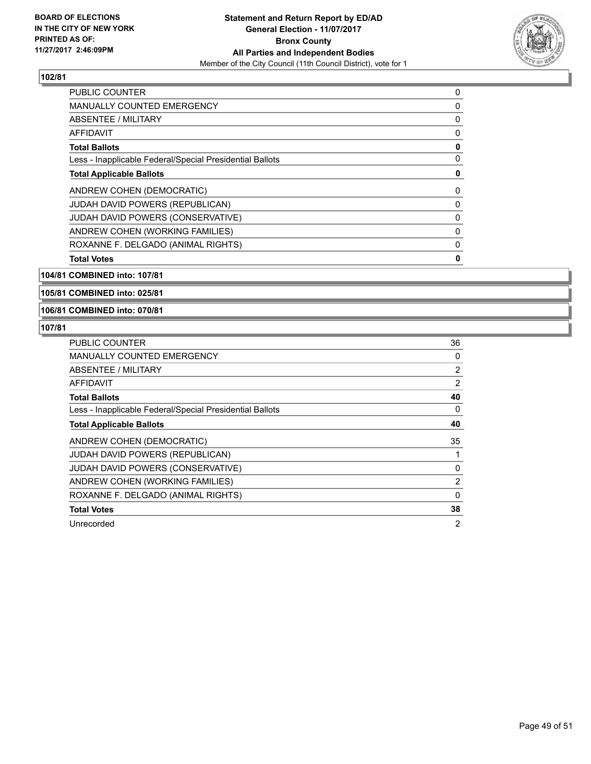**102/81**

| | |
|---|---|
| PUBLIC COUNTER | 0 |
| MANUALLY COUNTED EMERGENCY | 0 |
| ABSENTEE / MILITARY | 0 |
| AFFIDAVIT | 0 |
| **Total Ballots** | **0** |
| Less - Inapplicable Federal/Special Presidential Ballots | 0 |
| **Total Applicable Ballots** | **0** |
| ANDREW COHEN (DEMOCRATIC) | 0 |
| JUDAH DAVID POWERS (REPUBLICAN) | 0 |
| JUDAH DAVID POWERS (CONSERVATIVE) | 0 |
| ANDREW COHEN (WORKING FAMILIES) | 0 |
| ROXANNE F. DELGADO (ANIMAL RIGHTS) | 0 |
| **Total Votes** | **0** |

**104/81 COMBINED into: 107/81**

**105/81 COMBINED into: 025/81**

**106/81 COMBINED into: 070/81**

**107/81**

| | |
|---|---|
| PUBLIC COUNTER | 36 |
| MANUALLY COUNTED EMERGENCY | 0 |
| ABSENTEE / MILITARY | 2 |
| AFFIDAVIT | 2 |
| **Total Ballots** | **40** |
| Less - Inapplicable Federal/Special Presidential Ballots | 0 |
| **Total Applicable Ballots** | **40** |
| ANDREW COHEN (DEMOCRATIC) | 35 |
| JUDAH DAVID POWERS (REPUBLICAN) | 1 |
| JUDAH DAVID POWERS (CONSERVATIVE) | 0 |
| ANDREW COHEN (WORKING FAMILIES) | 2 |
| ROXANNE F. DELGADO (ANIMAL RIGHTS) | 0 |
| **Total Votes** | **38** |
| Unrecorded | 2 |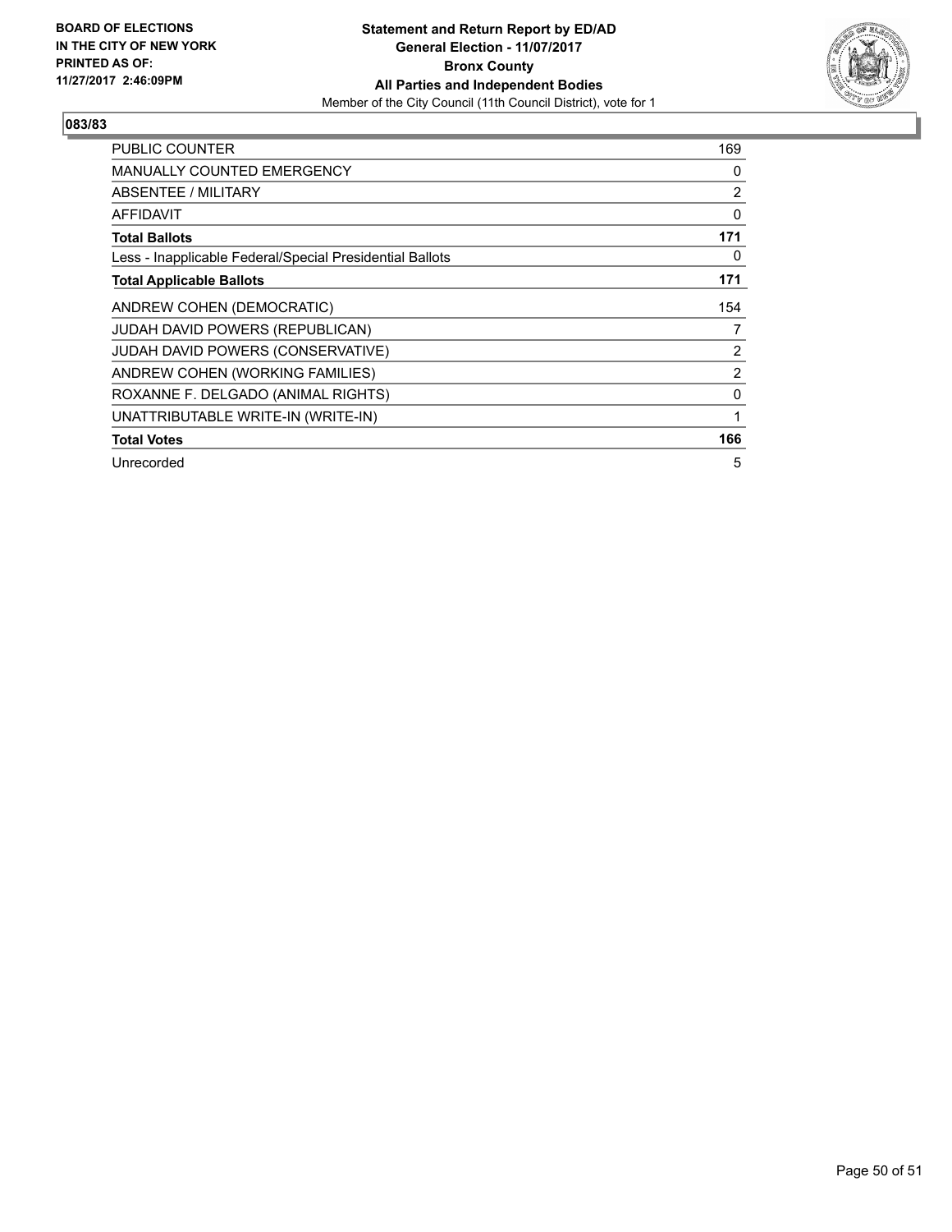**BOARD OF ELECTIONS IN THE CITY OF NEW YORK PRINTED AS OF: 11/27/2017 2:46:09PM**

**Statement and Return Report by ED/AD**
**General Election - 11/07/2017**
**Bronx County**
**All Parties and Independent Bodies**
Member of the City Council (11th Council District), vote for 1

## 083/83

| | |
|---|---|
| PUBLIC COUNTER | 169 |
| MANUALLY COUNTED EMERGENCY | 0 |
| ABSENTEE / MILITARY | 2 |
| AFFIDAVIT | 0 |
| **Total Ballots** | **171** |
| Less - Inapplicable Federal/Special Presidential Ballots | 0 |
| **Total Applicable Ballots** | **171** |
| ANDREW COHEN (DEMOCRATIC) | 154 |
| JUDAH DAVID POWERS (REPUBLICAN) | 7 |
| JUDAH DAVID POWERS (CONSERVATIVE) | 2 |
| ANDREW COHEN (WORKING FAMILIES) | 2 |
| ROXANNE F. DELGADO (ANIMAL RIGHTS) | 0 |
| UNATTRIBUTABLE WRITE-IN (WRITE-IN) | 1 |
| **Total Votes** | **166** |
| Unrecorded | 5 |